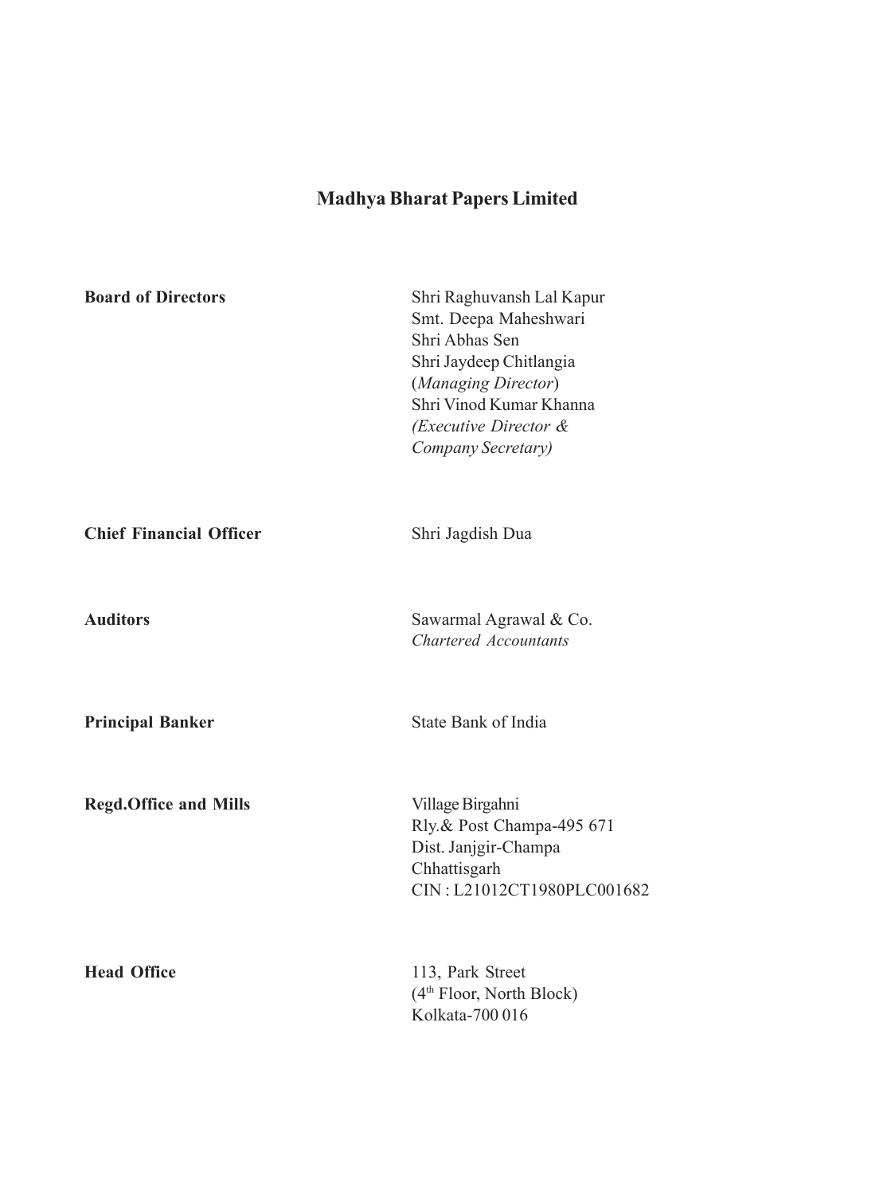# Madhya Bharat Papers Limited

| | |
|---|---|
| **Board of Directors** | Shri Raghuvansh Lal Kapur<br>Smt. Deepa Maheshwari<br>Shri Abhas Sen<br>Shri Jaydeep Chitlangia<br>(*Managing Director*)<br>Shri Vinod Kumar Khanna<br>*(Executive Director & Company Secretary)* |
| **Chief Financial Officer** | Shri Jagdish Dua |
| **Auditors** | Sawarmal Agrawal & Co.<br>*Chartered Accountants* |
| **Principal Banker** | State Bank of India |
| **Regd.Office and Mills** | Village Birgahni<br>Rly.& Post Champa-495 671<br>Dist. Janjgir-Champa<br>Chhattisgarh<br>CIN : L21012CT1980PLC001682 |
| **Head Office** | 113, Park Street<br>(4th Floor, North Block)<br>Kolkata-700 016 |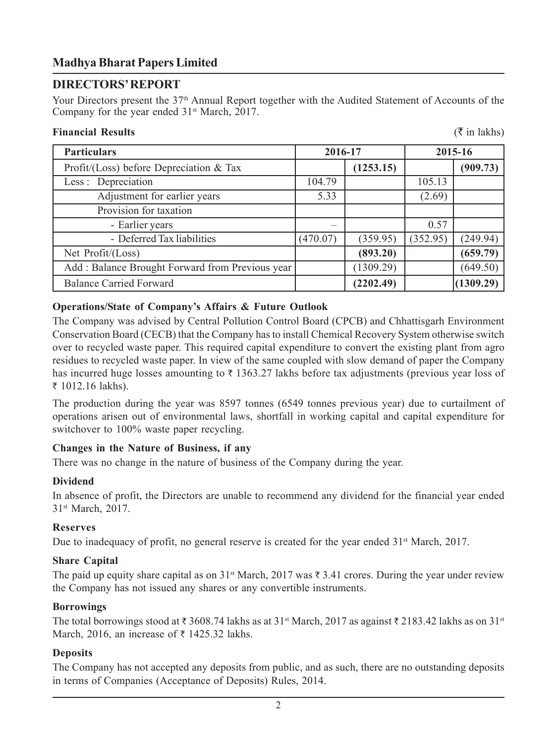## DIRECTORS' REPORT

Your Directors present the 37th Annual Report together with the Audited Statement of Accounts of the Company for the year ended 31st March, 2017.

**Financial Results** (₹ in lakhs)

| Particulars | 2016-17 | | 2015-16 | |
|---|---|---|---|---|
| Profit/(Loss) before Depreciation & Tax | | **(1253.15)** | | **(909.73)** |
| Less : Depreciation | 104.79 | | 105.13 | |
| Adjustment for earlier years | 5.33 | | (2.69) | |
| Provision for taxation | | | | |
| - Earlier years | – | | 0.57 | |
| - Deferred Tax liabilities | (470.07) | (359.95) | (352.95) | (249.94) |
| Net Profit/(Loss) | | **(893.20)** | | **(659.79)** |
| Add : Balance Brought Forward from Previous year | | (1309.29) | | (649.50) |
| Balance Carried Forward | | **(2202.49)** | | **(1309.29)** |

### Operations/State of Company's Affairs & Future Outlook

The Company was advised by Central Pollution Control Board (CPCB) and Chhattisgarh Environment Conservation Board (CECB) that the Company has to install Chemical Recovery System otherwise switch over to recycled waste paper. This required capital expenditure to convert the existing plant from agro residues to recycled waste paper. In view of the same coupled with slow demand of paper the Company has incurred huge losses amounting to ₹ 1363.27 lakhs before tax adjustments (previous year loss of ₹ 1012.16 lakhs).

The production during the year was 8597 tonnes (6549 tonnes previous year) due to curtailment of operations arisen out of environmental laws, shortfall in working capital and capital expenditure for switchover to 100% waste paper recycling.

### Changes in the Nature of Business, if any

There was no change in the nature of business of the Company during the year.

### Dividend

In absence of profit, the Directors are unable to recommend any dividend for the financial year ended 31st March, 2017.

### Reserves

Due to inadequacy of profit, no general reserve is created for the year ended 31st March, 2017.

### Share Capital

The paid up equity share capital as on 31st March, 2017 was ₹ 3.41 crores. During the year under review the Company has not issued any shares or any convertible instruments.

### Borrowings

The total borrowings stood at ₹ 3608.74 lakhs as at 31st March, 2017 as against ₹ 2183.42 lakhs as on 31st March, 2016, an increase of ₹ 1425.32 lakhs.

### Deposits

The Company has not accepted any deposits from public, and as such, there are no outstanding deposits in terms of Companies (Acceptance of Deposits) Rules, 2014.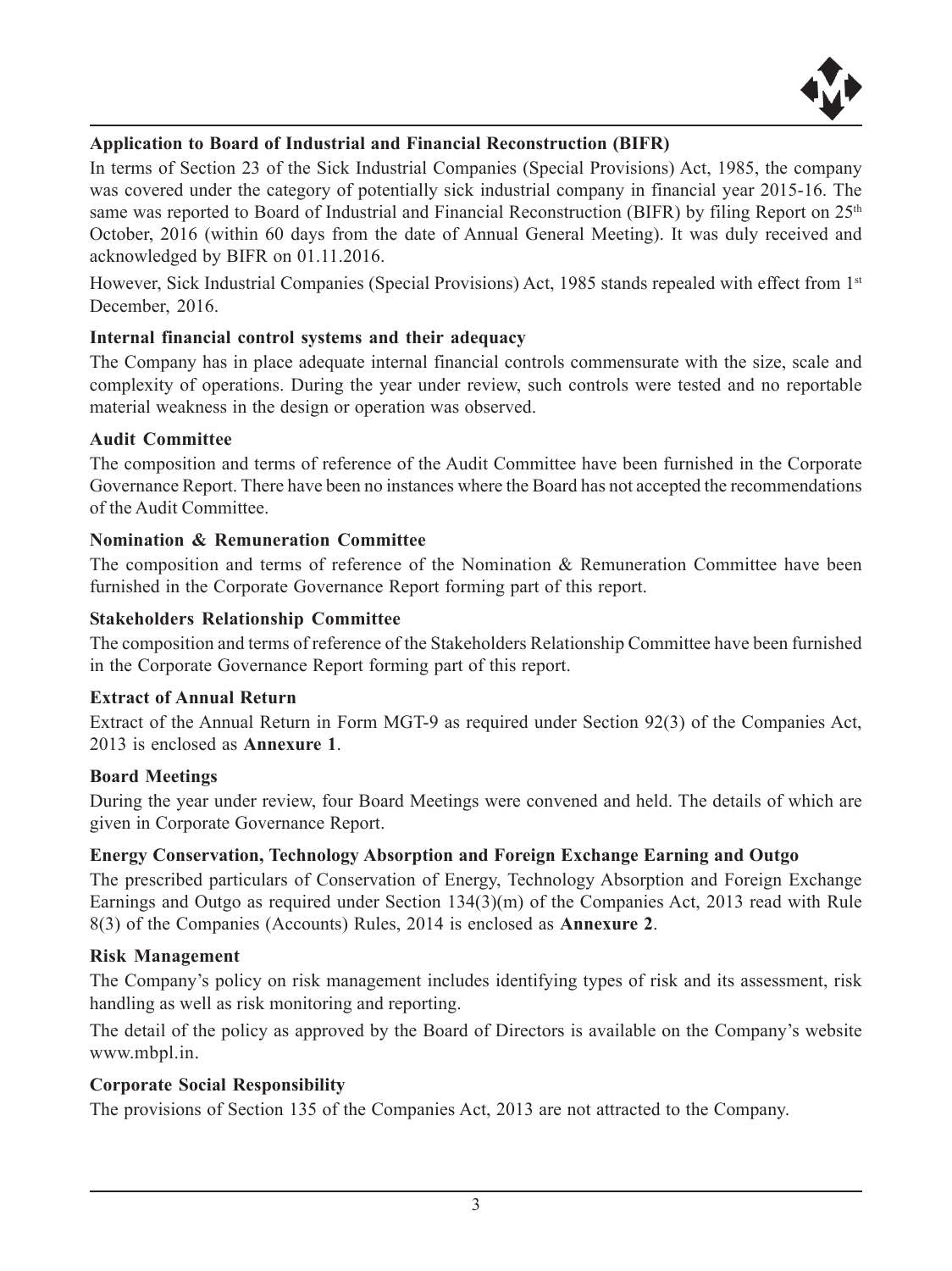**Application to Board of Industrial and Financial Reconstruction (BIFR)**

In terms of Section 23 of the Sick Industrial Companies (Special Provisions) Act, 1985, the company was covered under the category of potentially sick industrial company in financial year 2015-16. The same was reported to Board of Industrial and Financial Reconstruction (BIFR) by filing Report on 25th October, 2016 (within 60 days from the date of Annual General Meeting). It was duly received and acknowledged by BIFR on 01.11.2016.

However, Sick Industrial Companies (Special Provisions) Act, 1985 stands repealed with effect from 1st December, 2016.

**Internal financial control systems and their adequacy**

The Company has in place adequate internal financial controls commensurate with the size, scale and complexity of operations. During the year under review, such controls were tested and no reportable material weakness in the design or operation was observed.

**Audit Committee**

The composition and terms of reference of the Audit Committee have been furnished in the Corporate Governance Report. There have been no instances where the Board has not accepted the recommendations of the Audit Committee.

**Nomination & Remuneration Committee**

The composition and terms of reference of the Nomination & Remuneration Committee have been furnished in the Corporate Governance Report forming part of this report.

**Stakeholders Relationship Committee**

The composition and terms of reference of the Stakeholders Relationship Committee have been furnished in the Corporate Governance Report forming part of this report.

**Extract of Annual Return**

Extract of the Annual Return in Form MGT-9 as required under Section 92(3) of the Companies Act, 2013 is enclosed as **Annexure 1**.

**Board Meetings**

During the year under review, four Board Meetings were convened and held. The details of which are given in Corporate Governance Report.

**Energy Conservation, Technology Absorption and Foreign Exchange Earning and Outgo**

The prescribed particulars of Conservation of Energy, Technology Absorption and Foreign Exchange Earnings and Outgo as required under Section 134(3)(m) of the Companies Act, 2013 read with Rule 8(3) of the Companies (Accounts) Rules, 2014 is enclosed as **Annexure 2**.

**Risk Management**

The Company's policy on risk management includes identifying types of risk and its assessment, risk handling as well as risk monitoring and reporting.

The detail of the policy as approved by the Board of Directors is available on the Company's website www.mbpl.in.

**Corporate Social Responsibility**

The provisions of Section 135 of the Companies Act, 2013 are not attracted to the Company.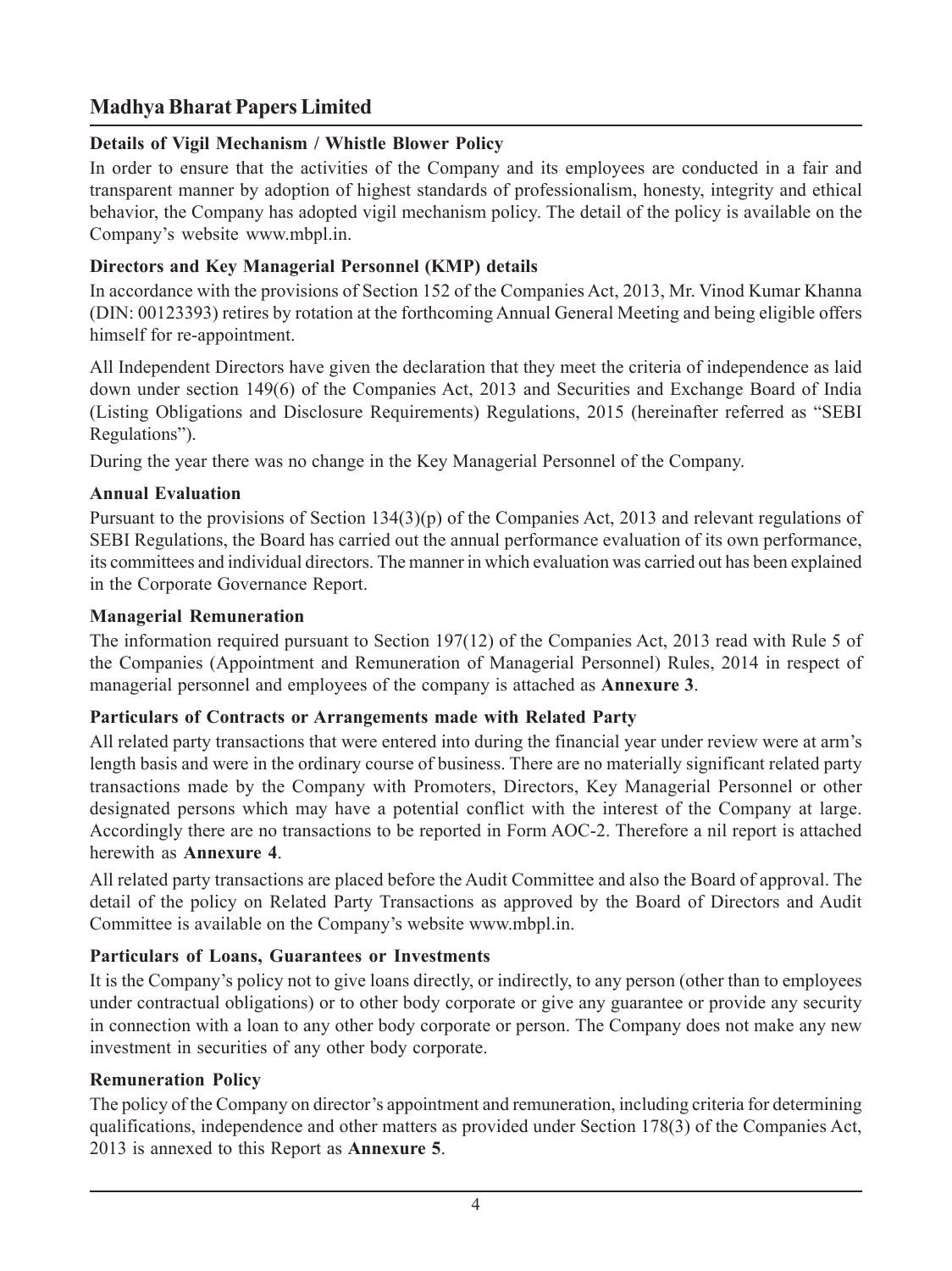**Details of Vigil Mechanism / Whistle Blower Policy**

In order to ensure that the activities of the Company and its employees are conducted in a fair and transparent manner by adoption of highest standards of professionalism, honesty, integrity and ethical behavior, the Company has adopted vigil mechanism policy. The detail of the policy is available on the Company's website www.mbpl.in.

**Directors and Key Managerial Personnel (KMP) details**

In accordance with the provisions of Section 152 of the Companies Act, 2013, Mr. Vinod Kumar Khanna (DIN: 00123393) retires by rotation at the forthcoming Annual General Meeting and being eligible offers himself for re-appointment.

All Independent Directors have given the declaration that they meet the criteria of independence as laid down under section 149(6) of the Companies Act, 2013 and Securities and Exchange Board of India (Listing Obligations and Disclosure Requirements) Regulations, 2015 (hereinafter referred as "SEBI Regulations").

During the year there was no change in the Key Managerial Personnel of the Company.

**Annual Evaluation**

Pursuant to the provisions of Section 134(3)(p) of the Companies Act, 2013 and relevant regulations of SEBI Regulations, the Board has carried out the annual performance evaluation of its own performance, its committees and individual directors. The manner in which evaluation was carried out has been explained in the Corporate Governance Report.

**Managerial Remuneration**

The information required pursuant to Section 197(12) of the Companies Act, 2013 read with Rule 5 of the Companies (Appointment and Remuneration of Managerial Personnel) Rules, 2014 in respect of managerial personnel and employees of the company is attached as **Annexure 3**.

**Particulars of Contracts or Arrangements made with Related Party**

All related party transactions that were entered into during the financial year under review were at arm's length basis and were in the ordinary course of business. There are no materially significant related party transactions made by the Company with Promoters, Directors, Key Managerial Personnel or other designated persons which may have a potential conflict with the interest of the Company at large. Accordingly there are no transactions to be reported in Form AOC-2. Therefore a nil report is attached herewith as **Annexure 4**.

All related party transactions are placed before the Audit Committee and also the Board of approval. The detail of the policy on Related Party Transactions as approved by the Board of Directors and Audit Committee is available on the Company's website www.mbpl.in.

**Particulars of Loans, Guarantees or Investments**

It is the Company's policy not to give loans directly, or indirectly, to any person (other than to employees under contractual obligations) or to other body corporate or give any guarantee or provide any security in connection with a loan to any other body corporate or person. The Company does not make any new investment in securities of any other body corporate.

**Remuneration Policy**

The policy of the Company on director's appointment and remuneration, including criteria for determining qualifications, independence and other matters as provided under Section 178(3) of the Companies Act, 2013 is annexed to this Report as **Annexure 5**.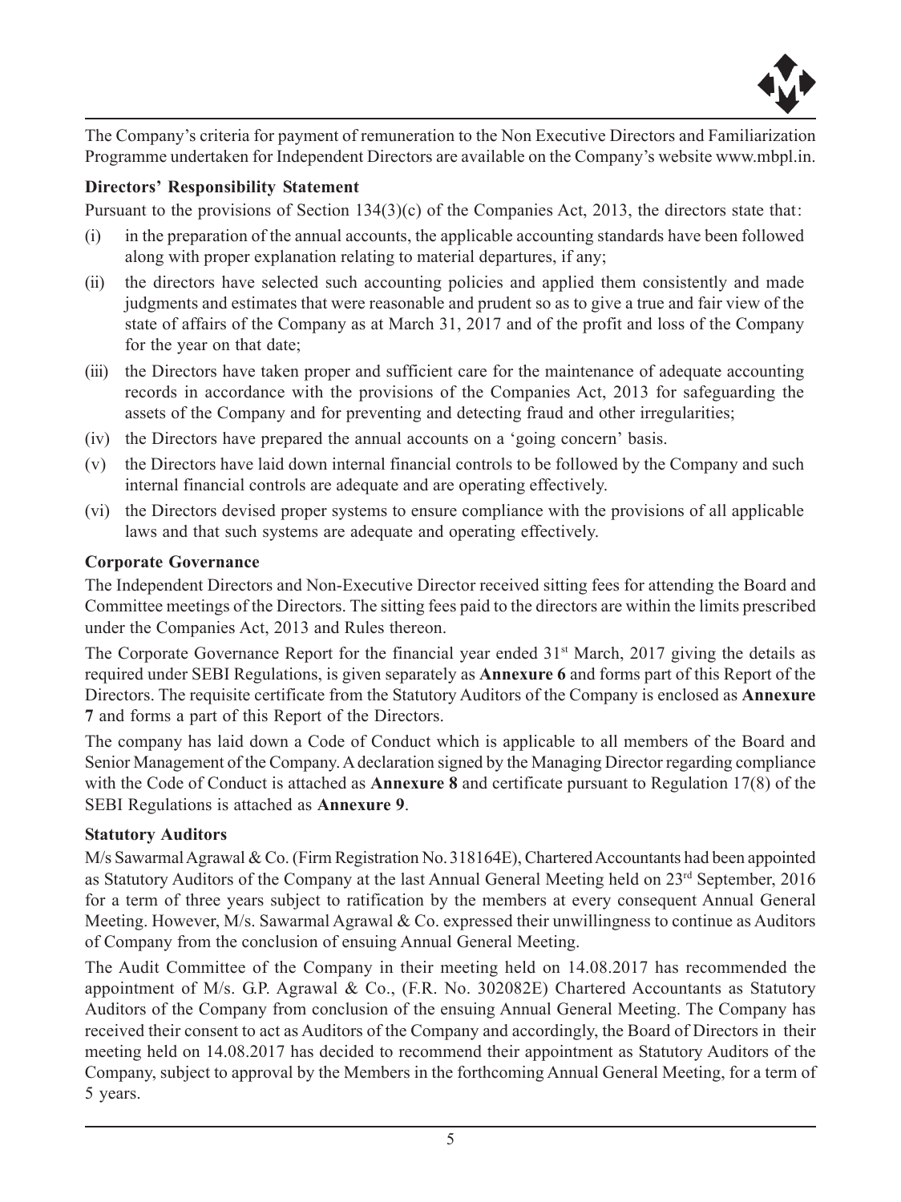The Company's criteria for payment of remuneration to the Non Executive Directors and Familiarization Programme undertaken for Independent Directors are available on the Company's website www.mbpl.in.

**Directors' Responsibility Statement**

Pursuant to the provisions of Section 134(3)(c) of the Companies Act, 2013, the directors state that:

(i) in the preparation of the annual accounts, the applicable accounting standards have been followed along with proper explanation relating to material departures, if any;

(ii) the directors have selected such accounting policies and applied them consistently and made judgments and estimates that were reasonable and prudent so as to give a true and fair view of the state of affairs of the Company as at March 31, 2017 and of the profit and loss of the Company for the year on that date;

(iii) the Directors have taken proper and sufficient care for the maintenance of adequate accounting records in accordance with the provisions of the Companies Act, 2013 for safeguarding the assets of the Company and for preventing and detecting fraud and other irregularities;

(iv) the Directors have prepared the annual accounts on a 'going concern' basis.

(v) the Directors have laid down internal financial controls to be followed by the Company and such internal financial controls are adequate and are operating effectively.

(vi) the Directors devised proper systems to ensure compliance with the provisions of all applicable laws and that such systems are adequate and operating effectively.

**Corporate Governance**

The Independent Directors and Non-Executive Director received sitting fees for attending the Board and Committee meetings of the Directors. The sitting fees paid to the directors are within the limits prescribed under the Companies Act, 2013 and Rules thereon.

The Corporate Governance Report for the financial year ended 31st March, 2017 giving the details as required under SEBI Regulations, is given separately as **Annexure 6** and forms part of this Report of the Directors. The requisite certificate from the Statutory Auditors of the Company is enclosed as **Annexure 7** and forms a part of this Report of the Directors.

The company has laid down a Code of Conduct which is applicable to all members of the Board and Senior Management of the Company. A declaration signed by the Managing Director regarding compliance with the Code of Conduct is attached as **Annexure 8** and certificate pursuant to Regulation 17(8) of the SEBI Regulations is attached as **Annexure 9**.

**Statutory Auditors**

M/s Sawarmal Agrawal & Co. (Firm Registration No. 318164E), Chartered Accountants had been appointed as Statutory Auditors of the Company at the last Annual General Meeting held on 23rd September, 2016 for a term of three years subject to ratification by the members at every consequent Annual General Meeting. However, M/s. Sawarmal Agrawal & Co. expressed their unwillingness to continue as Auditors of Company from the conclusion of ensuing Annual General Meeting.

The Audit Committee of the Company in their meeting held on 14.08.2017 has recommended the appointment of M/s. G.P. Agrawal & Co., (F.R. No. 302082E) Chartered Accountants as Statutory Auditors of the Company from conclusion of the ensuing Annual General Meeting. The Company has received their consent to act as Auditors of the Company and accordingly, the Board of Directors in their meeting held on 14.08.2017 has decided to recommend their appointment as Statutory Auditors of the Company, subject to approval by the Members in the forthcoming Annual General Meeting, for a term of 5 years.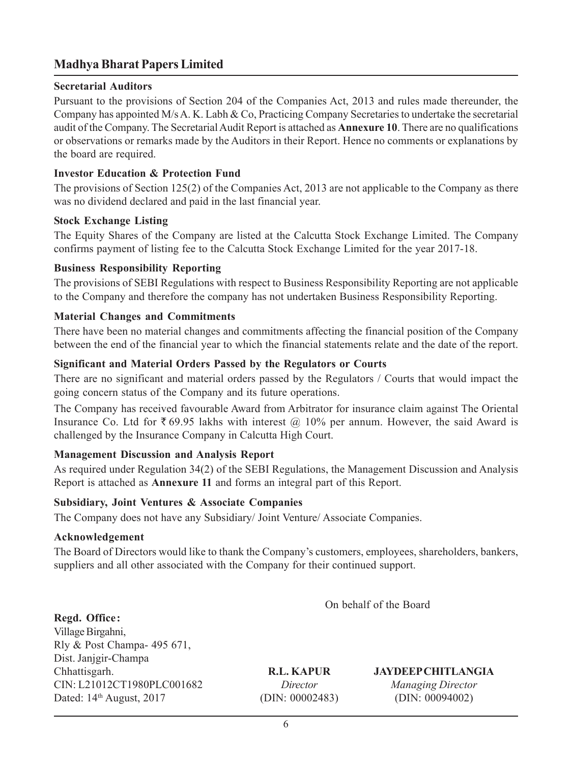**Secretarial Auditors**

Pursuant to the provisions of Section 204 of the Companies Act, 2013 and rules made thereunder, the Company has appointed M/s A. K. Labh & Co, Practicing Company Secretaries to undertake the secretarial audit of the Company. The Secretarial Audit Report is attached as **Annexure 10**. There are no qualifications or observations or remarks made by the Auditors in their Report. Hence no comments or explanations by the board are required.

**Investor Education & Protection Fund**

The provisions of Section 125(2) of the Companies Act, 2013 are not applicable to the Company as there was no dividend declared and paid in the last financial year.

**Stock Exchange Listing**

The Equity Shares of the Company are listed at the Calcutta Stock Exchange Limited. The Company confirms payment of listing fee to the Calcutta Stock Exchange Limited for the year 2017-18.

**Business Responsibility Reporting**

The provisions of SEBI Regulations with respect to Business Responsibility Reporting are not applicable to the Company and therefore the company has not undertaken Business Responsibility Reporting.

**Material Changes and Commitments**

There have been no material changes and commitments affecting the financial position of the Company between the end of the financial year to which the financial statements relate and the date of the report.

**Significant and Material Orders Passed by the Regulators or Courts**

There are no significant and material orders passed by the Regulators / Courts that would impact the going concern status of the Company and its future operations.

The Company has received favourable Award from Arbitrator for insurance claim against The Oriental Insurance Co. Ltd for ₹ 69.95 lakhs with interest @ 10% per annum. However, the said Award is challenged by the Insurance Company in Calcutta High Court.

**Management Discussion and Analysis Report**

As required under Regulation 34(2) of the SEBI Regulations, the Management Discussion and Analysis Report is attached as **Annexure 11** and forms an integral part of this Report.

**Subsidiary, Joint Ventures & Associate Companies**

The Company does not have any Subsidiary/ Joint Venture/ Associate Companies.

**Acknowledgement**

The Board of Directors would like to thank the Company's customers, employees, shareholders, bankers, suppliers and all other associated with the Company for their continued support.

On behalf of the Board

**Regd. Office:**
Village Birgahni,
Rly & Post Champa- 495 671,
Dist. Janjgir-Champa
Chhattisgarh.
CIN: L21012CT1980PLC001682
Dated: 14th August, 2017

**R.L. KAPUR**
*Director*
(DIN: 00002483)

**JAYDEEP CHITLANGIA**
*Managing Director*
(DIN: 00094002)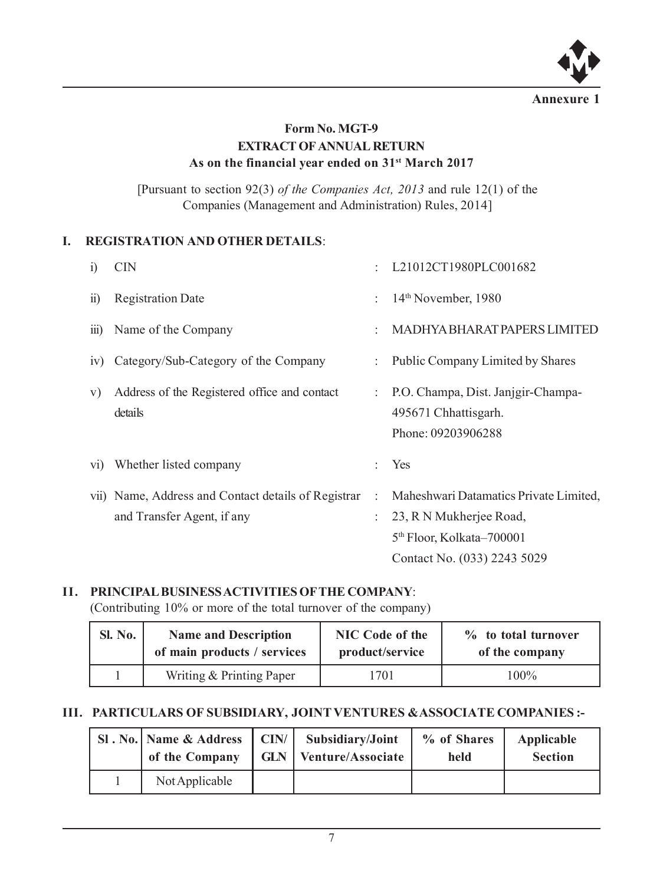Annexure 1

## Form No. MGT-9
## EXTRACT OF ANNUAL RETURN
## As on the financial year ended on 31st March 2017

[Pursuant to section 92(3) *of the Companies Act, 2013* and rule 12(1) of the Companies (Management and Administration) Rules, 2014]

### I. REGISTRATION AND OTHER DETAILS:

| | | | |
|---|---|---|---|
| i) | CIN | : | L21012CT1980PLC001682 |
| ii) | Registration Date | : | 14th November, 1980 |
| iii) | Name of the Company | : | MADHYA BHARAT PAPERS LIMITED |
| iv) | Category/Sub-Category of the Company | : | Public Company Limited by Shares |
| v) | Address of the Registered office and contact details | : | P.O. Champa, Dist. Janjgir-Champa-495671 Chhattisgarh. Phone: 09203906288 |
| vi) | Whether listed company | : | Yes |
| vii) | Name, Address and Contact details of Registrar and Transfer Agent, if any | : | Maheshwari Datamatics Private Limited, 23, R N Mukherjee Road, 5th Floor, Kolkata–700001 Contact No. (033) 2243 5029 |

### II. PRINCIPAL BUSINESS ACTIVITIES OF THE COMPANY:

(Contributing 10% or more of the total turnover of the company)

| Sl. No. | Name and Description of main products / services | NIC Code of the product/service | % to total turnover of the company |
|---|---|---|---|
| 1 | Writing & Printing Paper | 1701 | 100% |

### III. PARTICULARS OF SUBSIDIARY, JOINT VENTURES & ASSOCIATE COMPANIES :-

| Sl . No. | Name & Address of the Company | CIN/ GLN | Subsidiary/Joint Venture/Associate | % of Shares held | Applicable Section |
|---|---|---|---|---|---|
| 1 | Not Applicable | | | | |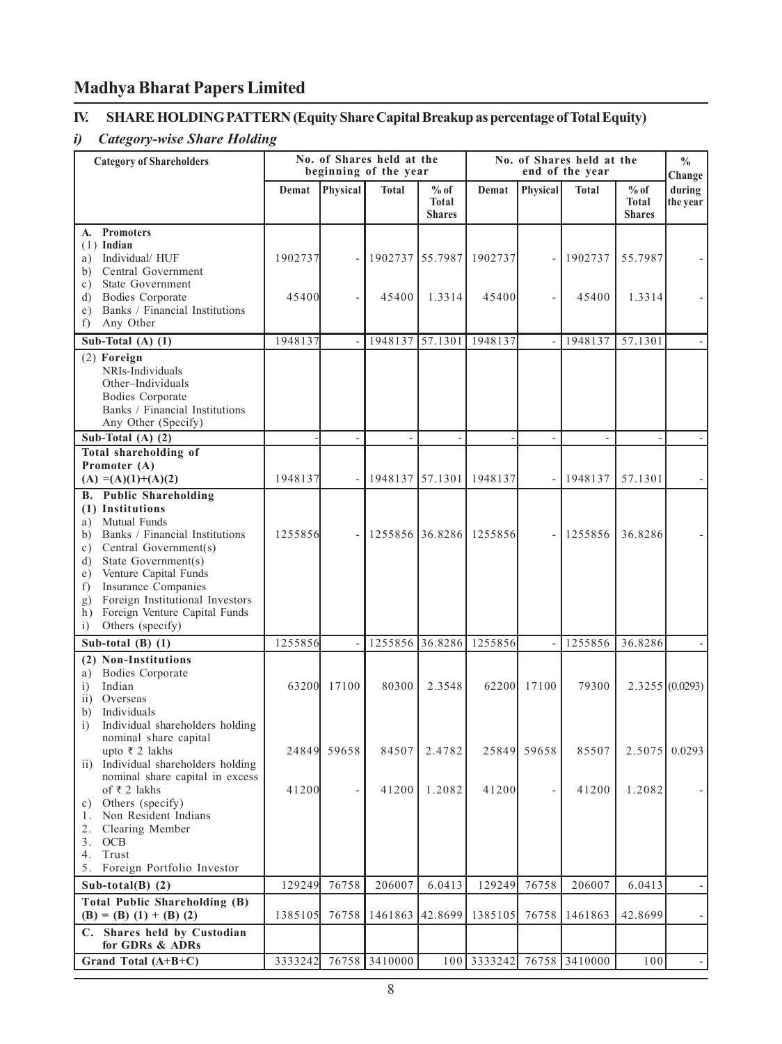## IV. SHARE HOLDING PATTERN (Equity Share Capital Breakup as percentage of Total Equity)

### *i) Category-wise Share Holding*

| Category of Shareholders | No. of Shares held at the beginning of the year | | | | No. of Shares held at the end of the year | | | | % Change during the year |
|---|---|---|---|---|---|---|---|---|---|
| | Demat | Physical | Total | % of Total Shares | Demat | Physical | Total | % of Total Shares | |
| **A. Promoters** | | | | | | | | | |
| (1) **Indian** | | | | | | | | | |
| a) Individual/ HUF | 1902737 | - | 1902737 | 55.7987 | 1902737 | - | 1902737 | 55.7987 | - |
| b) Central Government | | | | | | | | | |
| c) State Government | | | | | | | | | |
| d) Bodies Corporate | 45400 | - | 45400 | 1.3314 | 45400 | - | 45400 | 1.3314 | - |
| e) Banks / Financial Institutions | | | | | | | | | |
| f) Any Other | | | | | | | | | |
| **Sub-Total (A) (1)** | 1948137 | - | 1948137 | 57.1301 | 1948137 | - | 1948137 | 57.1301 | - |
| (2) **Foreign** | | | | | | | | | |
| NRIs-Individuals | | | | | | | | | |
| Other–Individuals | | | | | | | | | |
| Bodies Corporate | | | | | | | | | |
| Banks / Financial Institutions | | | | | | | | | |
| Any Other (Specify) | | | | | | | | | |
| **Sub-Total (A) (2)** | - | - | - | - | - | - | - | - | - |
| **Total shareholding of Promoter (A) (A) =(A)(1)+(A)(2)** | 1948137 | - | 1948137 | 57.1301 | 1948137 | - | 1948137 | 57.1301 | - |
| **B. Public Shareholding** | | | | | | | | | |
| **(1) Institutions** | | | | | | | | | |
| a) Mutual Funds | | | | | | | | | |
| b) Banks / Financial Institutions | 1255856 | - | 1255856 | 36.8286 | 1255856 | - | 1255856 | 36.8286 | - |
| c) Central Government(s) | | | | | | | | | |
| d) State Government(s) | | | | | | | | | |
| e) Venture Capital Funds | | | | | | | | | |
| f) Insurance Companies | | | | | | | | | |
| g) Foreign Institutional Investors | | | | | | | | | |
| h) Foreign Venture Capital Funds | | | | | | | | | |
| i) Others (specify) | | | | | | | | | |
| **Sub-total (B) (1)** | 1255856 | - | 1255856 | 36.8286 | 1255856 | - | 1255856 | 36.8286 | - |
| **(2) Non-Institutions** | | | | | | | | | |
| a) Bodies Corporate | | | | | | | | | |
| i) Indian | 63200 | 17100 | 80300 | 2.3548 | 62200 | 17100 | 79300 | 2.3255 | (0.0293) |
| ii) Overseas | | | | | | | | | |
| b) Individuals | | | | | | | | | |
| i) Individual shareholders holding nominal share capital upto ₹ 2 lakhs | 24849 | 59658 | 84507 | 2.4782 | 25849 | 59658 | 85507 | 2.5075 | 0.0293 |
| ii) Individual shareholders holding nominal share capital in excess of ₹ 2 lakhs | 41200 | - | 41200 | 1.2082 | 41200 | - | 41200 | 1.2082 | - |
| c) Others (specify) | | | | | | | | | |
| 1. Non Resident Indians | | | | | | | | | |
| 2. Clearing Member | | | | | | | | | |
| 3. OCB | | | | | | | | | |
| 4. Trust | | | | | | | | | |
| 5. Foreign Portfolio Investor | | | | | | | | | |
| **Sub-total(B) (2)** | 129249 | 76758 | 206007 | 6.0413 | 129249 | 76758 | 206007 | 6.0413 | - |
| **Total Public Shareholding (B) (B) = (B) (1) + (B) (2)** | 1385105 | 76758 | 1461863 | 42.8699 | 1385105 | 76758 | 1461863 | 42.8699 | - |
| **C. Shares held by Custodian for GDRs & ADRs** | | | | | | | | | |
| **Grand Total (A+B+C)** | 3333242 | 76758 | 3410000 | 100 | 3333242 | 76758 | 3410000 | 100 | - |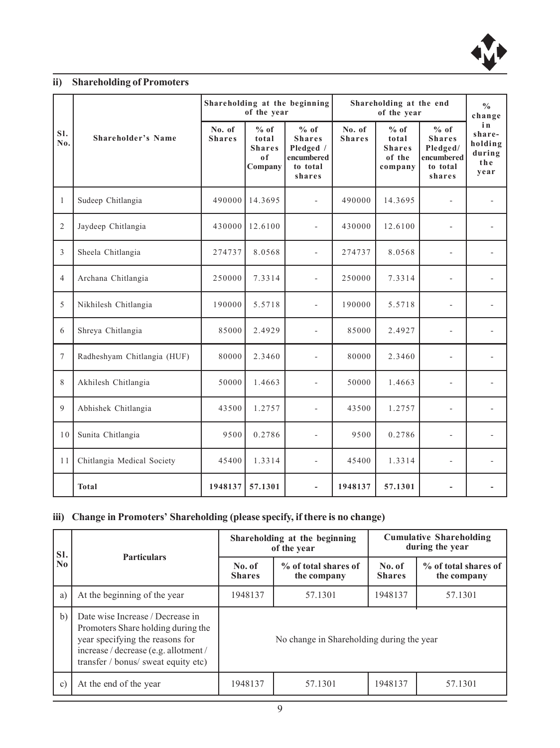## ii) Shareholding of Promoters

| Sl. No. | Shareholder's Name | Shareholding at the beginning of the year | | | Shareholding at the end of the year | | | % change in share-holding during the year |
|---|---|---|---|---|---|---|---|---|
| | | No. of Shares | % of total Shares of Company | % of Shares Pledged / encumbered to total shares | No. of Shares | % of total Shares of the company | % of Shares Pledged/ encumbered to total shares | |
| 1 | Sudeep Chitlangia | 490000 | 14.3695 | - | 490000 | 14.3695 | - | - |
| 2 | Jaydeep Chitlangia | 430000 | 12.6100 | - | 430000 | 12.6100 | - | - |
| 3 | Sheela Chitlangia | 274737 | 8.0568 | - | 274737 | 8.0568 | - | - |
| 4 | Archana Chitlangia | 250000 | 7.3314 | - | 250000 | 7.3314 | - | - |
| 5 | Nikhilesh Chitlangia | 190000 | 5.5718 | - | 190000 | 5.5718 | - | - |
| 6 | Shreya Chitlangia | 85000 | 2.4929 | - | 85000 | 2.4927 | - | - |
| 7 | Radheshyam Chitlangia (HUF) | 80000 | 2.3460 | - | 80000 | 2.3460 | - | - |
| 8 | Akhilesh Chitlangia | 50000 | 1.4663 | - | 50000 | 1.4663 | - | - |
| 9 | Abhishek Chitlangia | 43500 | 1.2757 | - | 43500 | 1.2757 | - | - |
| 10 | Sunita Chitlangia | 9500 | 0.2786 | - | 9500 | 0.2786 | - | - |
| 11 | Chitlangia Medical Society | 45400 | 1.3314 | - | 45400 | 1.3314 | - | - |
| | **Total** | **1948137** | **57.1301** | **-** | **1948137** | **57.1301** | **-** | **-** |

## iii) Change in Promoters' Shareholding (please specify, if there is no change)

| Sl. No | Particulars | Shareholding at the beginning of the year | | Cumulative Shareholding during the year | |
|---|---|---|---|---|---|
| | | No. of Shares | % of total shares of the company | No. of Shares | % of total shares of the company |
| a) | At the beginning of the year | 1948137 | 57.1301 | 1948137 | 57.1301 |
| b) | Date wise Increase / Decrease in Promoters Share holding during the year specifying the reasons for increase / decrease (e.g. allotment / transfer / bonus/ sweat equity etc) | No change in Shareholding during the year | | | |
| c) | At the end of the year | 1948137 | 57.1301 | 1948137 | 57.1301 |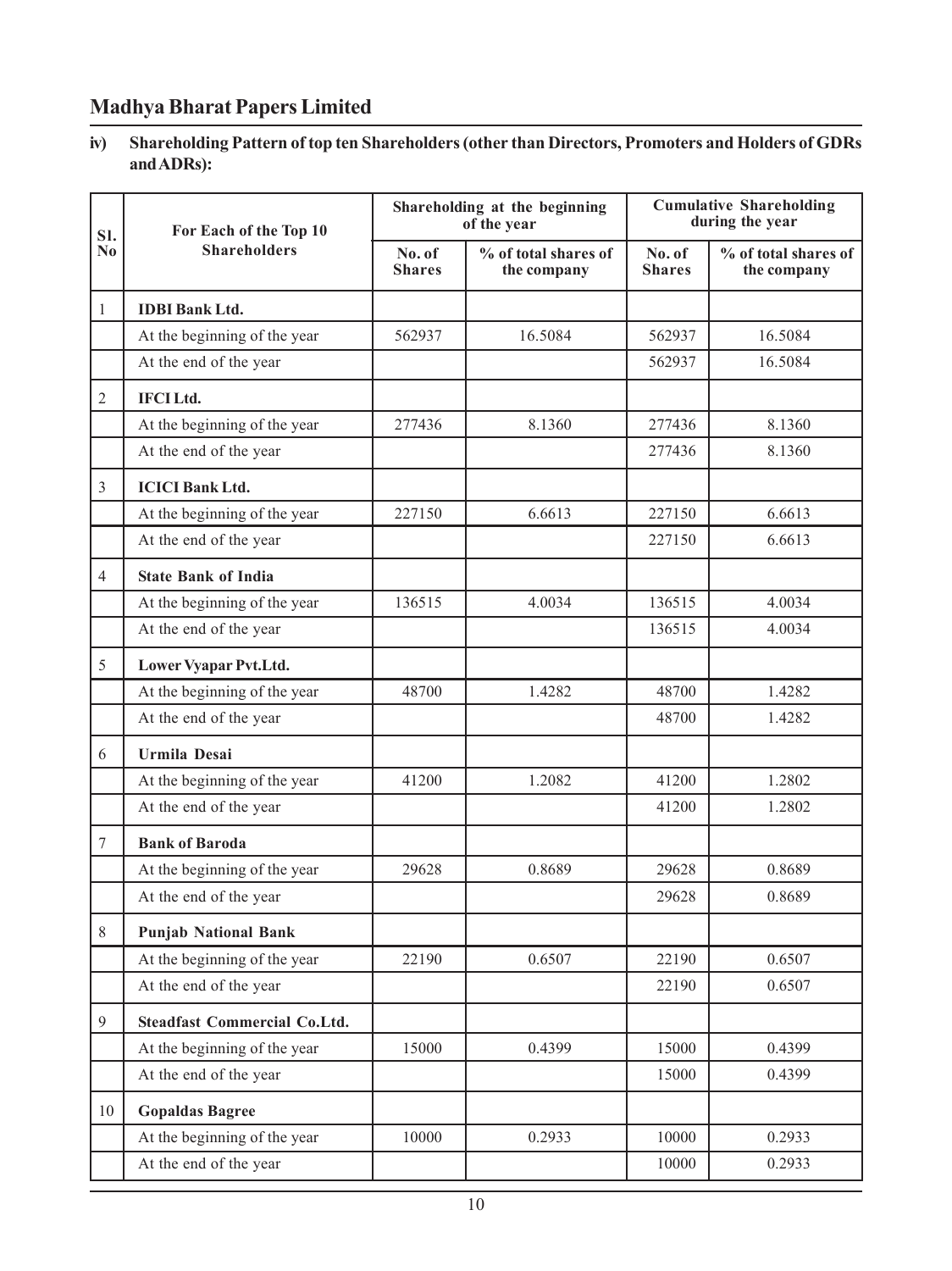**iv) Shareholding Pattern of top ten Shareholders (other than Directors, Promoters and Holders of GDRs and ADRs):**

| Sl. No | For Each of the Top 10 Shareholders | Shareholding at the beginning of the year | | Cumulative Shareholding during the year | |
|---|---|---|---|---|---|
| | | No. of Shares | % of total shares of the company | No. of Shares | % of total shares of the company |
| 1 | **IDBI Bank Ltd.** | | | | |
| | At the beginning of the year | 562937 | 16.5084 | 562937 | 16.5084 |
| | At the end of the year | | | 562937 | 16.5084 |
| 2 | **IFCI Ltd.** | | | | |
| | At the beginning of the year | 277436 | 8.1360 | 277436 | 8.1360 |
| | At the end of the year | | | 277436 | 8.1360 |
| 3 | **ICICI Bank Ltd.** | | | | |
| | At the beginning of the year | 227150 | 6.6613 | 227150 | 6.6613 |
| | At the end of the year | | | 227150 | 6.6613 |
| 4 | **State Bank of India** | | | | |
| | At the beginning of the year | 136515 | 4.0034 | 136515 | 4.0034 |
| | At the end of the year | | | 136515 | 4.0034 |
| 5 | **Lower Vyapar Pvt.Ltd.** | | | | |
| | At the beginning of the year | 48700 | 1.4282 | 48700 | 1.4282 |
| | At the end of the year | | | 48700 | 1.4282 |
| 6 | **Urmila Desai** | | | | |
| | At the beginning of the year | 41200 | 1.2082 | 41200 | 1.2802 |
| | At the end of the year | | | 41200 | 1.2802 |
| 7 | **Bank of Baroda** | | | | |
| | At the beginning of the year | 29628 | 0.8689 | 29628 | 0.8689 |
| | At the end of the year | | | 29628 | 0.8689 |
| 8 | **Punjab National Bank** | | | | |
| | At the beginning of the year | 22190 | 0.6507 | 22190 | 0.6507 |
| | At the end of the year | | | 22190 | 0.6507 |
| 9 | **Steadfast Commercial Co.Ltd.** | | | | |
| | At the beginning of the year | 15000 | 0.4399 | 15000 | 0.4399 |
| | At the end of the year | | | 15000 | 0.4399 |
| 10 | **Gopaldas Bagree** | | | | |
| | At the beginning of the year | 10000 | 0.2933 | 10000 | 0.2933 |
| | At the end of the year | | | 10000 | 0.2933 |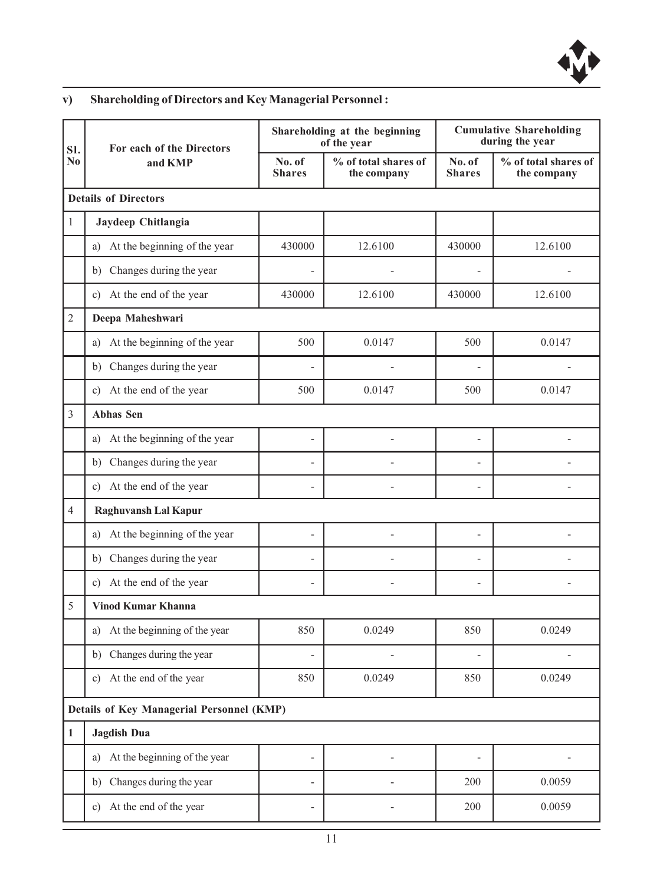## v) Shareholding of Directors and Key Managerial Personnel :

| Sl. No | For each of the Directors and KMP | Shareholding at the beginning of the year | | Cumulative Shareholding during the year | |
|---|---|---|---|---|---|
| | | No. of Shares | % of total shares of the company | No. of Shares | % of total shares of the company |
| **Details of Directors** | | | | | |
| 1 | **Jaydeep Chitlangia** | | | | |
| | a) At the beginning of the year | 430000 | 12.6100 | 430000 | 12.6100 |
| | b) Changes during the year | - | - | - | - |
| | c) At the end of the year | 430000 | 12.6100 | 430000 | 12.6100 |
| 2 | **Deepa Maheshwari** | | | | |
| | a) At the beginning of the year | 500 | 0.0147 | 500 | 0.0147 |
| | b) Changes during the year | - | - | - | - |
| | c) At the end of the year | 500 | 0.0147 | 500 | 0.0147 |
| 3 | **Abhas Sen** | | | | |
| | a) At the beginning of the year | - | - | - | - |
| | b) Changes during the year | - | - | - | - |
| | c) At the end of the year | - | - | - | - |
| 4 | **Raghuvansh Lal Kapur** | | | | |
| | a) At the beginning of the year | - | - | - | - |
| | b) Changes during the year | - | - | - | - |
| | c) At the end of the year | - | - | - | - |
| 5 | **Vinod Kumar Khanna** | | | | |
| | a) At the beginning of the year | 850 | 0.0249 | 850 | 0.0249 |
| | b) Changes during the year | - | - | - | - |
| | c) At the end of the year | 850 | 0.0249 | 850 | 0.0249 |
| **Details of Key Managerial Personnel (KMP)** | | | | | |
| **1** | **Jagdish Dua** | | | | |
| | a) At the beginning of the year | - | - | - | - |
| | b) Changes during the year | - | - | 200 | 0.0059 |
| | c) At the end of the year | - | - | 200 | 0.0059 |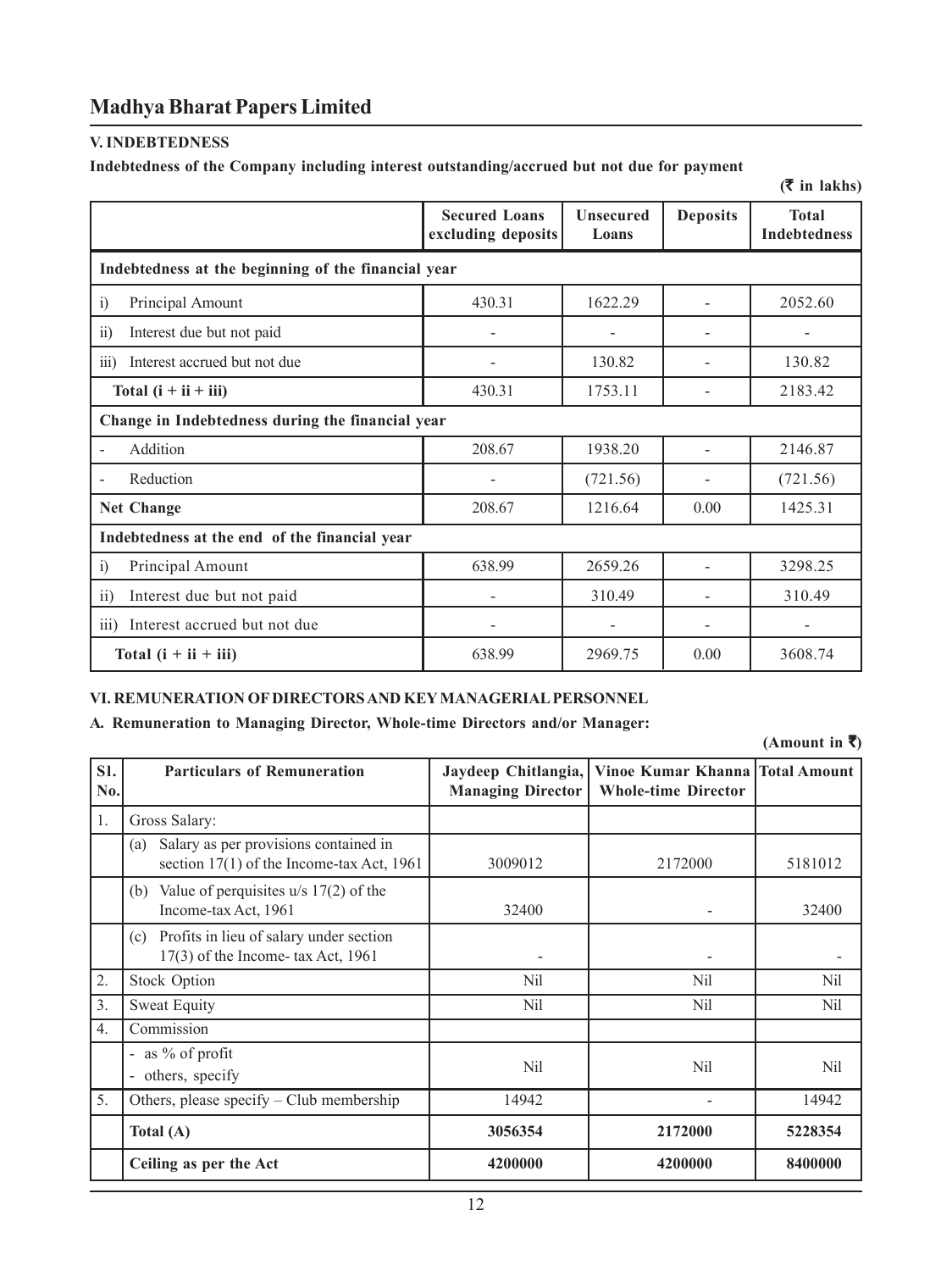## Madhya Bharat Papers Limited

### V. INDEBTEDNESS

**Indebtedness of the Company including interest outstanding/accrued but not due for payment**

**(₹ in lakhs)**

| | Secured Loans excluding deposits | Unsecured Loans | Deposits | Total Indebtedness |
|---|---|---|---|---|
| **Indebtedness at the beginning of the financial year** | | | | |
| i) Principal Amount | 430.31 | 1622.29 | - | 2052.60 |
| ii) Interest due but not paid | - | - | - | - |
| iii) Interest accrued but not due | - | 130.82 | - | 130.82 |
| **Total (i + ii + iii)** | 430.31 | 1753.11 | - | 2183.42 |
| **Change in Indebtedness during the financial year** | | | | |
| - Addition | 208.67 | 1938.20 | - | 2146.87 |
| - Reduction | - | (721.56) | - | (721.56) |
| **Net Change** | 208.67 | 1216.64 | 0.00 | 1425.31 |
| **Indebtedness at the end of the financial year** | | | | |
| i) Principal Amount | 638.99 | 2659.26 | - | 3298.25 |
| ii) Interest due but not paid | - | 310.49 | - | 310.49 |
| iii) Interest accrued but not due | - | - | - | - |
| **Total (i + ii + iii)** | 638.99 | 2969.75 | 0.00 | 3608.74 |

### VI. REMUNERATION OF DIRECTORS AND KEY MANAGERIAL PERSONNEL

**A. Remuneration to Managing Director, Whole-time Directors and/or Manager:**

**(Amount in ₹)**

| Sl. No. | Particulars of Remuneration | Jaydeep Chitlangia, Managing Director | Vinoe Kumar Khanna Whole-time Director | Total Amount |
|---|---|---|---|---|
| 1. | Gross Salary: | | | |
| | (a) Salary as per provisions contained in section 17(1) of the Income-tax Act, 1961 | 3009012 | 2172000 | 5181012 |
| | (b) Value of perquisites u/s 17(2) of the Income-tax Act, 1961 | 32400 | - | 32400 |
| | (c) Profits in lieu of salary under section 17(3) of the Income- tax Act, 1961 | - | - | - |
| 2. | Stock Option | Nil | Nil | Nil |
| 3. | Sweat Equity | Nil | Nil | Nil |
| 4. | Commission | | | |
| | - as % of profit<br>- others, specify | Nil | Nil | Nil |
| 5. | Others, please specify – Club membership | 14942 | - | 14942 |
| | **Total (A)** | **3056354** | **2172000** | **5228354** |
| | **Ceiling as per the Act** | **4200000** | **4200000** | **8400000** |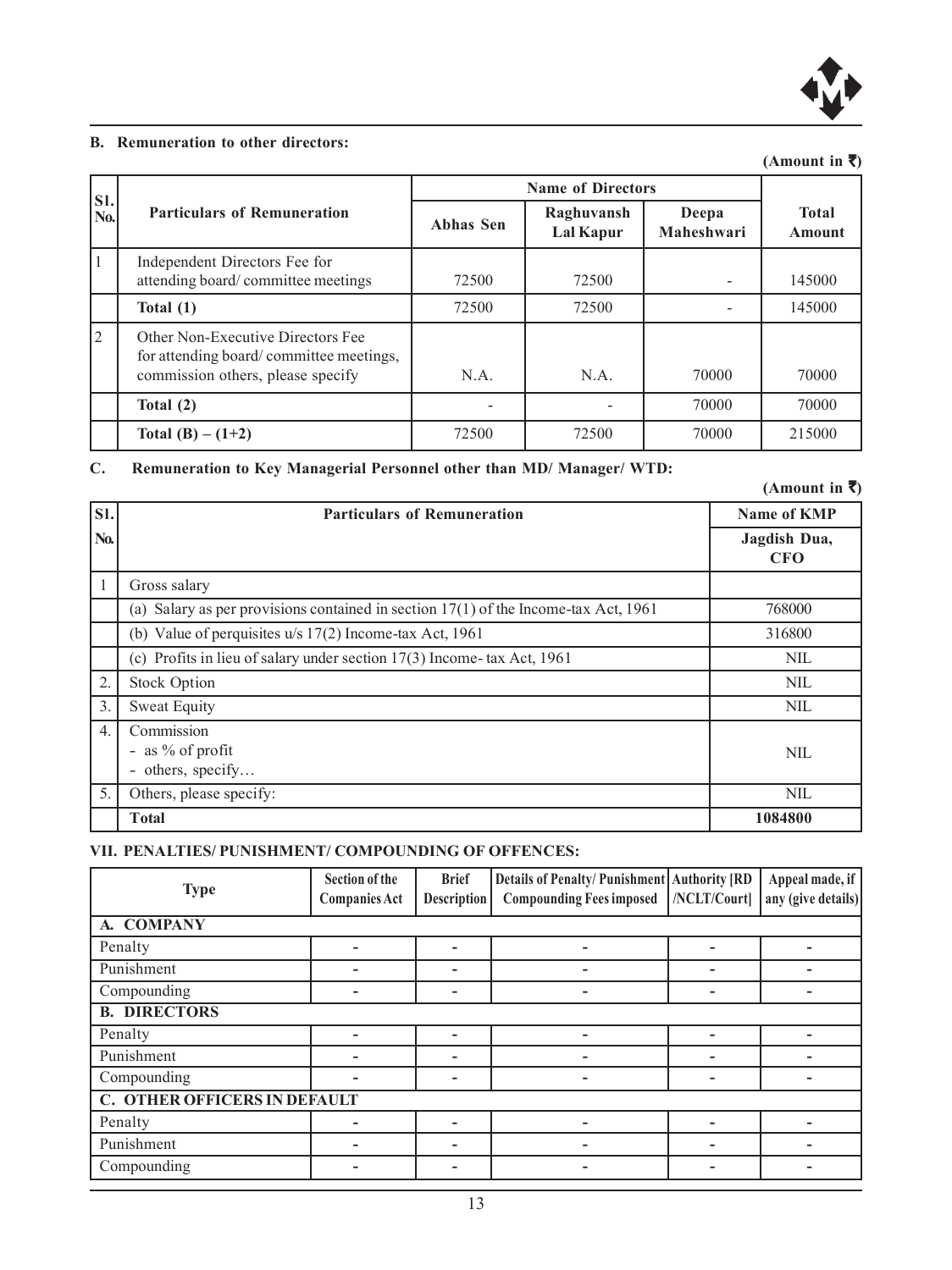**B. Remuneration to other directors:**

(Amount in ₹)

| Sl. No. | Particulars of Remuneration | Name of Directors | | | Total Amount |
|---|---|---|---|---|---|
| | | Abhas Sen | Raghuvansh Lal Kapur | Deepa Maheshwari | |
| 1 | Independent Directors Fee for attending board/ committee meetings | 72500 | 72500 | - | 145000 |
| | **Total (1)** | 72500 | 72500 | - | 145000 |
| 2 | Other Non-Executive Directors Fee for attending board/ committee meetings, commission others, please specify | N.A. | N.A. | 70000 | 70000 |
| | **Total (2)** | - | - | 70000 | 70000 |
| | **Total (B) – (1+2)** | 72500 | 72500 | 70000 | 215000 |

**C. Remuneration to Key Managerial Personnel other than MD/ Manager/ WTD:**

(Amount in ₹)

| Sl. No. | Particulars of Remuneration | Name of KMP |
|---|---|---|
| | | Jagdish Dua, CFO |
| 1 | Gross salary | |
| | (a) Salary as per provisions contained in section 17(1) of the Income-tax Act, 1961 | 768000 |
| | (b) Value of perquisites u/s 17(2) Income-tax Act, 1961 | 316800 |
| | (c) Profits in lieu of salary under section 17(3) Income- tax Act, 1961 | NIL |
| 2. | Stock Option | NIL |
| 3. | Sweat Equity | NIL |
| 4. | Commission<br>- as % of profit<br>- others, specify… | NIL |
| 5. | Others, please specify: | NIL |
| | **Total** | **1084800** |

**VII. PENALTIES/ PUNISHMENT/ COMPOUNDING OF OFFENCES:**

| Type | Section of the Companies Act | Brief Description | Details of Penalty/ Punishment Compounding Fees imposed | Authority [RD /NCLT/Court] | Appeal made, if any (give details) |
|---|---|---|---|---|---|
| **A. COMPANY** | | | | | |
| Penalty | - | - | - | - | - |
| Punishment | - | - | - | - | - |
| Compounding | - | - | - | - | - |
| **B. DIRECTORS** | | | | | |
| Penalty | - | - | - | - | - |
| Punishment | - | - | - | - | - |
| Compounding | - | - | - | - | - |
| **C. OTHER OFFICERS IN DEFAULT** | | | | | |
| Penalty | - | - | - | - | - |
| Punishment | - | - | - | - | - |
| Compounding | - | - | - | - | - |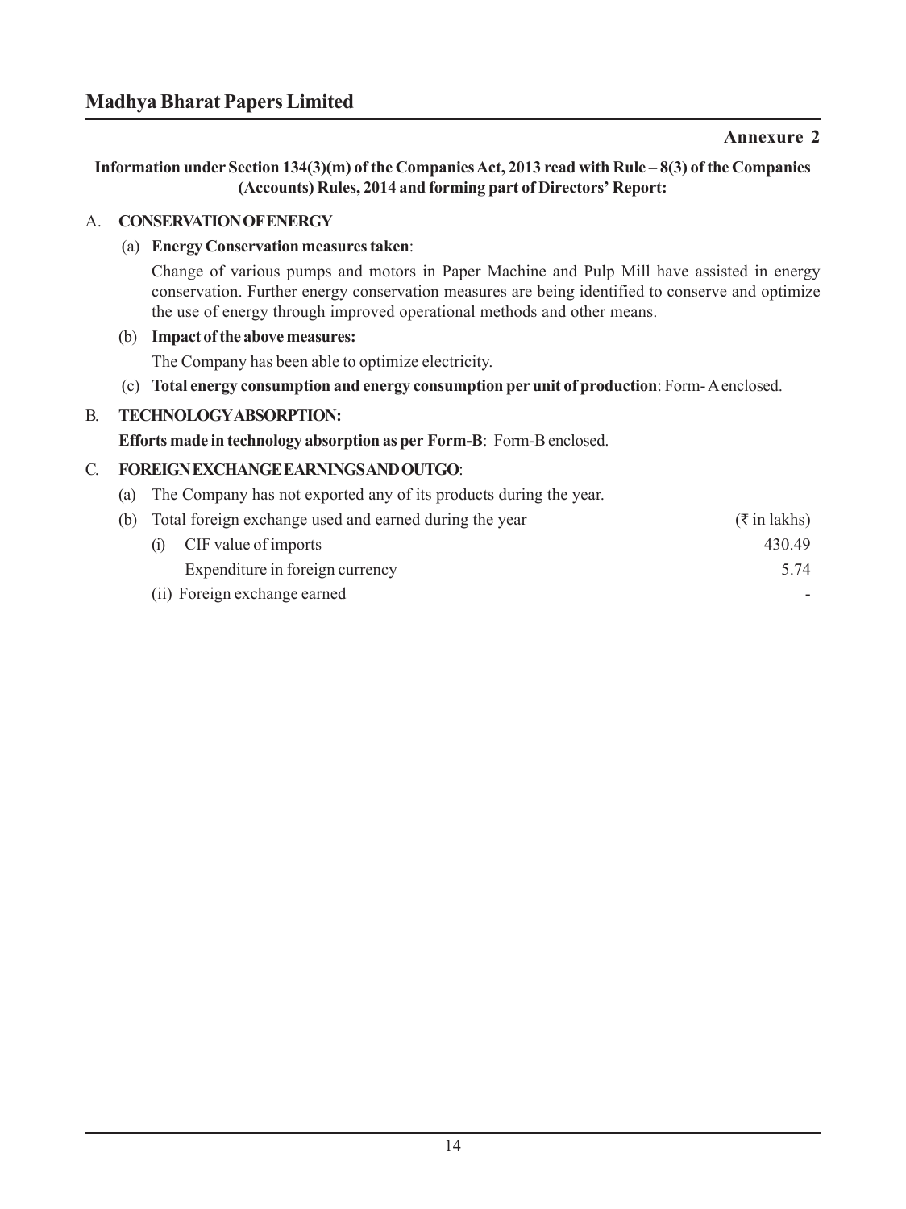**Annexure 2**

**Information under Section 134(3)(m) of the Companies Act, 2013 read with Rule – 8(3) of the Companies (Accounts) Rules, 2014 and forming part of Directors' Report:**

A. **CONSERVATION OF ENERGY**

(a) **Energy Conservation measures taken**:

Change of various pumps and motors in Paper Machine and Pulp Mill have assisted in energy conservation. Further energy conservation measures are being identified to conserve and optimize the use of energy through improved operational methods and other means.

(b) **Impact of the above measures:**

The Company has been able to optimize electricity.

(c) **Total energy consumption and energy consumption per unit of production**: Form- A enclosed.

B. **TECHNOLOGY ABSORPTION:**

**Efforts made in technology absorption as per Form-B**: Form-B enclosed.

C. **FOREIGN EXCHANGE EARNINGS AND OUTGO**:

(a) The Company has not exported any of its products during the year.

(b) Total foreign exchange used and earned during the year

| | (₹ in lakhs) |
|---|---|
| (i) CIF value of imports | 430.49 |
| Expenditure in foreign currency | 5.74 |
| (ii) Foreign exchange earned | - |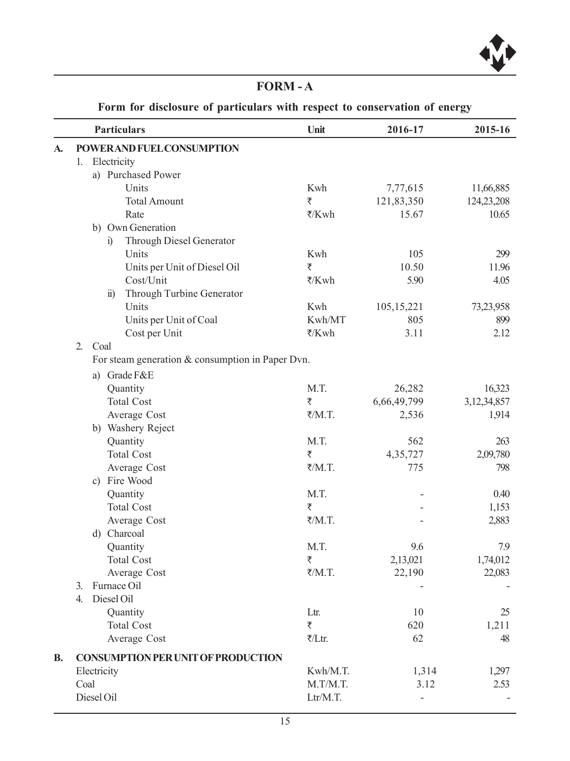# FORM - A

## Form for disclosure of particulars with respect to conservation of energy

| | Particulars | Unit | 2016-17 | 2015-16 |
|---|---|---|---|---|
| A. | **POWER AND FUEL CONSUMPTION** | | | |
| | 1. Electricity | | | |
| | a) Purchased Power | | | |
| | Units | Kwh | 7,77,615 | 11,66,885 |
| | Total Amount | ₹ | 121,83,350 | 124,23,208 |
| | Rate | ₹/Kwh | 15.67 | 10.65 |
| | b) Own Generation | | | |
| | i) Through Diesel Generator | | | |
| | Units | Kwh | 105 | 299 |
| | Units per Unit of Diesel Oil | ₹ | 10.50 | 11.96 |
| | Cost/Unit | ₹/Kwh | 5.90 | 4.05 |
| | ii) Through Turbine Generator | | | |
| | Units | Kwh | 105,15,221 | 73,23,958 |
| | Units per Unit of Coal | Kwh/MT | 805 | 899 |
| | Cost per Unit | ₹/Kwh | 3.11 | 2.12 |
| | 2. Coal | | | |
| | For steam generation & consumption in Paper Dvn. | | | |
| | a) Grade F&E | | | |
| | Quantity | M.T. | 26,282 | 16,323 |
| | Total Cost | ₹ | 6,66,49,799 | 3,12,34,857 |
| | Average Cost | ₹/M.T. | 2,536 | 1,914 |
| | b) Washery Reject | | | |
| | Quantity | M.T. | 562 | 263 |
| | Total Cost | ₹ | 4,35,727 | 2,09,780 |
| | Average Cost | ₹/M.T. | 775 | 798 |
| | c) Fire Wood | | | |
| | Quantity | M.T. | - | 0.40 |
| | Total Cost | ₹ | - | 1,153 |
| | Average Cost | ₹/M.T. | - | 2,883 |
| | d) Charcoal | | | |
| | Quantity | M.T. | 9.6 | 7.9 |
| | Total Cost | ₹ | 2,13,021 | 1,74,012 |
| | Average Cost | ₹/M.T. | 22,190 | 22,083 |
| | 3. Furnace Oil | | - | - |
| | 4. Diesel Oil | | | |
| | Quantity | Ltr. | 10 | 25 |
| | Total Cost | ₹ | 620 | 1,211 |
| | Average Cost | ₹/Ltr. | 62 | 48 |
| B. | **CONSUMPTION PER UNIT OF PRODUCTION** | | | |
| | Electricity | Kwh/M.T. | 1,314 | 1,297 |
| | Coal | M.T/M.T. | 3.12 | 2.53 |
| | Diesel Oil | Ltr/M.T. | - | - |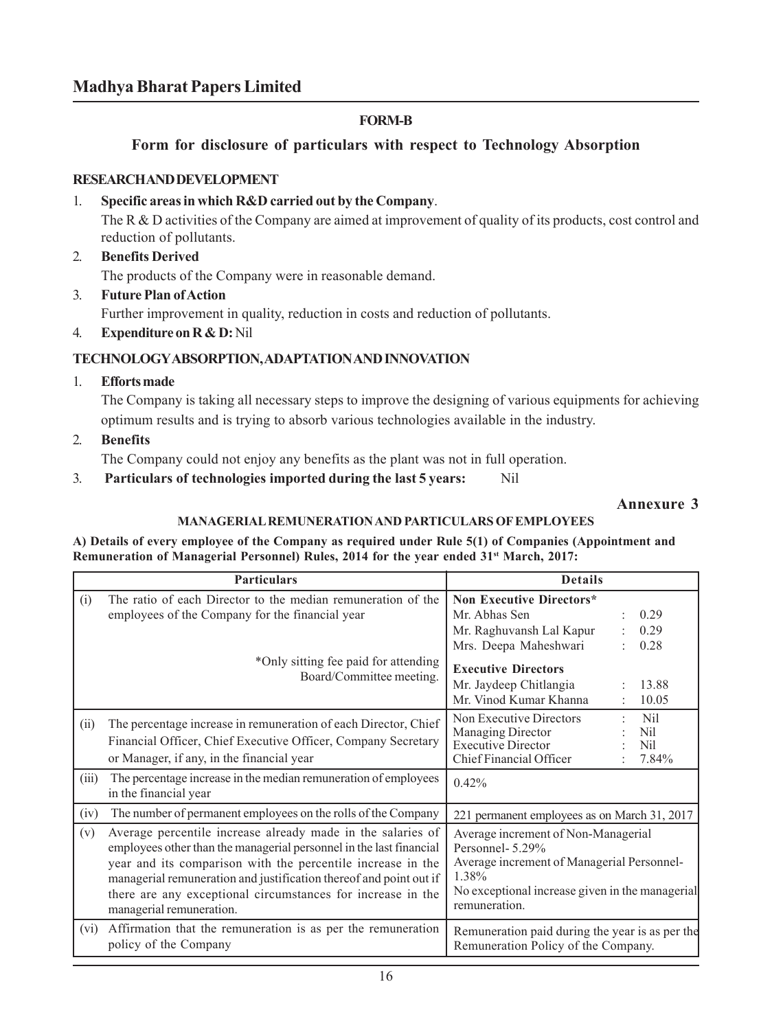## FORM-B

### Form for disclosure of particulars with respect to Technology Absorption

**RESEARCH AND DEVELOPMENT**

1. **Specific areas in which R&D carried out by the Company**.

   The R & D activities of the Company are aimed at improvement of quality of its products, cost control and reduction of pollutants.

2. **Benefits Derived**

   The products of the Company were in reasonable demand.

3. **Future Plan of Action**

   Further improvement in quality, reduction in costs and reduction of pollutants.

4. **Expenditure on R & D:** Nil

**TECHNOLOGY ABSORPTION, ADAPTATION AND INNOVATION**

1. **Efforts made**

   The Company is taking all necessary steps to improve the designing of various equipments for achieving optimum results and is trying to absorb various technologies available in the industry.

2. **Benefits**

   The Company could not enjoy any benefits as the plant was not in full operation.

3. **Particulars of technologies imported during the last 5 years:** Nil

## Annexure 3

### MANAGERIAL REMUNERATION AND PARTICULARS OF EMPLOYEES

**A) Details of every employee of the Company as required under Rule 5(1) of Companies (Appointment and Remuneration of Managerial Personnel) Rules, 2014 for the year ended 31st March, 2017:**

| | Particulars | Details |
|---|---|---|
| (i) | The ratio of each Director to the median remuneration of the employees of the Company for the financial year<br><br>*Only sitting fee paid for attending Board/Committee meeting. | **Non Executive Directors***<br>Mr. Abhas Sen : 0.29<br>Mr. Raghuvansh Lal Kapur : 0.29<br>Mrs. Deepa Maheshwari : 0.28<br>**Executive Directors**<br>Mr. Jaydeep Chitlangia : 13.88<br>Mr. Vinod Kumar Khanna : 10.05 |
| (ii) | The percentage increase in remuneration of each Director, Chief Financial Officer, Chief Executive Officer, Company Secretary or Manager, if any, in the financial year | Non Executive Directors : Nil<br>Managing Director : Nil<br>Executive Director : Nil<br>Chief Financial Officer : 7.84% |
| (iii) | The percentage increase in the median remuneration of employees in the financial year | 0.42% |
| (iv) | The number of permanent employees on the rolls of the Company | 221 permanent employees as on March 31, 2017 |
| (v) | Average percentile increase already made in the salaries of employees other than the managerial personnel in the last financial year and its comparison with the percentile increase in the managerial remuneration and justification thereof and point out if there are any exceptional circumstances for increase in the managerial remuneration. | Average increment of Non-Managerial Personnel- 5.29%<br>Average increment of Managerial Personnel- 1.38%<br>No exceptional increase given in the managerial remuneration. |
| (vi) | Affirmation that the remuneration is as per the remuneration policy of the Company | Remuneration paid during the year is as per the Remuneration Policy of the Company. |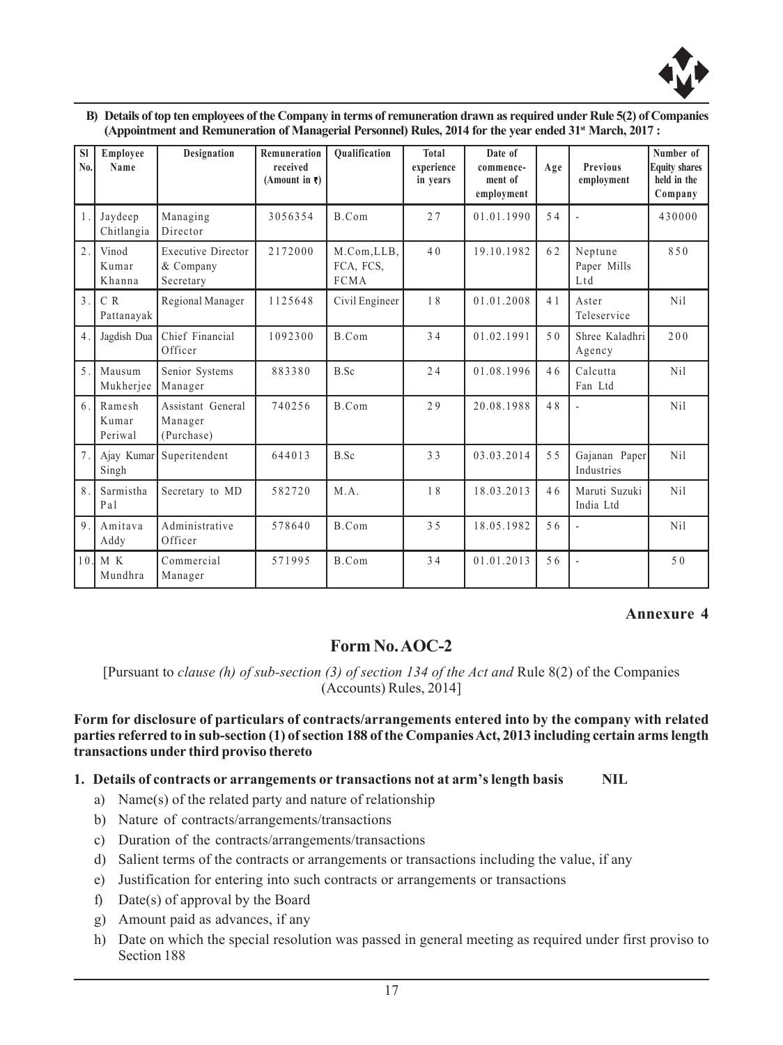**B) Details of top ten employees of the Company in terms of remuneration drawn as required under Rule 5(2) of Companies (Appointment and Remuneration of Managerial Personnel) Rules, 2014 for the year ended 31st March, 2017 :**

| Sl No. | Employee Name | Designation | Remuneration received (Amount in ₹) | Qualification | Total experience in years | Date of commencement of employment | Age | Previous employment | Number of Equity shares held in the Company |
|---|---|---|---|---|---|---|---|---|---|
| 1. | Jaydeep Chitlangia | Managing Director | 3056354 | B.Com | 27 | 01.01.1990 | 54 | - | 430000 |
| 2. | Vinod Kumar Khanna | Executive Director & Company Secretary | 2172000 | M.Com,LLB, FCA, FCS, FCMA | 40 | 19.10.1982 | 62 | Neptune Paper Mills Ltd | 850 |
| 3. | C R Pattanayak | Regional Manager | 1125648 | Civil Engineer | 18 | 01.01.2008 | 41 | Aster Teleservice | Nil |
| 4. | Jagdish Dua | Chief Financial Officer | 1092300 | B.Com | 34 | 01.02.1991 | 50 | Shree Kaladhri Agency | 200 |
| 5. | Mausum Mukherjee | Senior Systems Manager | 883380 | B.Sc | 24 | 01.08.1996 | 46 | Calcutta Fan Ltd | Nil |
| 6. | Ramesh Kumar Periwal | Assistant General Manager (Purchase) | 740256 | B.Com | 29 | 20.08.1988 | 48 | - | Nil |
| 7. | Ajay Kumar Singh | Superitendent | 644013 | B.Sc | 33 | 03.03.2014 | 55 | Gajanan Paper Industries | Nil |
| 8. | Sarmistha Pal | Secretary to MD | 582720 | M.A. | 18 | 18.03.2013 | 46 | Maruti Suzuki India Ltd | Nil |
| 9. | Amitava Addy | Administrative Officer | 578640 | B.Com | 35 | 18.05.1982 | 56 | - | Nil |
| 10. | M K Mundhra | Commercial Manager | 571995 | B.Com | 34 | 01.01.2013 | 56 | - | 50 |

**Annexure 4**

## Form No. AOC-2

[Pursuant to *clause (h) of sub-section (3) of section 134 of the Act and* Rule 8(2) of the Companies (Accounts) Rules, 2014]

**Form for disclosure of particulars of contracts/arrangements entered into by the company with related parties referred to in sub-section (1) of section 188 of the Companies Act, 2013 including certain arms length transactions under third proviso thereto**

**1. Details of contracts or arrangements or transactions not at arm's length basis NIL**

a) Name(s) of the related party and nature of relationship

b) Nature of contracts/arrangements/transactions

c) Duration of the contracts/arrangements/transactions

d) Salient terms of the contracts or arrangements or transactions including the value, if any

e) Justification for entering into such contracts or arrangements or transactions

f) Date(s) of approval by the Board

g) Amount paid as advances, if any

h) Date on which the special resolution was passed in general meeting as required under first proviso to Section 188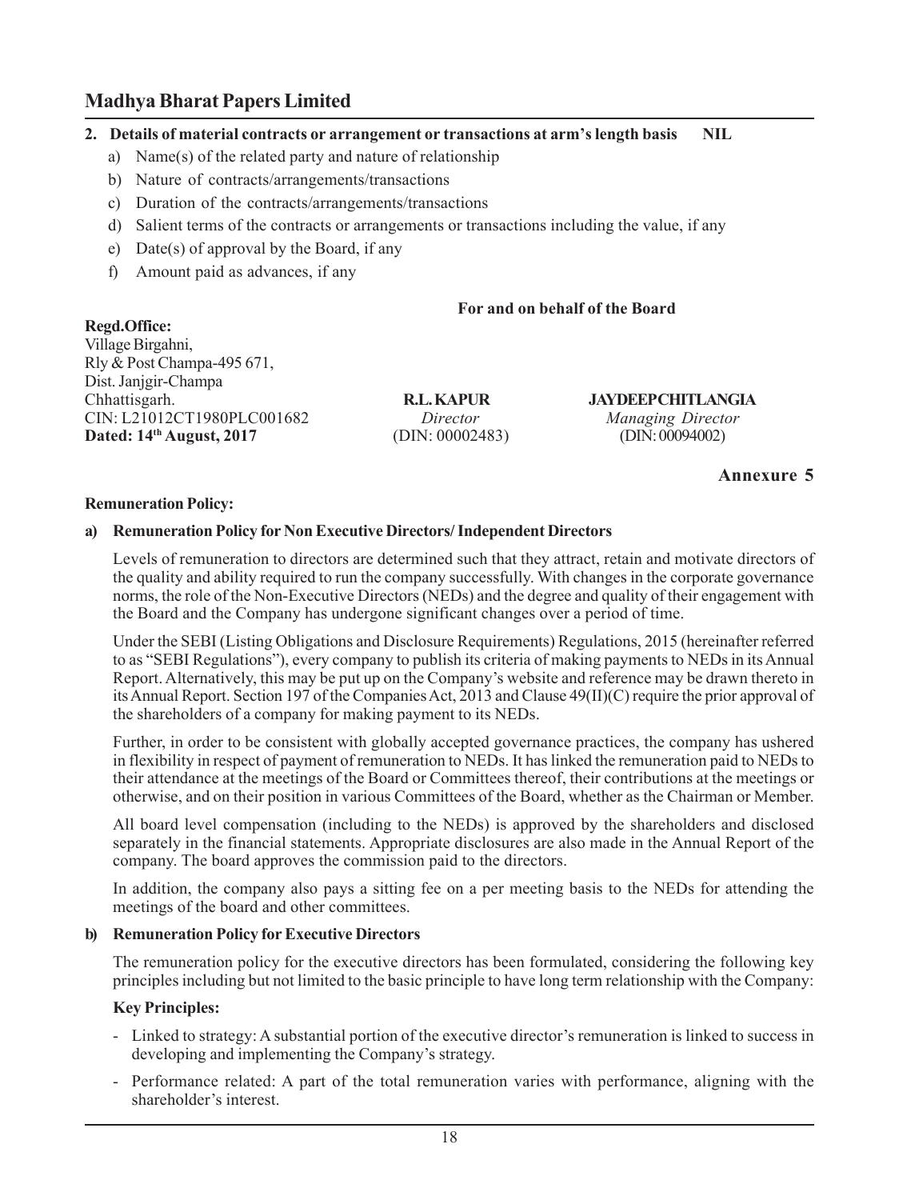**2. Details of material contracts or arrangement or transactions at arm's length basis NIL**

a) Name(s) of the related party and nature of relationship

b) Nature of contracts/arrangements/transactions

c) Duration of the contracts/arrangements/transactions

d) Salient terms of the contracts or arrangements or transactions including the value, if any

e) Date(s) of approval by the Board, if any

f) Amount paid as advances, if any

**For and on behalf of the Board**

**Regd.Office:**
Village Birgahni,
Rly & Post Champa-495 671,
Dist. Janjgir-Champa
Chhattisgarh.
CIN: L21012CT1980PLC001682
**Dated: 14th August, 2017**

**R.L.KAPUR**
*Director*
(DIN: 00002483)

**JAYDEEP CHITLANGIA**
*Managing Director*
(DIN: 00094002)

## Annexure 5

**Remuneration Policy:**

**a) Remuneration Policy for Non Executive Directors/ Independent Directors**

Levels of remuneration to directors are determined such that they attract, retain and motivate directors of the quality and ability required to run the company successfully. With changes in the corporate governance norms, the role of the Non-Executive Directors (NEDs) and the degree and quality of their engagement with the Board and the Company has undergone significant changes over a period of time.

Under the SEBI (Listing Obligations and Disclosure Requirements) Regulations, 2015 (hereinafter referred to as "SEBI Regulations"), every company to publish its criteria of making payments to NEDs in its Annual Report. Alternatively, this may be put up on the Company's website and reference may be drawn thereto in its Annual Report. Section 197 of the Companies Act, 2013 and Clause 49(II)(C) require the prior approval of the shareholders of a company for making payment to its NEDs.

Further, in order to be consistent with globally accepted governance practices, the company has ushered in flexibility in respect of payment of remuneration to NEDs. It has linked the remuneration paid to NEDs to their attendance at the meetings of the Board or Committees thereof, their contributions at the meetings or otherwise, and on their position in various Committees of the Board, whether as the Chairman or Member.

All board level compensation (including to the NEDs) is approved by the shareholders and disclosed separately in the financial statements. Appropriate disclosures are also made in the Annual Report of the company. The board approves the commission paid to the directors.

In addition, the company also pays a sitting fee on a per meeting basis to the NEDs for attending the meetings of the board and other committees.

**b) Remuneration Policy for Executive Directors**

The remuneration policy for the executive directors has been formulated, considering the following key principles including but not limited to the basic principle to have long term relationship with the Company:

**Key Principles:**

- Linked to strategy: A substantial portion of the executive director's remuneration is linked to success in developing and implementing the Company's strategy.
- Performance related: A part of the total remuneration varies with performance, aligning with the shareholder's interest.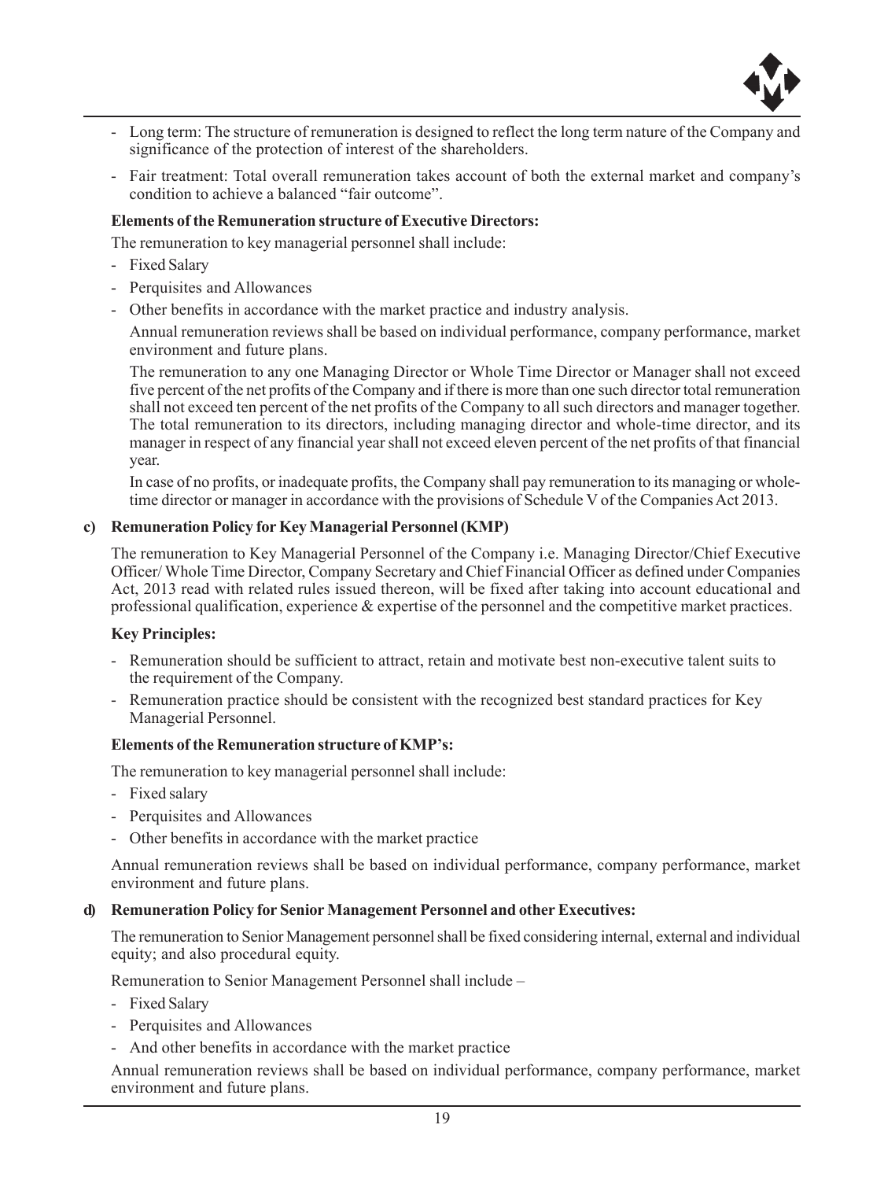- Long term: The structure of remuneration is designed to reflect the long term nature of the Company and significance of the protection of interest of the shareholders.
- Fair treatment: Total overall remuneration takes account of both the external market and company's condition to achieve a balanced "fair outcome".

**Elements of the Remuneration structure of Executive Directors:**

The remuneration to key managerial personnel shall include:

- Fixed Salary
- Perquisites and Allowances
- Other benefits in accordance with the market practice and industry analysis.

Annual remuneration reviews shall be based on individual performance, company performance, market environment and future plans.

The remuneration to any one Managing Director or Whole Time Director or Manager shall not exceed five percent of the net profits of the Company and if there is more than one such director total remuneration shall not exceed ten percent of the net profits of the Company to all such directors and manager together. The total remuneration to its directors, including managing director and whole-time director, and its manager in respect of any financial year shall not exceed eleven percent of the net profits of that financial year.

In case of no profits, or inadequate profits, the Company shall pay remuneration to its managing or whole-time director or manager in accordance with the provisions of Schedule V of the Companies Act 2013.

**c) Remuneration Policy for Key Managerial Personnel (KMP)**

The remuneration to Key Managerial Personnel of the Company i.e. Managing Director/Chief Executive Officer/ Whole Time Director, Company Secretary and Chief Financial Officer as defined under Companies Act, 2013 read with related rules issued thereon, will be fixed after taking into account educational and professional qualification, experience & expertise of the personnel and the competitive market practices.

**Key Principles:**

- Remuneration should be sufficient to attract, retain and motivate best non-executive talent suits to the requirement of the Company.
- Remuneration practice should be consistent with the recognized best standard practices for Key Managerial Personnel.

**Elements of the Remuneration structure of KMP's:**

The remuneration to key managerial personnel shall include:

- Fixed salary
- Perquisites and Allowances
- Other benefits in accordance with the market practice

Annual remuneration reviews shall be based on individual performance, company performance, market environment and future plans.

**d) Remuneration Policy for Senior Management Personnel and other Executives:**

The remuneration to Senior Management personnel shall be fixed considering internal, external and individual equity; and also procedural equity.

Remuneration to Senior Management Personnel shall include –

- Fixed Salary
- Perquisites and Allowances
- And other benefits in accordance with the market practice

Annual remuneration reviews shall be based on individual performance, company performance, market environment and future plans.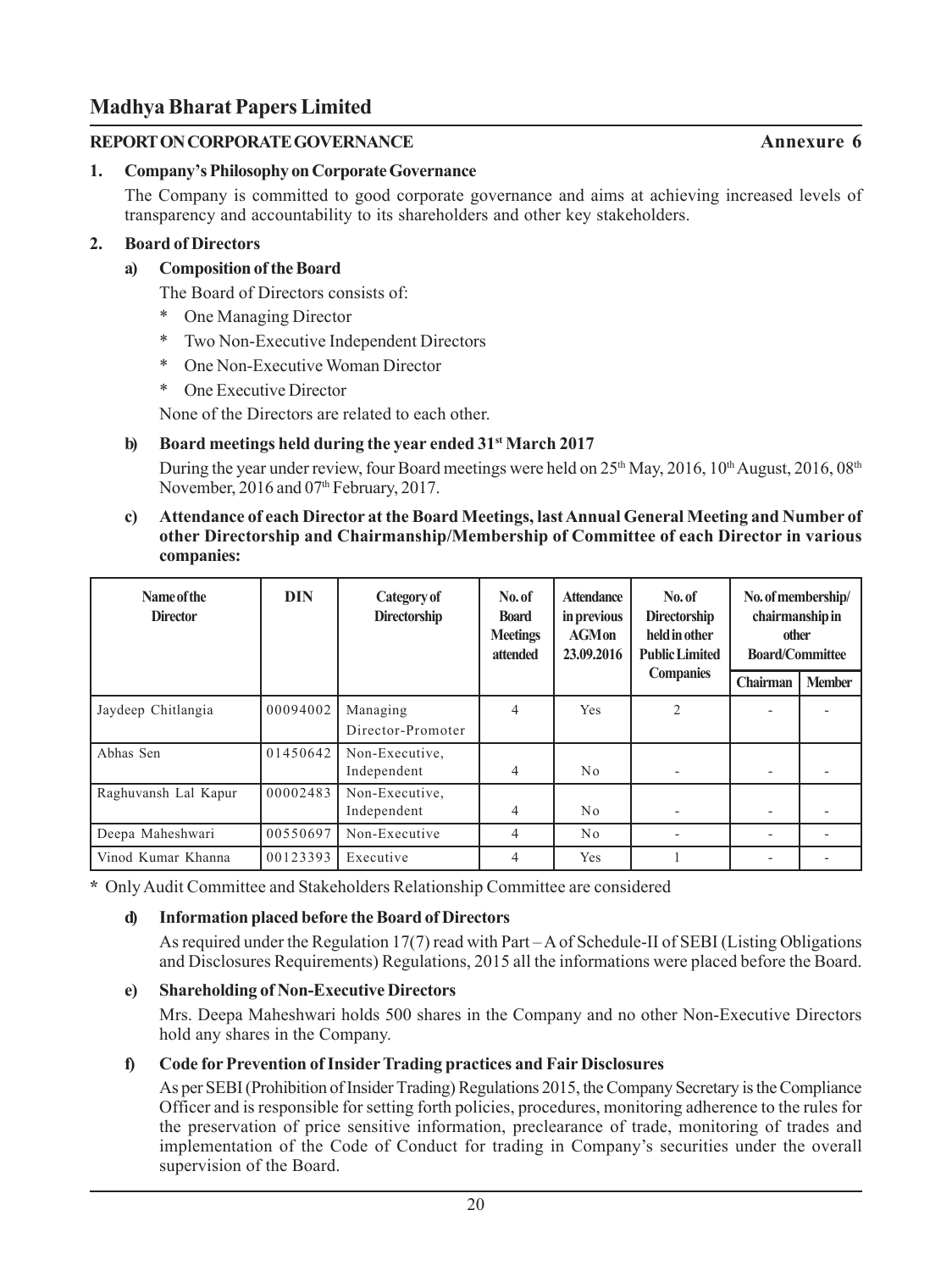# Madhya Bharat Papers Limited

## REPORT ON CORPORATE GOVERNANCE

**Annexure 6**

### 1. Company's Philosophy on Corporate Governance

The Company is committed to good corporate governance and aims at achieving increased levels of transparency and accountability to its shareholders and other key stakeholders.

### 2. Board of Directors

**a) Composition of the Board**

The Board of Directors consists of:

* One Managing Director
* Two Non-Executive Independent Directors
* One Non-Executive Woman Director
* One Executive Director

None of the Directors are related to each other.

**b) Board meetings held during the year ended 31st March 2017**

During the year under review, four Board meetings were held on 25th May, 2016, 10th August, 2016, 08th November, 2016 and 07th February, 2017.

**c) Attendance of each Director at the Board Meetings, last Annual General Meeting and Number of other Directorship and Chairmanship/Membership of Committee of each Director in various companies:**

| Name of the Director | DIN | Category of Directorship | No. of Board Meetings attended | Attendance in previous AGM on 23.09.2016 | No. of Directorship held in other Public Limited Companies | No. of membership/ chairmanship in other Board/Committee | |
|---|---|---|---|---|---|---|---|
| | | | | | | Chairman | Member |
| Jaydeep Chitlangia | 00094002 | Managing Director-Promoter | 4 | Yes | 2 | - | - |
| Abhas Sen | 01450642 | Non-Executive, Independent | 4 | No | - | - | - |
| Raghuvansh Lal Kapur | 00002483 | Non-Executive, Independent | 4 | No | - | - | - |
| Deepa Maheshwari | 00550697 | Non-Executive | 4 | No | - | - | - |
| Vinod Kumar Khanna | 00123393 | Executive | 4 | Yes | 1 | - | - |

**\*** Only Audit Committee and Stakeholders Relationship Committee are considered

**d) Information placed before the Board of Directors**

As required under the Regulation 17(7) read with Part – A of Schedule-II of SEBI (Listing Obligations and Disclosures Requirements) Regulations, 2015 all the informations were placed before the Board.

**e) Shareholding of Non-Executive Directors**

Mrs. Deepa Maheshwari holds 500 shares in the Company and no other Non-Executive Directors hold any shares in the Company.

**f) Code for Prevention of Insider Trading practices and Fair Disclosures**

As per SEBI (Prohibition of Insider Trading) Regulations 2015, the Company Secretary is the Compliance Officer and is responsible for setting forth policies, procedures, monitoring adherence to the rules for the preservation of price sensitive information, preclearance of trade, monitoring of trades and implementation of the Code of Conduct for trading in Company's securities under the overall supervision of the Board.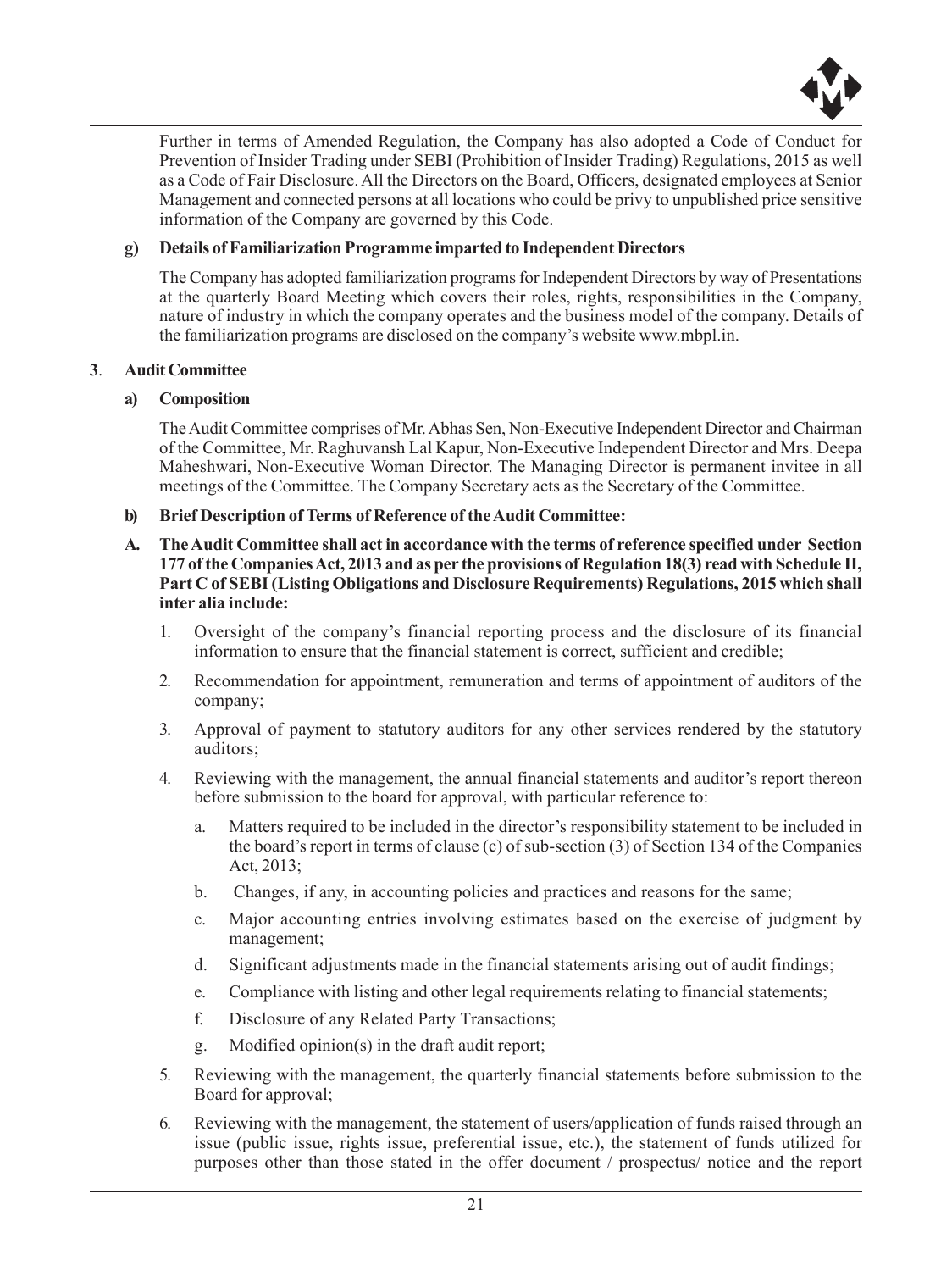Further in terms of Amended Regulation, the Company has also adopted a Code of Conduct for Prevention of Insider Trading under SEBI (Prohibition of Insider Trading) Regulations, 2015 as well as a Code of Fair Disclosure. All the Directors on the Board, Officers, designated employees at Senior Management and connected persons at all locations who could be privy to unpublished price sensitive information of the Company are governed by this Code.

**g) Details of Familiarization Programme imparted to Independent Directors**

The Company has adopted familiarization programs for Independent Directors by way of Presentations at the quarterly Board Meeting which covers their roles, rights, responsibilities in the Company, nature of industry in which the company operates and the business model of the company. Details of the familiarization programs are disclosed on the company's website www.mbpl.in.

**3. Audit Committee**

**a) Composition**

The Audit Committee comprises of Mr. Abhas Sen, Non-Executive Independent Director and Chairman of the Committee, Mr. Raghuvansh Lal Kapur, Non-Executive Independent Director and Mrs. Deepa Maheshwari, Non-Executive Woman Director. The Managing Director is permanent invitee in all meetings of the Committee. The Company Secretary acts as the Secretary of the Committee.

**b) Brief Description of Terms of Reference of the Audit Committee:**

**A. The Audit Committee shall act in accordance with the terms of reference specified under Section 177 of the Companies Act, 2013 and as per the provisions of Regulation 18(3) read with Schedule II, Part C of SEBI (Listing Obligations and Disclosure Requirements) Regulations, 2015 which shall inter alia include:**

1. Oversight of the company's financial reporting process and the disclosure of its financial information to ensure that the financial statement is correct, sufficient and credible;
2. Recommendation for appointment, remuneration and terms of appointment of auditors of the company;
3. Approval of payment to statutory auditors for any other services rendered by the statutory auditors;
4. Reviewing with the management, the annual financial statements and auditor's report thereon before submission to the board for approval, with particular reference to:
   a. Matters required to be included in the director's responsibility statement to be included in the board's report in terms of clause (c) of sub-section (3) of Section 134 of the Companies Act, 2013;
   b. Changes, if any, in accounting policies and practices and reasons for the same;
   c. Major accounting entries involving estimates based on the exercise of judgment by management;
   d. Significant adjustments made in the financial statements arising out of audit findings;
   e. Compliance with listing and other legal requirements relating to financial statements;
   f. Disclosure of any Related Party Transactions;
   g. Modified opinion(s) in the draft audit report;
5. Reviewing with the management, the quarterly financial statements before submission to the Board for approval;
6. Reviewing with the management, the statement of users/application of funds raised through an issue (public issue, rights issue, preferential issue, etc.), the statement of funds utilized for purposes other than those stated in the offer document / prospectus/ notice and the report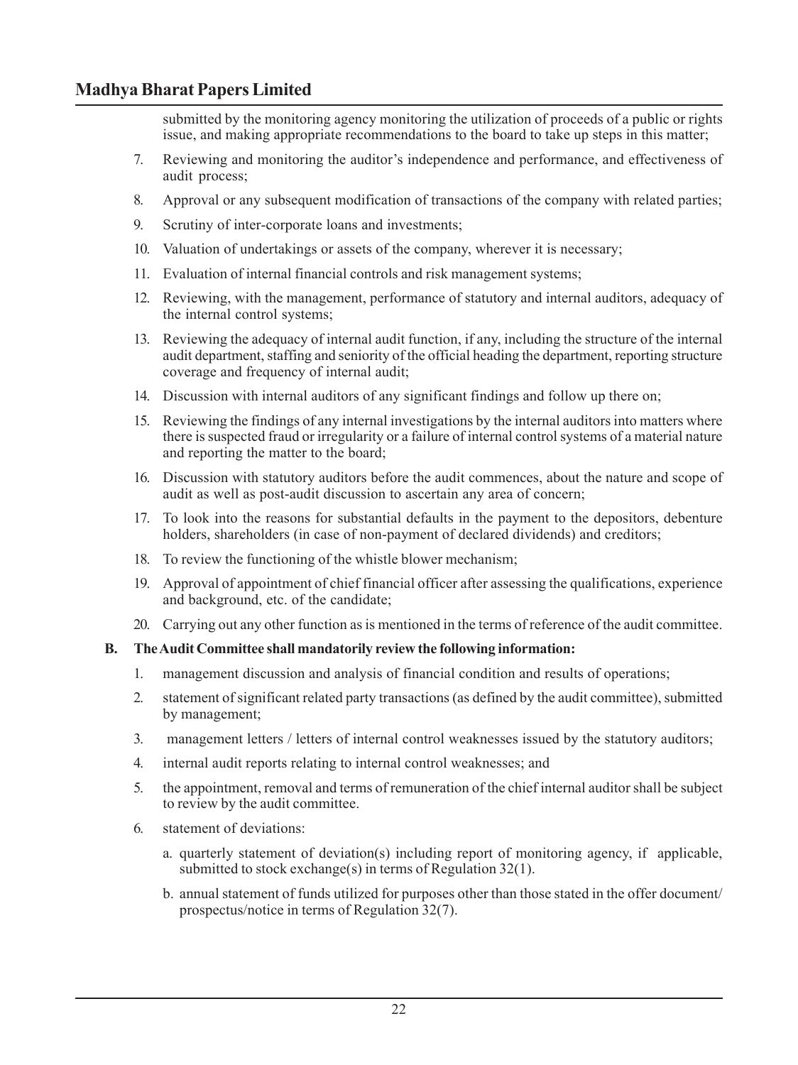submitted by the monitoring agency monitoring the utilization of proceeds of a public or rights issue, and making appropriate recommendations to the board to take up steps in this matter;

7. Reviewing and monitoring the auditor's independence and performance, and effectiveness of audit process;
8. Approval or any subsequent modification of transactions of the company with related parties;
9. Scrutiny of inter-corporate loans and investments;
10. Valuation of undertakings or assets of the company, wherever it is necessary;
11. Evaluation of internal financial controls and risk management systems;
12. Reviewing, with the management, performance of statutory and internal auditors, adequacy of the internal control systems;
13. Reviewing the adequacy of internal audit function, if any, including the structure of the internal audit department, staffing and seniority of the official heading the department, reporting structure coverage and frequency of internal audit;
14. Discussion with internal auditors of any significant findings and follow up there on;
15. Reviewing the findings of any internal investigations by the internal auditors into matters where there is suspected fraud or irregularity or a failure of internal control systems of a material nature and reporting the matter to the board;
16. Discussion with statutory auditors before the audit commences, about the nature and scope of audit as well as post-audit discussion to ascertain any area of concern;
17. To look into the reasons for substantial defaults in the payment to the depositors, debenture holders, shareholders (in case of non-payment of declared dividends) and creditors;
18. To review the functioning of the whistle blower mechanism;
19. Approval of appointment of chief financial officer after assessing the qualifications, experience and background, etc. of the candidate;
20. Carrying out any other function as is mentioned in the terms of reference of the audit committee.

**B. The Audit Committee shall mandatorily review the following information:**

1. management discussion and analysis of financial condition and results of operations;
2. statement of significant related party transactions (as defined by the audit committee), submitted by management;
3. management letters / letters of internal control weaknesses issued by the statutory auditors;
4. internal audit reports relating to internal control weaknesses; and
5. the appointment, removal and terms of remuneration of the chief internal auditor shall be subject to review by the audit committee.
6. statement of deviations:
   a. quarterly statement of deviation(s) including report of monitoring agency, if applicable, submitted to stock exchange(s) in terms of Regulation 32(1).
   b. annual statement of funds utilized for purposes other than those stated in the offer document/ prospectus/notice in terms of Regulation 32(7).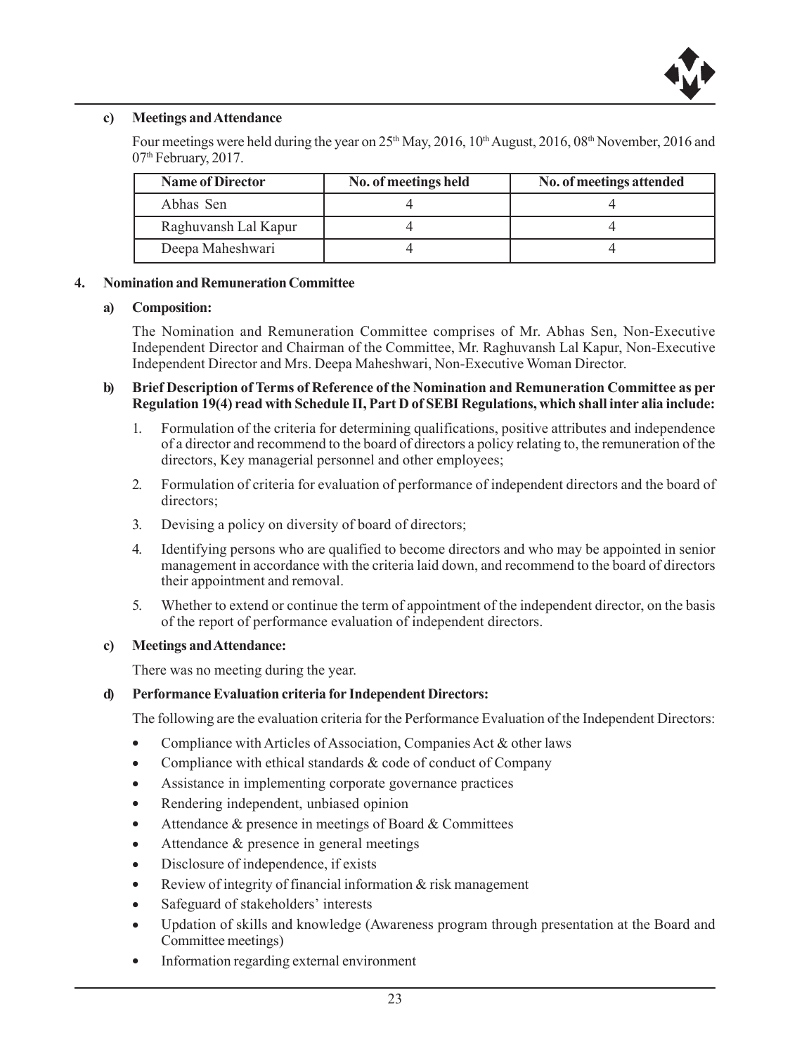**c) Meetings and Attendance**

Four meetings were held during the year on 25th May, 2016, 10th August, 2016, 08th November, 2016 and 07th February, 2017.

| Name of Director | No. of meetings held | No. of meetings attended |
|---|---|---|
| Abhas Sen | 4 | 4 |
| Raghuvansh Lal Kapur | 4 | 4 |
| Deepa Maheshwari | 4 | 4 |

## 4. Nomination and Remuneration Committee

**a) Composition:**

The Nomination and Remuneration Committee comprises of Mr. Abhas Sen, Non-Executive Independent Director and Chairman of the Committee, Mr. Raghuvansh Lal Kapur, Non-Executive Independent Director and Mrs. Deepa Maheshwari, Non-Executive Woman Director.

**b) Brief Description of Terms of Reference of the Nomination and Remuneration Committee as per Regulation 19(4) read with Schedule II, Part D of SEBI Regulations, which shall inter alia include:**

1. Formulation of the criteria for determining qualifications, positive attributes and independence of a director and recommend to the board of directors a policy relating to, the remuneration of the directors, Key managerial personnel and other employees;
2. Formulation of criteria for evaluation of performance of independent directors and the board of directors;
3. Devising a policy on diversity of board of directors;
4. Identifying persons who are qualified to become directors and who may be appointed in senior management in accordance with the criteria laid down, and recommend to the board of directors their appointment and removal.
5. Whether to extend or continue the term of appointment of the independent director, on the basis of the report of performance evaluation of independent directors.

**c) Meetings and Attendance:**

There was no meeting during the year.

**d) Performance Evaluation criteria for Independent Directors:**

The following are the evaluation criteria for the Performance Evaluation of the Independent Directors:

- Compliance with Articles of Association, Companies Act & other laws
- Compliance with ethical standards & code of conduct of Company
- Assistance in implementing corporate governance practices
- Rendering independent, unbiased opinion
- Attendance & presence in meetings of Board & Committees
- Attendance & presence in general meetings
- Disclosure of independence, if exists
- Review of integrity of financial information & risk management
- Safeguard of stakeholders' interests
- Updation of skills and knowledge (Awareness program through presentation at the Board and Committee meetings)
- Information regarding external environment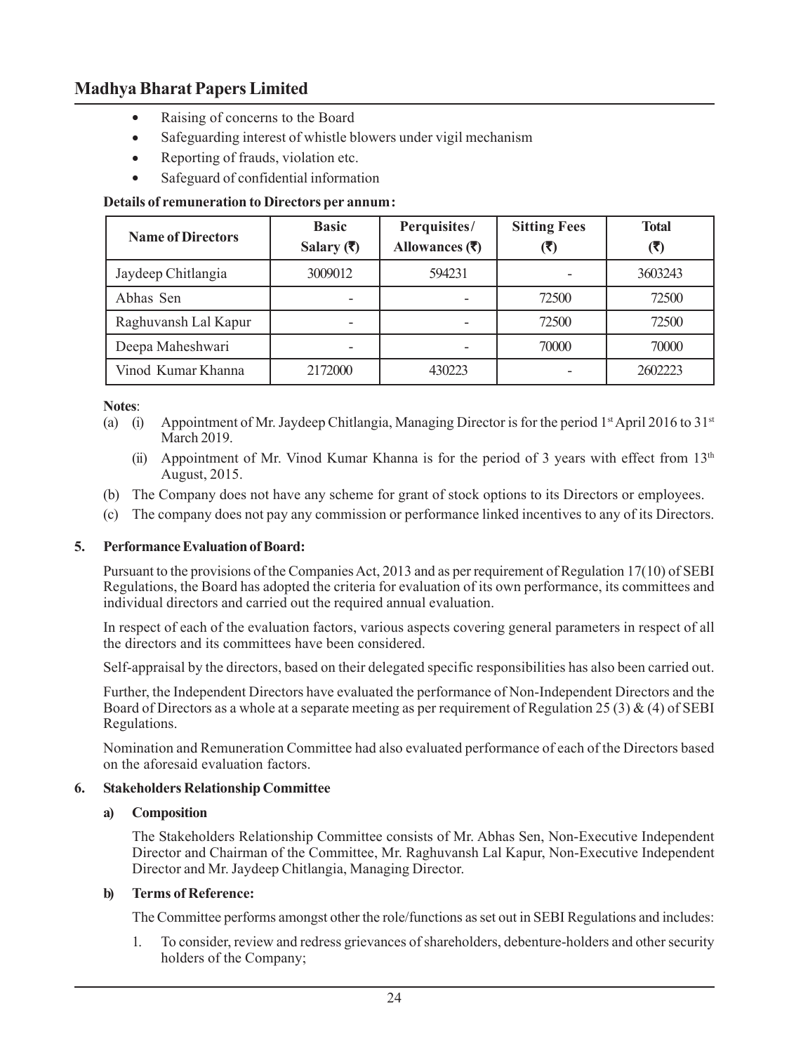- Raising of concerns to the Board
- Safeguarding interest of whistle blowers under vigil mechanism
- Reporting of frauds, violation etc.
- Safeguard of confidential information

**Details of remuneration to Directors per annum:**

| Name of Directors | Basic Salary (₹) | Perquisites/ Allowances (₹) | Sitting Fees (₹) | Total (₹) |
|---|---|---|---|---|
| Jaydeep Chitlangia | 3009012 | 594231 | - | 3603243 |
| Abhas Sen | - | - | 72500 | 72500 |
| Raghuvansh Lal Kapur | - | - | 72500 | 72500 |
| Deepa Maheshwari | - | - | 70000 | 70000 |
| Vinod Kumar Khanna | 2172000 | 430223 | - | 2602223 |

**Notes**:

(a) (i) Appointment of Mr. Jaydeep Chitlangia, Managing Director is for the period 1st April 2016 to 31st March 2019.

(ii) Appointment of Mr. Vinod Kumar Khanna is for the period of 3 years with effect from 13th August, 2015.

(b) The Company does not have any scheme for grant of stock options to its Directors or employees.

(c) The company does not pay any commission or performance linked incentives to any of its Directors.

**5. Performance Evaluation of Board:**

Pursuant to the provisions of the Companies Act, 2013 and as per requirement of Regulation 17(10) of SEBI Regulations, the Board has adopted the criteria for evaluation of its own performance, its committees and individual directors and carried out the required annual evaluation.

In respect of each of the evaluation factors, various aspects covering general parameters in respect of all the directors and its committees have been considered.

Self-appraisal by the directors, based on their delegated specific responsibilities has also been carried out.

Further, the Independent Directors have evaluated the performance of Non-Independent Directors and the Board of Directors as a whole at a separate meeting as per requirement of Regulation 25 (3) & (4) of SEBI Regulations.

Nomination and Remuneration Committee had also evaluated performance of each of the Directors based on the aforesaid evaluation factors.

**6. Stakeholders Relationship Committee**

**a) Composition**

The Stakeholders Relationship Committee consists of Mr. Abhas Sen, Non-Executive Independent Director and Chairman of the Committee, Mr. Raghuvansh Lal Kapur, Non-Executive Independent Director and Mr. Jaydeep Chitlangia, Managing Director.

**b) Terms of Reference:**

The Committee performs amongst other the role/functions as set out in SEBI Regulations and includes:

1. To consider, review and redress grievances of shareholders, debenture-holders and other security holders of the Company;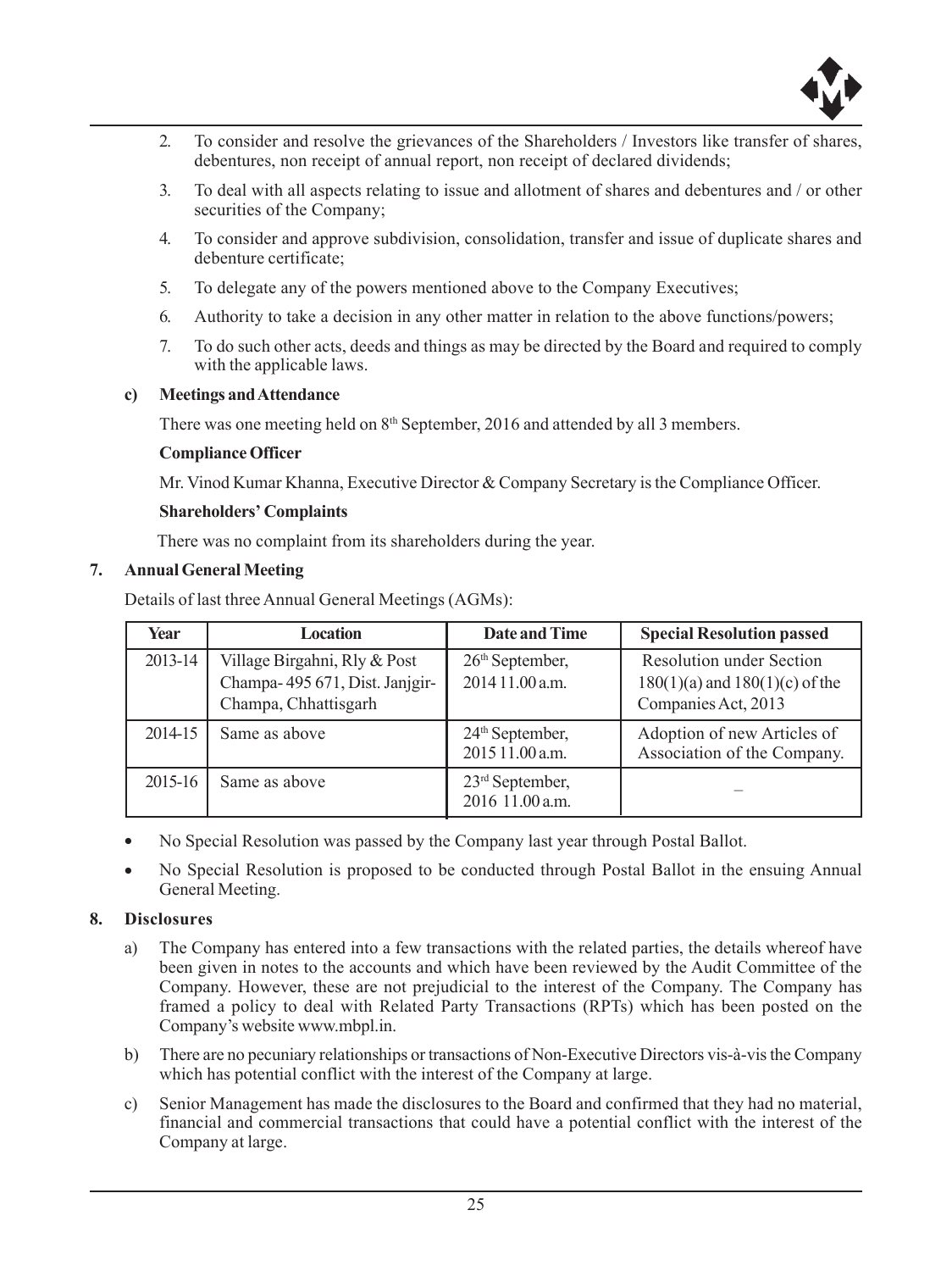2. To consider and resolve the grievances of the Shareholders / Investors like transfer of shares, debentures, non receipt of annual report, non receipt of declared dividends;

3. To deal with all aspects relating to issue and allotment of shares and debentures and / or other securities of the Company;

4. To consider and approve subdivision, consolidation, transfer and issue of duplicate shares and debenture certificate;

5. To delegate any of the powers mentioned above to the Company Executives;

6. Authority to take a decision in any other matter in relation to the above functions/powers;

7. To do such other acts, deeds and things as may be directed by the Board and required to comply with the applicable laws.

**c) Meetings and Attendance**

There was one meeting held on 8th September, 2016 and attended by all 3 members.

**Compliance Officer**

Mr. Vinod Kumar Khanna, Executive Director & Company Secretary is the Compliance Officer.

**Shareholders' Complaints**

There was no complaint from its shareholders during the year.

**7. Annual General Meeting**

Details of last three Annual General Meetings (AGMs):

| Year | Location | Date and Time | Special Resolution passed |
|---|---|---|---|
| 2013-14 | Village Birgahni, Rly & Post Champa- 495 671, Dist. Janjgir-Champa, Chhattisgarh | 26th September, 2014 11.00 a.m. | Resolution under Section 180(1)(a) and 180(1)(c) of the Companies Act, 2013 |
| 2014-15 | Same as above | 24th September, 2015 11.00 a.m. | Adoption of new Articles of Association of the Company. |
| 2015-16 | Same as above | 23rd September, 2016 11.00 a.m. | – |

- No Special Resolution was passed by the Company last year through Postal Ballot.
- No Special Resolution is proposed to be conducted through Postal Ballot in the ensuing Annual General Meeting.

**8. Disclosures**

a) The Company has entered into a few transactions with the related parties, the details whereof have been given in notes to the accounts and which have been reviewed by the Audit Committee of the Company. However, these are not prejudicial to the interest of the Company. The Company has framed a policy to deal with Related Party Transactions (RPTs) which has been posted on the Company's website www.mbpl.in.

b) There are no pecuniary relationships or transactions of Non-Executive Directors vis-à-vis the Company which has potential conflict with the interest of the Company at large.

c) Senior Management has made the disclosures to the Board and confirmed that they had no material, financial and commercial transactions that could have a potential conflict with the interest of the Company at large.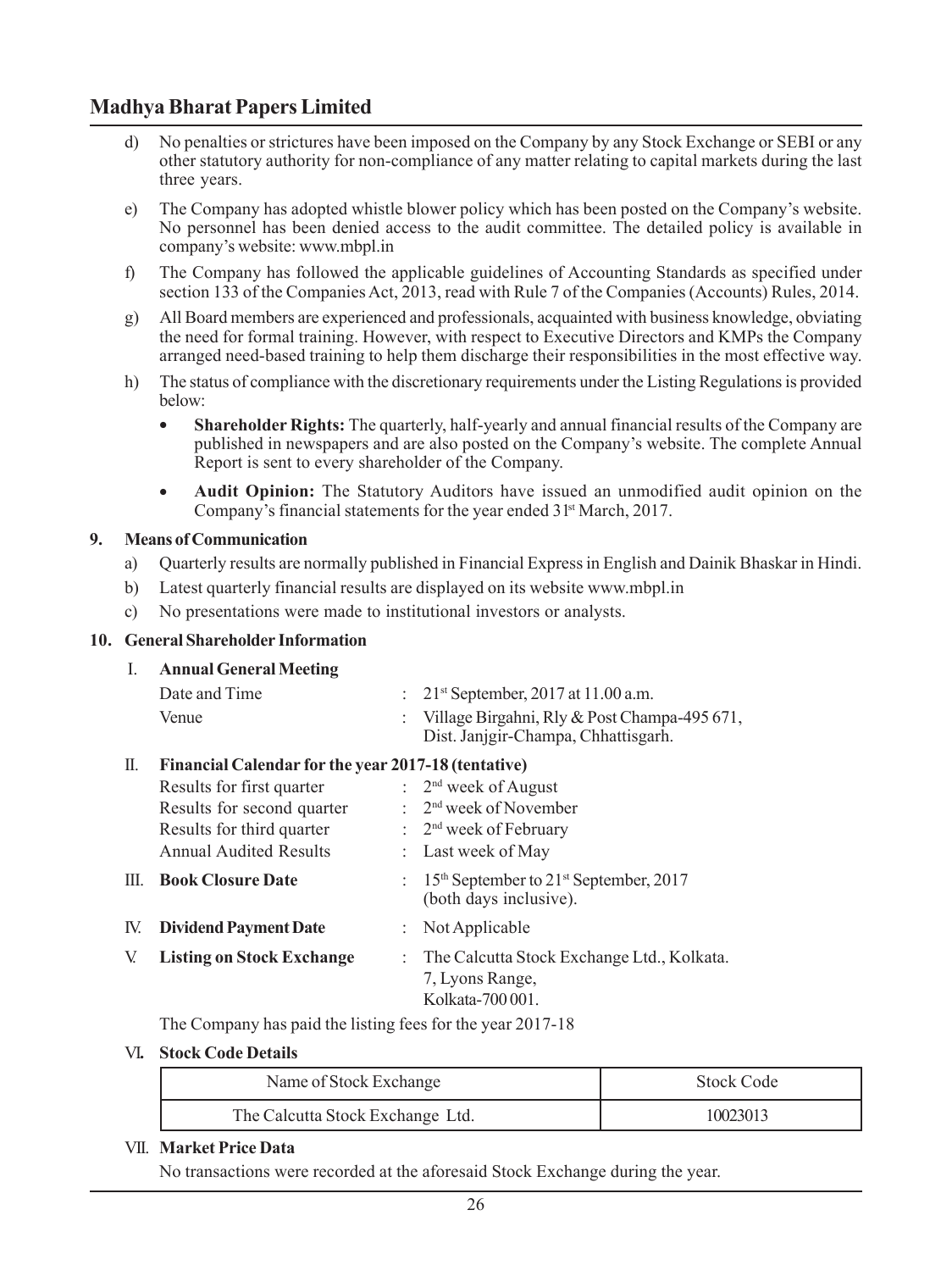d) No penalties or strictures have been imposed on the Company by any Stock Exchange or SEBI or any other statutory authority for non-compliance of any matter relating to capital markets during the last three years.

e) The Company has adopted whistle blower policy which has been posted on the Company's website. No personnel has been denied access to the audit committee. The detailed policy is available in company's website: www.mbpl.in

f) The Company has followed the applicable guidelines of Accounting Standards as specified under section 133 of the Companies Act, 2013, read with Rule 7 of the Companies (Accounts) Rules, 2014.

g) All Board members are experienced and professionals, acquainted with business knowledge, obviating the need for formal training. However, with respect to Executive Directors and KMPs the Company arranged need-based training to help them discharge their responsibilities in the most effective way.

h) The status of compliance with the discretionary requirements under the Listing Regulations is provided below:

- **Shareholder Rights:** The quarterly, half-yearly and annual financial results of the Company are published in newspapers and are also posted on the Company's website. The complete Annual Report is sent to every shareholder of the Company.
- **Audit Opinion:** The Statutory Auditors have issued an unmodified audit opinion on the Company's financial statements for the year ended 31st March, 2017.

## 9. Means of Communication

a) Quarterly results are normally published in Financial Express in English and Dainik Bhaskar in Hindi.

b) Latest quarterly financial results are displayed on its website www.mbpl.in

c) No presentations were made to institutional investors or analysts.

## 10. General Shareholder Information

### I. Annual General Meeting

Date and Time : 21st September, 2017 at 11.00 a.m.

Venue : Village Birgahni, Rly & Post Champa-495 671, Dist. Janjgir-Champa, Chhattisgarh.

### II. Financial Calendar for the year 2017-18 (tentative)

Results for first quarter : 2nd week of August

Results for second quarter : 2nd week of November

Results for third quarter : 2nd week of February

Annual Audited Results : Last week of May

### III. Book Closure Date

: 15th September to 21st September, 2017 (both days inclusive).

### IV. Dividend Payment Date

: Not Applicable

### V. Listing on Stock Exchange

: The Calcutta Stock Exchange Ltd., Kolkata. 7, Lyons Range, Kolkata-700 001.

The Company has paid the listing fees for the year 2017-18

### VI. Stock Code Details

| Name of Stock Exchange | Stock Code |
|---|---|
| The Calcutta Stock Exchange Ltd. | 10023013 |

### VII. Market Price Data

No transactions were recorded at the aforesaid Stock Exchange during the year.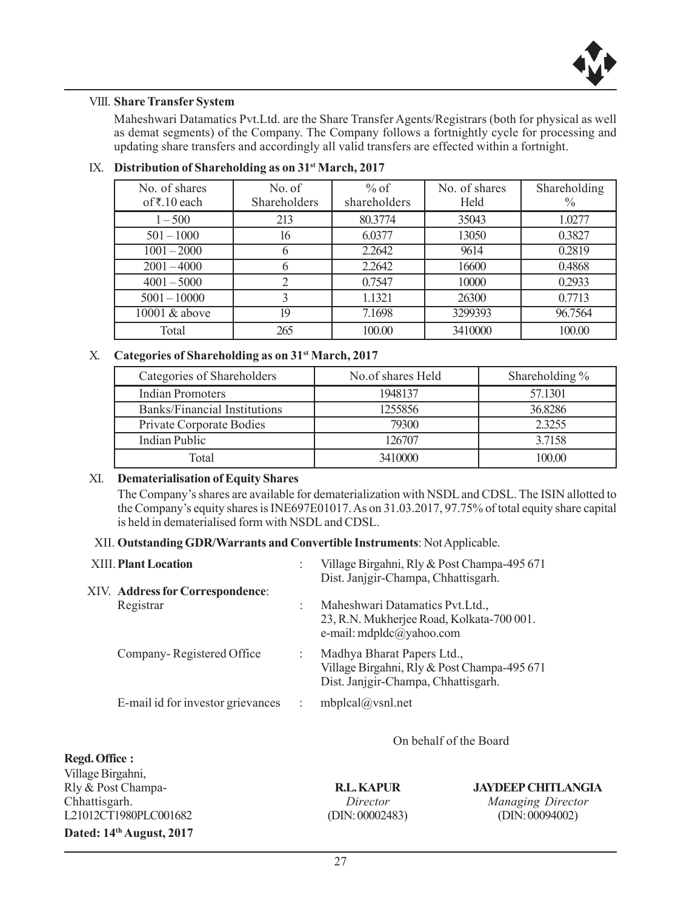### VIII. Share Transfer System

Maheshwari Datamatics Pvt.Ltd. are the Share Transfer Agents/Registrars (both for physical as well as demat segments) of the Company. The Company follows a fortnightly cycle for processing and updating share transfers and accordingly all valid transfers are effected within a fortnight.

### IX. Distribution of Shareholding as on 31st March, 2017

| No. of shares of ₹.10 each | No. of Shareholders | % of shareholders | No. of shares Held | Shareholding % |
|---|---|---|---|---|
| 1 – 500 | 213 | 80.3774 | 35043 | 1.0277 |
| 501 – 1000 | 16 | 6.0377 | 13050 | 0.3827 |
| 1001 – 2000 | 6 | 2.2642 | 9614 | 0.2819 |
| 2001 – 4000 | 6 | 2.2642 | 16600 | 0.4868 |
| 4001 – 5000 | 2 | 0.7547 | 10000 | 0.2933 |
| 5001 – 10000 | 3 | 1.1321 | 26300 | 0.7713 |
| 10001 & above | 19 | 7.1698 | 3299393 | 96.7564 |
| Total | 265 | 100.00 | 3410000 | 100.00 |

### X. Categories of Shareholding as on 31st March, 2017

| Categories of Shareholders | No.of shares Held | Shareholding % |
|---|---|---|
| Indian Promoters | 1948137 | 57.1301 |
| Banks/Financial Institutions | 1255856 | 36.8286 |
| Private Corporate Bodies | 79300 | 2.3255 |
| Indian Public | 126707 | 3.7158 |
| Total | 3410000 | 100.00 |

### XI. Dematerialisation of Equity Shares

The Company's shares are available for dematerialization with NSDL and CDSL. The ISIN allotted to the Company's equity shares is INE697E01017. As on 31.03.2017, 97.75% of total equity share capital is held in dematerialised form with NSDL and CDSL.

### XII. Outstanding GDR/Warrants and Convertible Instruments: Not Applicable.

**XIII. Plant Location** : Village Birgahni, Rly & Post Champa-495 671
Dist. Janjgir-Champa, Chhattisgarh.

**XIV. Address for Correspondence**:

Registrar : Maheshwari Datamatics Pvt.Ltd.,
23, R.N. Mukherjee Road, Kolkata-700 001.
e-mail: mdpldc@yahoo.com

Company- Registered Office : Madhya Bharat Papers Ltd.,
Village Birgahni, Rly & Post Champa-495 671
Dist. Janjgir-Champa, Chhattisgarh.

E-mail id for investor grievances : mbplcal@vsnl.net

On behalf of the Board

**Regd. Office :**
Village Birgahni,
Rly & Post Champa-
Chhattisgarh.
L21012CT1980PLC001682

**Dated: 14th August, 2017**

**R.L. KAPUR**
*Director*
(DIN: 00002483)

**JAYDEEP CHITLANGIA**
*Managing Director*
(DIN: 00094002)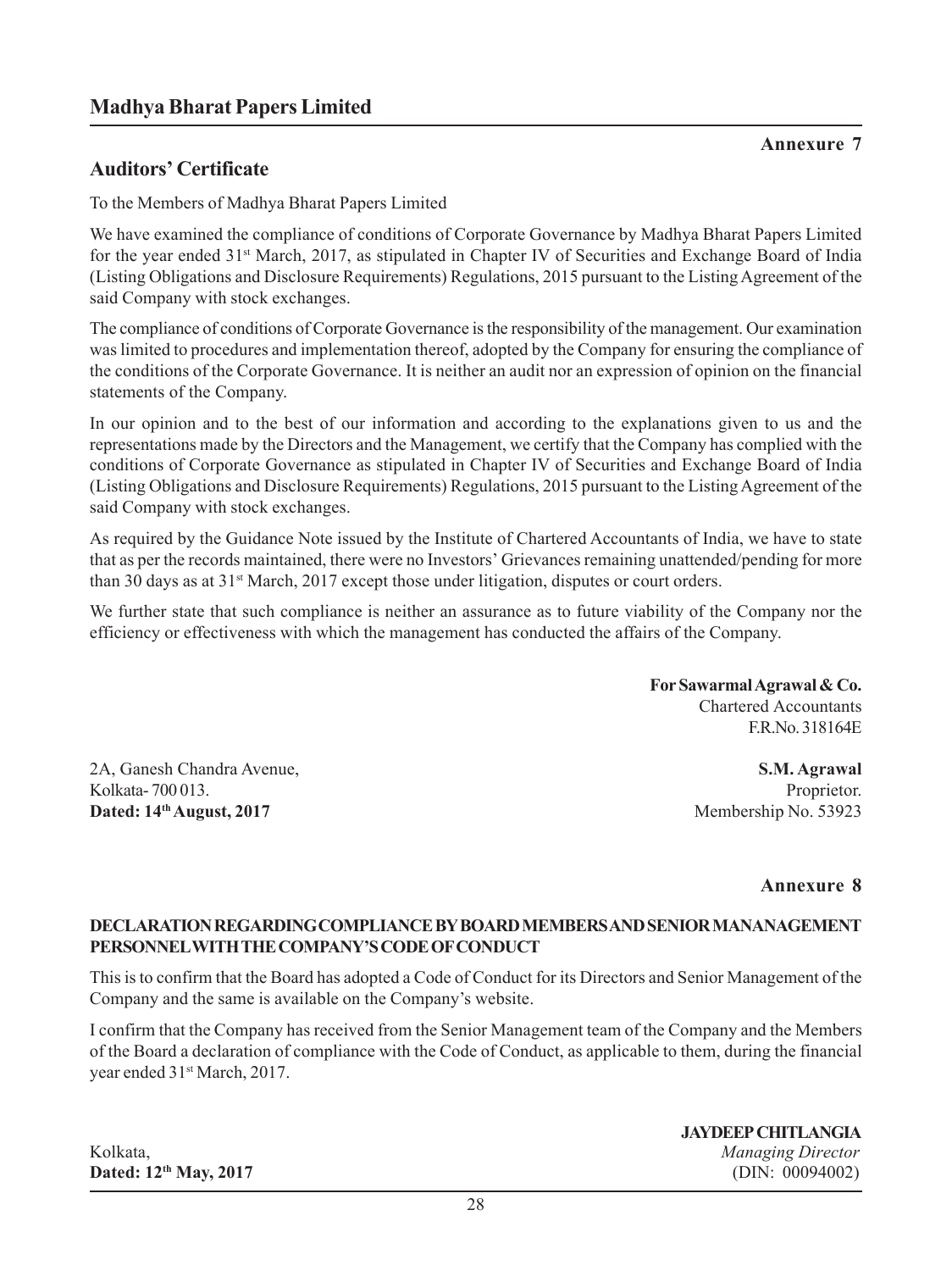**Annexure 7**

## Auditors' Certificate

To the Members of Madhya Bharat Papers Limited

We have examined the compliance of conditions of Corporate Governance by Madhya Bharat Papers Limited for the year ended 31st March, 2017, as stipulated in Chapter IV of Securities and Exchange Board of India (Listing Obligations and Disclosure Requirements) Regulations, 2015 pursuant to the Listing Agreement of the said Company with stock exchanges.

The compliance of conditions of Corporate Governance is the responsibility of the management. Our examination was limited to procedures and implementation thereof, adopted by the Company for ensuring the compliance of the conditions of the Corporate Governance. It is neither an audit nor an expression of opinion on the financial statements of the Company.

In our opinion and to the best of our information and according to the explanations given to us and the representations made by the Directors and the Management, we certify that the Company has complied with the conditions of Corporate Governance as stipulated in Chapter IV of Securities and Exchange Board of India (Listing Obligations and Disclosure Requirements) Regulations, 2015 pursuant to the Listing Agreement of the said Company with stock exchanges.

As required by the Guidance Note issued by the Institute of Chartered Accountants of India, we have to state that as per the records maintained, there were no Investors' Grievances remaining unattended/pending for more than 30 days as at 31st March, 2017 except those under litigation, disputes or court orders.

We further state that such compliance is neither an assurance as to future viability of the Company nor the efficiency or effectiveness with which the management has conducted the affairs of the Company.

**For Sawarmal Agrawal & Co.**
Chartered Accountants
F.R.No. 318164E

2A, Ganesh Chandra Avenue,
Kolkata- 700 013.
**Dated: 14th August, 2017**

**S.M. Agrawal**
Proprietor.
Membership No. 53923

**Annexure 8**

**DECLARATION REGARDING COMPLIANCE BY BOARD MEMBERS AND SENIOR MANANAGEMENT PERSONNEL WITH THE COMPANY'S CODE OF CONDUCT**

This is to confirm that the Board has adopted a Code of Conduct for its Directors and Senior Management of the Company and the same is available on the Company's website.

I confirm that the Company has received from the Senior Management team of the Company and the Members of the Board a declaration of compliance with the Code of Conduct, as applicable to them, during the financial year ended 31st March, 2017.

Kolkata,
**Dated: 12th May, 2017**

**JAYDEEP CHITLANGIA**
*Managing Director*
(DIN: 00094002)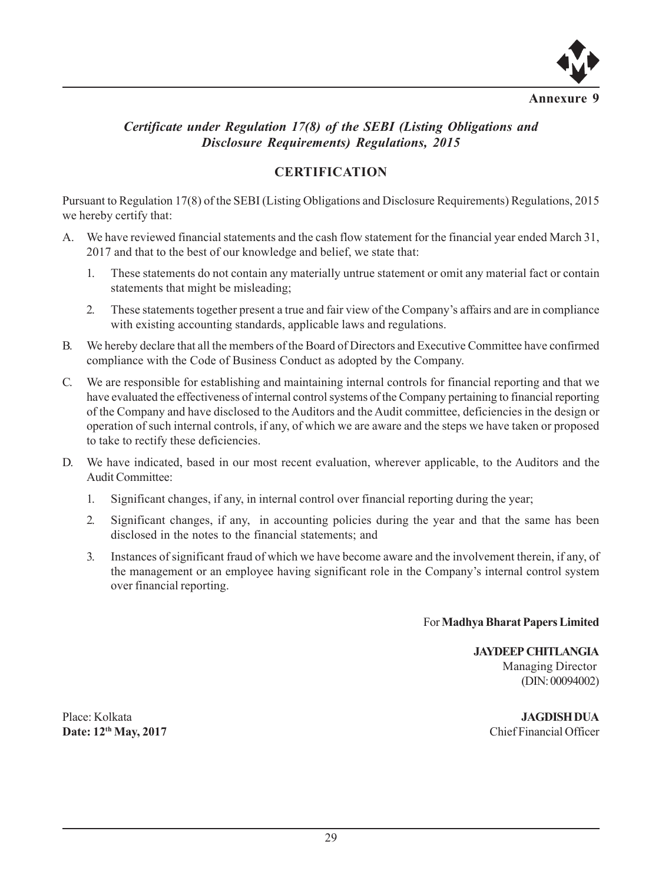**Annexure 9**

### *Certificate under Regulation 17(8) of the SEBI (Listing Obligations and Disclosure Requirements) Regulations, 2015*

## CERTIFICATION

Pursuant to Regulation 17(8) of the SEBI (Listing Obligations and Disclosure Requirements) Regulations, 2015 we hereby certify that:

A. We have reviewed financial statements and the cash flow statement for the financial year ended March 31, 2017 and that to the best of our knowledge and belief, we state that:

   1. These statements do not contain any materially untrue statement or omit any material fact or contain statements that might be misleading;

   2. These statements together present a true and fair view of the Company's affairs and are in compliance with existing accounting standards, applicable laws and regulations.

B. We hereby declare that all the members of the Board of Directors and Executive Committee have confirmed compliance with the Code of Business Conduct as adopted by the Company.

C. We are responsible for establishing and maintaining internal controls for financial reporting and that we have evaluated the effectiveness of internal control systems of the Company pertaining to financial reporting of the Company and have disclosed to the Auditors and the Audit committee, deficiencies in the design or operation of such internal controls, if any, of which we are aware and the steps we have taken or proposed to take to rectify these deficiencies.

D. We have indicated, based in our most recent evaluation, wherever applicable, to the Auditors and the Audit Committee:

   1. Significant changes, if any, in internal control over financial reporting during the year;

   2. Significant changes, if any, in accounting policies during the year and that the same has been disclosed in the notes to the financial statements; and

   3. Instances of significant fraud of which we have become aware and the involvement therein, if any, of the management or an employee having significant role in the Company's internal control system over financial reporting.

For **Madhya Bharat Papers Limited**

**JAYDEEP CHITLANGIA**
Managing Director
(DIN: 00094002)

Place: Kolkata
**Date: 12th May, 2017**

**JAGDISH DUA**
Chief Financial Officer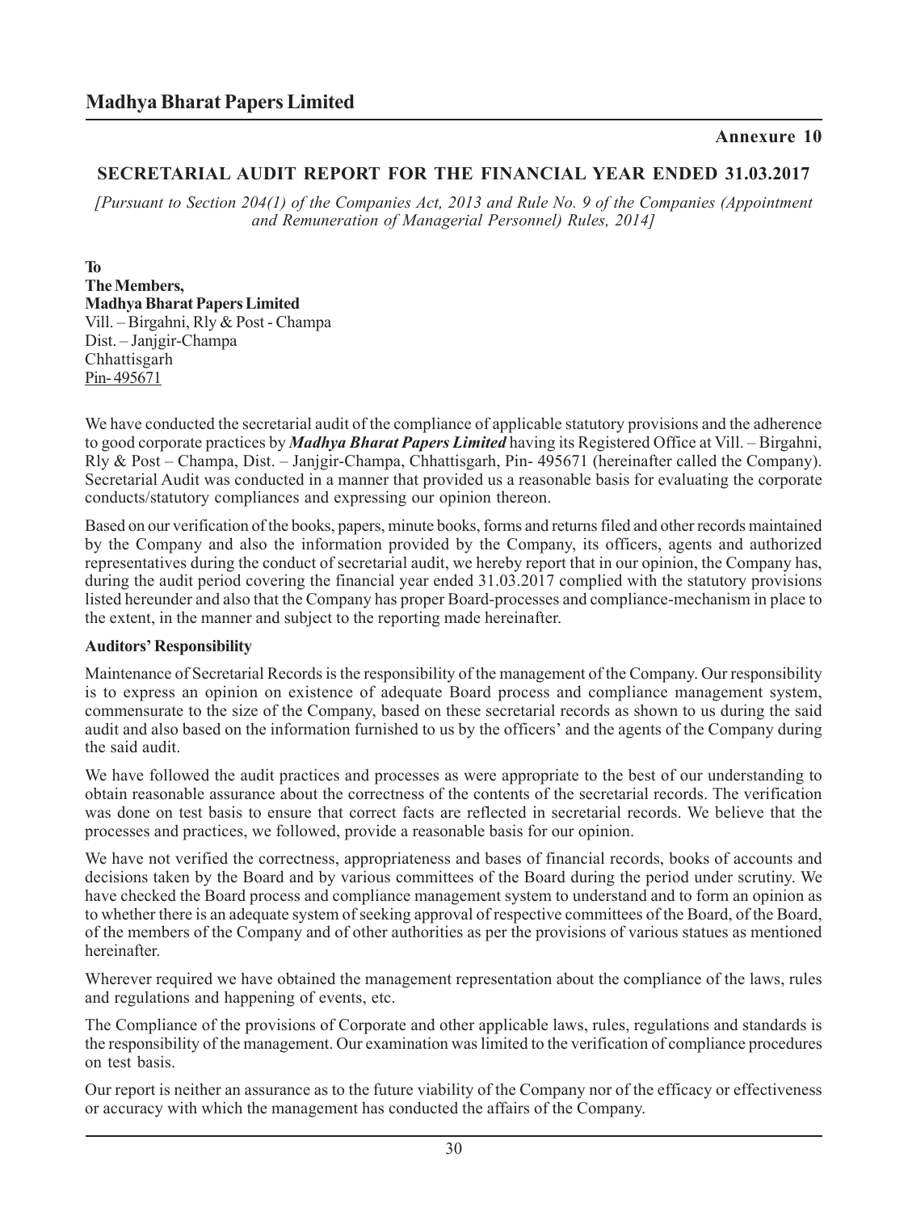**Annexure 10**

## SECRETARIAL AUDIT REPORT FOR THE FINANCIAL YEAR ENDED 31.03.2017

*[Pursuant to Section 204(1) of the Companies Act, 2013 and Rule No. 9 of the Companies (Appointment and Remuneration of Managerial Personnel) Rules, 2014]*

**To**
**The Members,**
**Madhya Bharat Papers Limited**
Vill. – Birgahni, Rly & Post - Champa
Dist. – Janjgir-Champa
Chhattisgarh
Pin- 495671

We have conducted the secretarial audit of the compliance of applicable statutory provisions and the adherence to good corporate practices by ***Madhya Bharat Papers Limited*** having its Registered Office at Vill. – Birgahni, Rly & Post – Champa, Dist. – Janjgir-Champa, Chhattisgarh, Pin- 495671 (hereinafter called the Company). Secretarial Audit was conducted in a manner that provided us a reasonable basis for evaluating the corporate conducts/statutory compliances and expressing our opinion thereon.

Based on our verification of the books, papers, minute books, forms and returns filed and other records maintained by the Company and also the information provided by the Company, its officers, agents and authorized representatives during the conduct of secretarial audit, we hereby report that in our opinion, the Company has, during the audit period covering the financial year ended 31.03.2017 complied with the statutory provisions listed hereunder and also that the Company has proper Board-processes and compliance-mechanism in place to the extent, in the manner and subject to the reporting made hereinafter.

**Auditors' Responsibility**

Maintenance of Secretarial Records is the responsibility of the management of the Company. Our responsibility is to express an opinion on existence of adequate Board process and compliance management system, commensurate to the size of the Company, based on these secretarial records as shown to us during the said audit and also based on the information furnished to us by the officers' and the agents of the Company during the said audit.

We have followed the audit practices and processes as were appropriate to the best of our understanding to obtain reasonable assurance about the correctness of the contents of the secretarial records. The verification was done on test basis to ensure that correct facts are reflected in secretarial records. We believe that the processes and practices, we followed, provide a reasonable basis for our opinion.

We have not verified the correctness, appropriateness and bases of financial records, books of accounts and decisions taken by the Board and by various committees of the Board during the period under scrutiny. We have checked the Board process and compliance management system to understand and to form an opinion as to whether there is an adequate system of seeking approval of respective committees of the Board, of the Board, of the members of the Company and of other authorities as per the provisions of various statues as mentioned hereinafter.

Wherever required we have obtained the management representation about the compliance of the laws, rules and regulations and happening of events, etc.

The Compliance of the provisions of Corporate and other applicable laws, rules, regulations and standards is the responsibility of the management. Our examination was limited to the verification of compliance procedures on test basis.

Our report is neither an assurance as to the future viability of the Company nor of the efficacy or effectiveness or accuracy with which the management has conducted the affairs of the Company.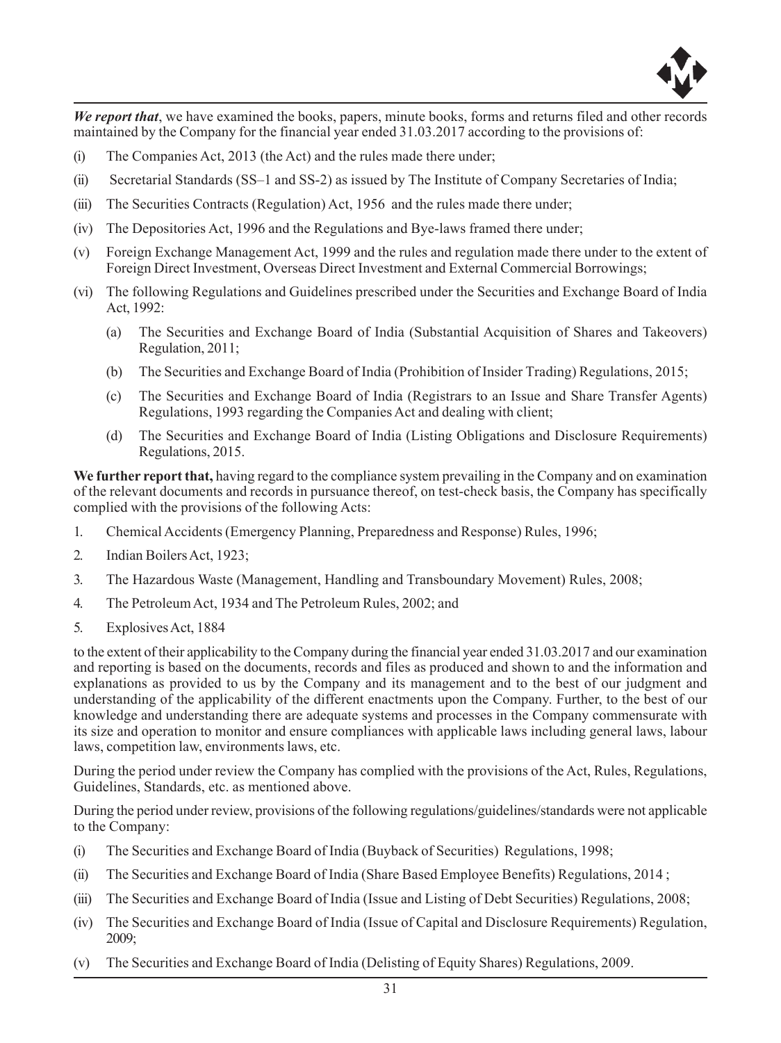***We report that***, we have examined the books, papers, minute books, forms and returns filed and other records maintained by the Company for the financial year ended 31.03.2017 according to the provisions of:

(i) The Companies Act, 2013 (the Act) and the rules made there under;

(ii) Secretarial Standards (SS–1 and SS-2) as issued by The Institute of Company Secretaries of India;

(iii) The Securities Contracts (Regulation) Act, 1956 and the rules made there under;

(iv) The Depositories Act, 1996 and the Regulations and Bye-laws framed there under;

(v) Foreign Exchange Management Act, 1999 and the rules and regulation made there under to the extent of Foreign Direct Investment, Overseas Direct Investment and External Commercial Borrowings;

(vi) The following Regulations and Guidelines prescribed under the Securities and Exchange Board of India Act, 1992:

   (a) The Securities and Exchange Board of India (Substantial Acquisition of Shares and Takeovers) Regulation, 2011;

   (b) The Securities and Exchange Board of India (Prohibition of Insider Trading) Regulations, 2015;

   (c) The Securities and Exchange Board of India (Registrars to an Issue and Share Transfer Agents) Regulations, 1993 regarding the Companies Act and dealing with client;

   (d) The Securities and Exchange Board of India (Listing Obligations and Disclosure Requirements) Regulations, 2015.

**We further report that,** having regard to the compliance system prevailing in the Company and on examination of the relevant documents and records in pursuance thereof, on test-check basis, the Company has specifically complied with the provisions of the following Acts:

1. Chemical Accidents (Emergency Planning, Preparedness and Response) Rules, 1996;
2. Indian Boilers Act, 1923;
3. The Hazardous Waste (Management, Handling and Transboundary Movement) Rules, 2008;
4. The Petroleum Act, 1934 and The Petroleum Rules, 2002; and
5. Explosives Act, 1884

to the extent of their applicability to the Company during the financial year ended 31.03.2017 and our examination and reporting is based on the documents, records and files as produced and shown to and the information and explanations as provided to us by the Company and its management and to the best of our judgment and understanding of the applicability of the different enactments upon the Company. Further, to the best of our knowledge and understanding there are adequate systems and processes in the Company commensurate with its size and operation to monitor and ensure compliances with applicable laws including general laws, labour laws, competition law, environments laws, etc.

During the period under review the Company has complied with the provisions of the Act, Rules, Regulations, Guidelines, Standards, etc. as mentioned above.

During the period under review, provisions of the following regulations/guidelines/standards were not applicable to the Company:

(i) The Securities and Exchange Board of India (Buyback of Securities) Regulations, 1998;

(ii) The Securities and Exchange Board of India (Share Based Employee Benefits) Regulations, 2014 ;

(iii) The Securities and Exchange Board of India (Issue and Listing of Debt Securities) Regulations, 2008;

(iv) The Securities and Exchange Board of India (Issue of Capital and Disclosure Requirements) Regulation, 2009;

(v) The Securities and Exchange Board of India (Delisting of Equity Shares) Regulations, 2009.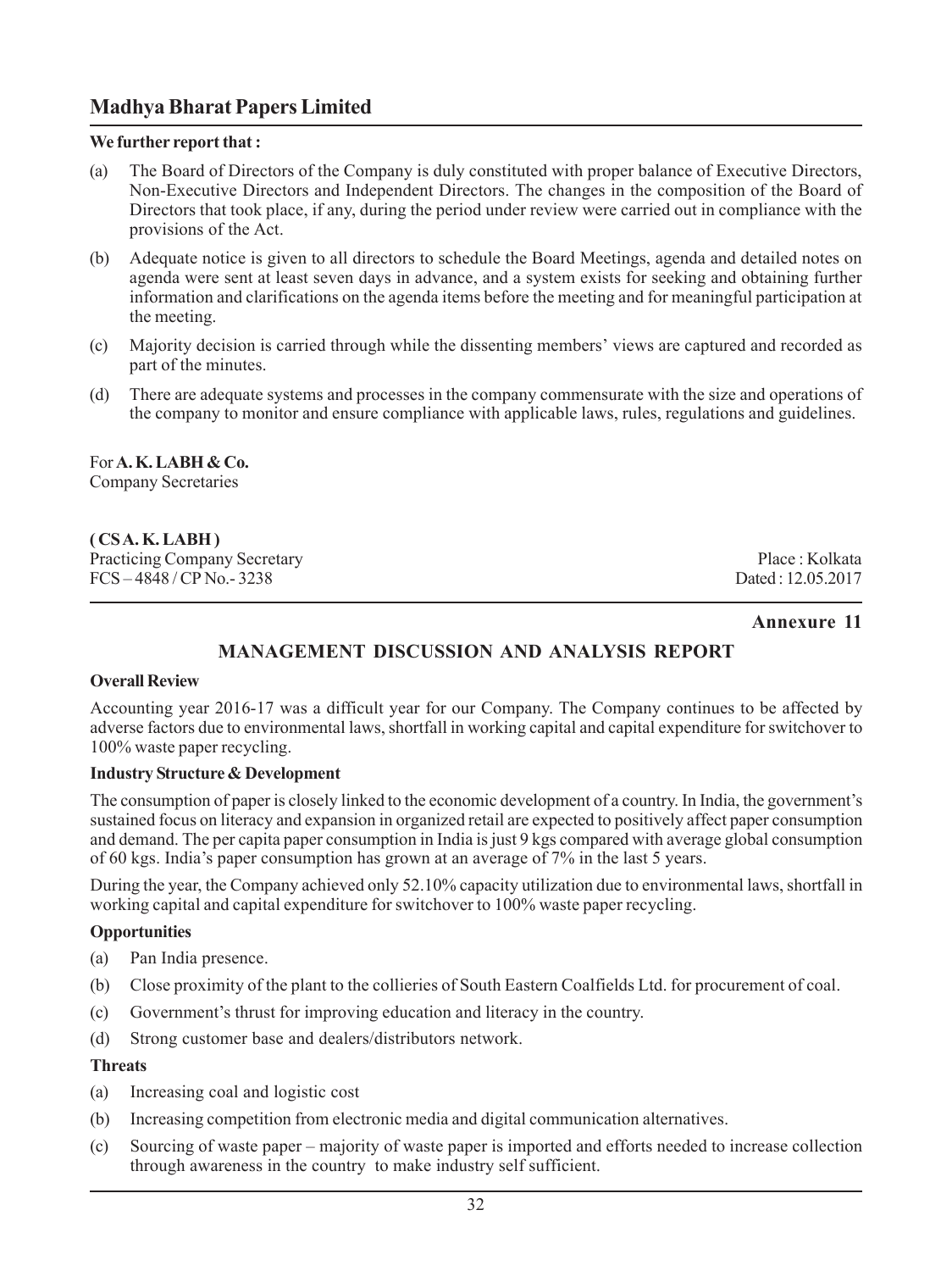**We further report that :**

(a) The Board of Directors of the Company is duly constituted with proper balance of Executive Directors, Non-Executive Directors and Independent Directors. The changes in the composition of the Board of Directors that took place, if any, during the period under review were carried out in compliance with the provisions of the Act.

(b) Adequate notice is given to all directors to schedule the Board Meetings, agenda and detailed notes on agenda were sent at least seven days in advance, and a system exists for seeking and obtaining further information and clarifications on the agenda items before the meeting and for meaningful participation at the meeting.

(c) Majority decision is carried through while the dissenting members' views are captured and recorded as part of the minutes.

(d) There are adequate systems and processes in the company commensurate with the size and operations of the company to monitor and ensure compliance with applicable laws, rules, regulations and guidelines.

For **A. K. LABH & Co.**
Company Secretaries

**( CS A. K. LABH )**
Practicing Company Secretary
FCS – 4848 / CP No.- 3238

Place : Kolkata
Dated : 12.05.2017

**Annexure 11**

## MANAGEMENT DISCUSSION AND ANALYSIS REPORT

**Overall Review**

Accounting year 2016-17 was a difficult year for our Company. The Company continues to be affected by adverse factors due to environmental laws, shortfall in working capital and capital expenditure for switchover to 100% waste paper recycling.

**Industry Structure & Development**

The consumption of paper is closely linked to the economic development of a country. In India, the government's sustained focus on literacy and expansion in organized retail are expected to positively affect paper consumption and demand. The per capita paper consumption in India is just 9 kgs compared with average global consumption of 60 kgs. India's paper consumption has grown at an average of 7% in the last 5 years.

During the year, the Company achieved only 52.10% capacity utilization due to environmental laws, shortfall in working capital and capital expenditure for switchover to 100% waste paper recycling.

**Opportunities**

(a) Pan India presence.

(b) Close proximity of the plant to the collieries of South Eastern Coalfields Ltd. for procurement of coal.

(c) Government's thrust for improving education and literacy in the country.

(d) Strong customer base and dealers/distributors network.

**Threats**

(a) Increasing coal and logistic cost

(b) Increasing competition from electronic media and digital communication alternatives.

(c) Sourcing of waste paper – majority of waste paper is imported and efforts needed to increase collection through awareness in the country to make industry self sufficient.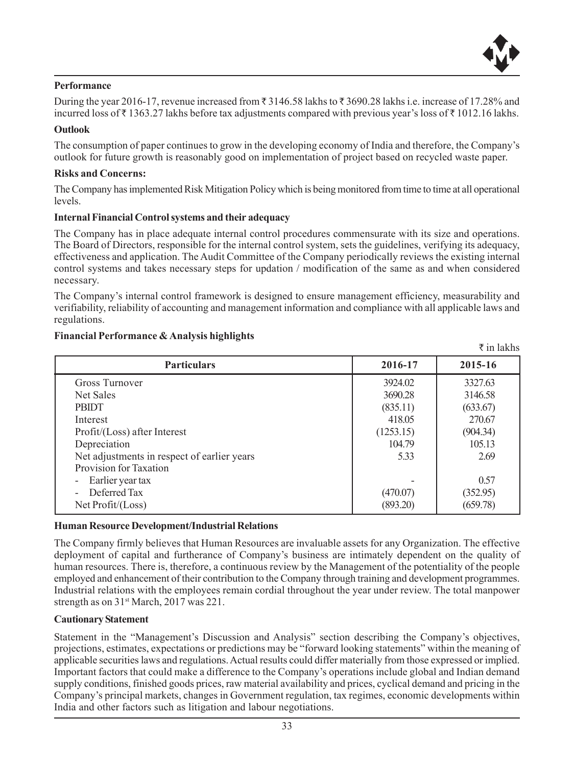### Performance

During the year 2016-17, revenue increased from ₹ 3146.58 lakhs to ₹ 3690.28 lakhs i.e. increase of 17.28% and incurred loss of ₹ 1363.27 lakhs before tax adjustments compared with previous year's loss of ₹ 1012.16 lakhs.

### Outlook

The consumption of paper continues to grow in the developing economy of India and therefore, the Company's outlook for future growth is reasonably good on implementation of project based on recycled waste paper.

### Risks and Concerns:

The Company has implemented Risk Mitigation Policy which is being monitored from time to time at all operational levels.

### Internal Financial Control systems and their adequacy

The Company has in place adequate internal control procedures commensurate with its size and operations. The Board of Directors, responsible for the internal control system, sets the guidelines, verifying its adequacy, effectiveness and application. The Audit Committee of the Company periodically reviews the existing internal control systems and takes necessary steps for updation / modification of the same as and when considered necessary.

The Company's internal control framework is designed to ensure management efficiency, measurability and verifiability, reliability of accounting and management information and compliance with all applicable laws and regulations.

### Financial Performance & Analysis highlights

₹ in lakhs

| Particulars | 2016-17 | 2015-16 |
|---|---|---|
| Gross Turnover | 3924.02 | 3327.63 |
| Net Sales | 3690.28 | 3146.58 |
| PBIDT | (835.11) | (633.67) |
| Interest | 418.05 | 270.67 |
| Profit/(Loss) after Interest | (1253.15) | (904.34) |
| Depreciation | 104.79 | 105.13 |
| Net adjustments in respect of earlier years | 5.33 | 2.69 |
| Provision for Taxation | | |
| - Earlier year tax | - | 0.57 |
| - Deferred Tax | (470.07) | (352.95) |
| Net Profit/(Loss) | (893.20) | (659.78) |

### Human Resource Development/Industrial Relations

The Company firmly believes that Human Resources are invaluable assets for any Organization. The effective deployment of capital and furtherance of Company's business are intimately dependent on the quality of human resources. There is, therefore, a continuous review by the Management of the potentiality of the people employed and enhancement of their contribution to the Company through training and development programmes. Industrial relations with the employees remain cordial throughout the year under review. The total manpower strength as on 31st March, 2017 was 221.

### Cautionary Statement

Statement in the "Management's Discussion and Analysis" section describing the Company's objectives, projections, estimates, expectations or predictions may be "forward looking statements" within the meaning of applicable securities laws and regulations. Actual results could differ materially from those expressed or implied. Important factors that could make a difference to the Company's operations include global and Indian demand supply conditions, finished goods prices, raw material availability and prices, cyclical demand and pricing in the Company's principal markets, changes in Government regulation, tax regimes, economic developments within India and other factors such as litigation and labour negotiations.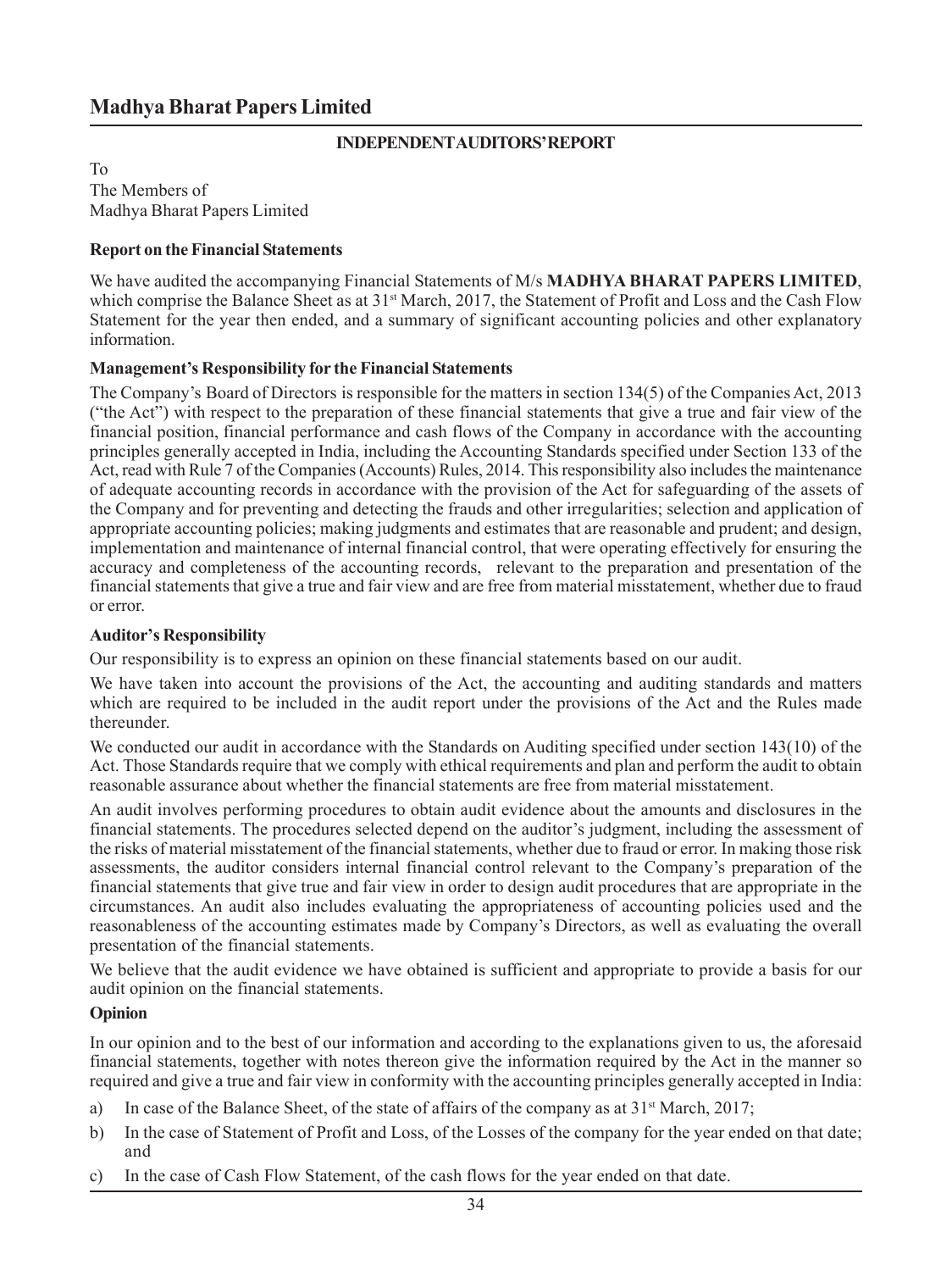## INDEPENDENT AUDITORS' REPORT

To
The Members of
Madhya Bharat Papers Limited

### Report on the Financial Statements

We have audited the accompanying Financial Statements of M/s **MADHYA BHARAT PAPERS LIMITED**, which comprise the Balance Sheet as at 31st March, 2017, the Statement of Profit and Loss and the Cash Flow Statement for the year then ended, and a summary of significant accounting policies and other explanatory information.

### Management's Responsibility for the Financial Statements

The Company's Board of Directors is responsible for the matters in section 134(5) of the Companies Act, 2013 ("the Act") with respect to the preparation of these financial statements that give a true and fair view of the financial position, financial performance and cash flows of the Company in accordance with the accounting principles generally accepted in India, including the Accounting Standards specified under Section 133 of the Act, read with Rule 7 of the Companies (Accounts) Rules, 2014. This responsibility also includes the maintenance of adequate accounting records in accordance with the provision of the Act for safeguarding of the assets of the Company and for preventing and detecting the frauds and other irregularities; selection and application of appropriate accounting policies; making judgments and estimates that are reasonable and prudent; and design, implementation and maintenance of internal financial control, that were operating effectively for ensuring the accuracy and completeness of the accounting records, relevant to the preparation and presentation of the financial statements that give a true and fair view and are free from material misstatement, whether due to fraud or error.

### Auditor's Responsibility

Our responsibility is to express an opinion on these financial statements based on our audit.

We have taken into account the provisions of the Act, the accounting and auditing standards and matters which are required to be included in the audit report under the provisions of the Act and the Rules made thereunder.

We conducted our audit in accordance with the Standards on Auditing specified under section 143(10) of the Act. Those Standards require that we comply with ethical requirements and plan and perform the audit to obtain reasonable assurance about whether the financial statements are free from material misstatement.

An audit involves performing procedures to obtain audit evidence about the amounts and disclosures in the financial statements. The procedures selected depend on the auditor's judgment, including the assessment of the risks of material misstatement of the financial statements, whether due to fraud or error. In making those risk assessments, the auditor considers internal financial control relevant to the Company's preparation of the financial statements that give true and fair view in order to design audit procedures that are appropriate in the circumstances. An audit also includes evaluating the appropriateness of accounting policies used and the reasonableness of the accounting estimates made by Company's Directors, as well as evaluating the overall presentation of the financial statements.

We believe that the audit evidence we have obtained is sufficient and appropriate to provide a basis for our audit opinion on the financial statements.

### Opinion

In our opinion and to the best of our information and according to the explanations given to us, the aforesaid financial statements, together with notes thereon give the information required by the Act in the manner so required and give a true and fair view in conformity with the accounting principles generally accepted in India:

a) In case of the Balance Sheet, of the state of affairs of the company as at 31st March, 2017;

b) In the case of Statement of Profit and Loss, of the Losses of the company for the year ended on that date; and

c) In the case of Cash Flow Statement, of the cash flows for the year ended on that date.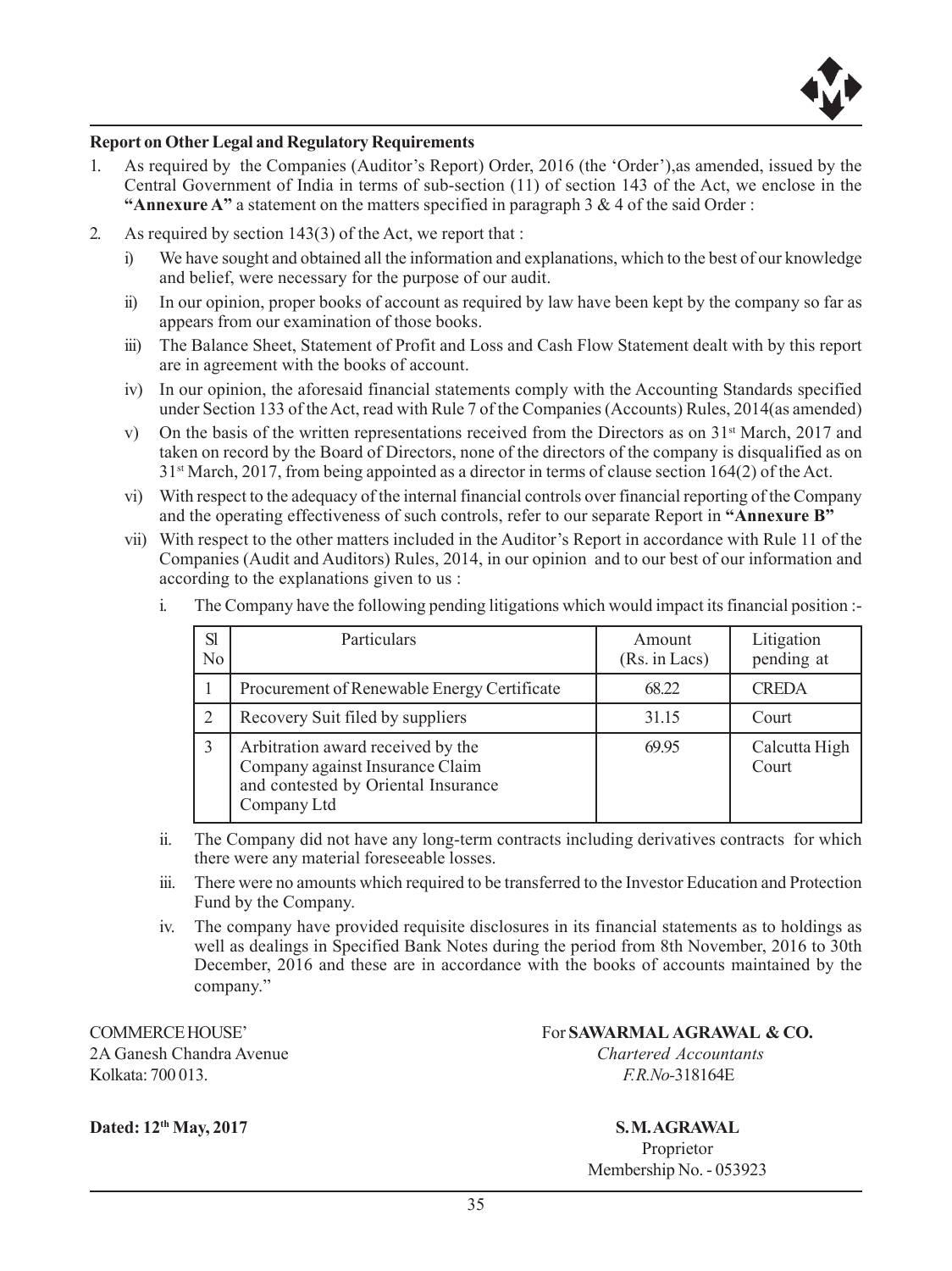**Report on Other Legal and Regulatory Requirements**

1. As required by the Companies (Auditor's Report) Order, 2016 (the 'Order'),as amended, issued by the Central Government of India in terms of sub-section (11) of section 143 of the Act, we enclose in the **"Annexure A"** a statement on the matters specified in paragraph 3 & 4 of the said Order :

2. As required by section 143(3) of the Act, we report that :

   i) We have sought and obtained all the information and explanations, which to the best of our knowledge and belief, were necessary for the purpose of our audit.

   ii) In our opinion, proper books of account as required by law have been kept by the company so far as appears from our examination of those books.

   iii) The Balance Sheet, Statement of Profit and Loss and Cash Flow Statement dealt with by this report are in agreement with the books of account.

   iv) In our opinion, the aforesaid financial statements comply with the Accounting Standards specified under Section 133 of the Act, read with Rule 7 of the Companies (Accounts) Rules, 2014(as amended)

   v) On the basis of the written representations received from the Directors as on 31st March, 2017 and taken on record by the Board of Directors, none of the directors of the company is disqualified as on 31st March, 2017, from being appointed as a director in terms of clause section 164(2) of the Act.

   vi) With respect to the adequacy of the internal financial controls over financial reporting of the Company and the operating effectiveness of such controls, refer to our separate Report in **"Annexure B"**

   vii) With respect to the other matters included in the Auditor's Report in accordance with Rule 11 of the Companies (Audit and Auditors) Rules, 2014, in our opinion and to our best of our information and according to the explanations given to us :

      i. The Company have the following pending litigations which would impact its financial position :-

| Sl No | Particulars | Amount (Rs. in Lacs) | Litigation pending at |
|---|---|---|---|
| 1 | Procurement of Renewable Energy Certificate | 68.22 | CREDA |
| 2 | Recovery Suit filed by suppliers | 31.15 | Court |
| 3 | Arbitration award received by the Company against Insurance Claim and contested by Oriental Insurance Company Ltd | 69.95 | Calcutta High Court |

      ii. The Company did not have any long-term contracts including derivatives contracts for which there were any material foreseeable losses.

      iii. There were no amounts which required to be transferred to the Investor Education and Protection Fund by the Company.

      iv. The company have provided requisite disclosures in its financial statements as to holdings as well as dealings in Specified Bank Notes during the period from 8th November, 2016 to 30th December, 2016 and these are in accordance with the books of accounts maintained by the company."

COMMERCE HOUSE'
2A Ganesh Chandra Avenue
Kolkata: 700 013.

For **SAWARMAL AGRAWAL & CO.**
*Chartered Accountants*
*F.R.No*-318164E

**Dated: 12th May, 2017**

**S.M.AGRAWAL**
Proprietor
Membership No. - 053923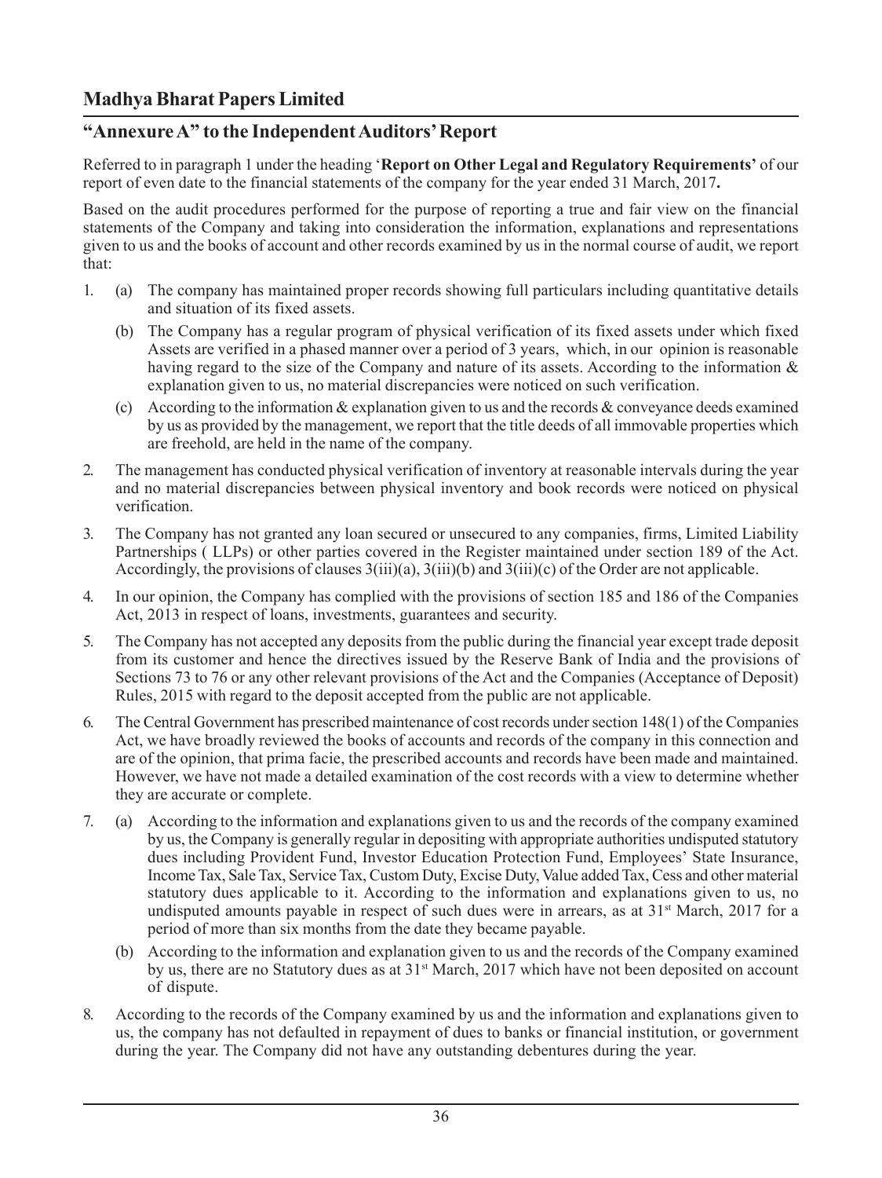# Madhya Bharat Papers Limited

## "Annexure A" to the Independent Auditors' Report

Referred to in paragraph 1 under the heading '**Report on Other Legal and Regulatory Requirements**' of our report of even date to the financial statements of the company for the year ended 31 March, 2017**.**

Based on the audit procedures performed for the purpose of reporting a true and fair view on the financial statements of the Company and taking into consideration the information, explanations and representations given to us and the books of account and other records examined by us in the normal course of audit, we report that:

1. (a) The company has maintained proper records showing full particulars including quantitative details and situation of its fixed assets.

   (b) The Company has a regular program of physical verification of its fixed assets under which fixed Assets are verified in a phased manner over a period of 3 years, which, in our opinion is reasonable having regard to the size of the Company and nature of its assets. According to the information & explanation given to us, no material discrepancies were noticed on such verification.

   (c) According to the information & explanation given to us and the records & conveyance deeds examined by us as provided by the management, we report that the title deeds of all immovable properties which are freehold, are held in the name of the company.

2. The management has conducted physical verification of inventory at reasonable intervals during the year and no material discrepancies between physical inventory and book records were noticed on physical verification.

3. The Company has not granted any loan secured or unsecured to any companies, firms, Limited Liability Partnerships ( LLPs) or other parties covered in the Register maintained under section 189 of the Act. Accordingly, the provisions of clauses 3(iii)(a), 3(iii)(b) and 3(iii)(c) of the Order are not applicable.

4. In our opinion, the Company has complied with the provisions of section 185 and 186 of the Companies Act, 2013 in respect of loans, investments, guarantees and security.

5. The Company has not accepted any deposits from the public during the financial year except trade deposit from its customer and hence the directives issued by the Reserve Bank of India and the provisions of Sections 73 to 76 or any other relevant provisions of the Act and the Companies (Acceptance of Deposit) Rules, 2015 with regard to the deposit accepted from the public are not applicable.

6. The Central Government has prescribed maintenance of cost records under section 148(1) of the Companies Act, we have broadly reviewed the books of accounts and records of the company in this connection and are of the opinion, that prima facie, the prescribed accounts and records have been made and maintained. However, we have not made a detailed examination of the cost records with a view to determine whether they are accurate or complete.

7. (a) According to the information and explanations given to us and the records of the company examined by us, the Company is generally regular in depositing with appropriate authorities undisputed statutory dues including Provident Fund, Investor Education Protection Fund, Employees' State Insurance, Income Tax, Sale Tax, Service Tax, Custom Duty, Excise Duty, Value added Tax, Cess and other material statutory dues applicable to it. According to the information and explanations given to us, no undisputed amounts payable in respect of such dues were in arrears, as at 31st March, 2017 for a period of more than six months from the date they became payable.

   (b) According to the information and explanation given to us and the records of the Company examined by us, there are no Statutory dues as at 31st March, 2017 which have not been deposited on account of dispute.

8. According to the records of the Company examined by us and the information and explanations given to us, the company has not defaulted in repayment of dues to banks or financial institution, or government during the year. The Company did not have any outstanding debentures during the year.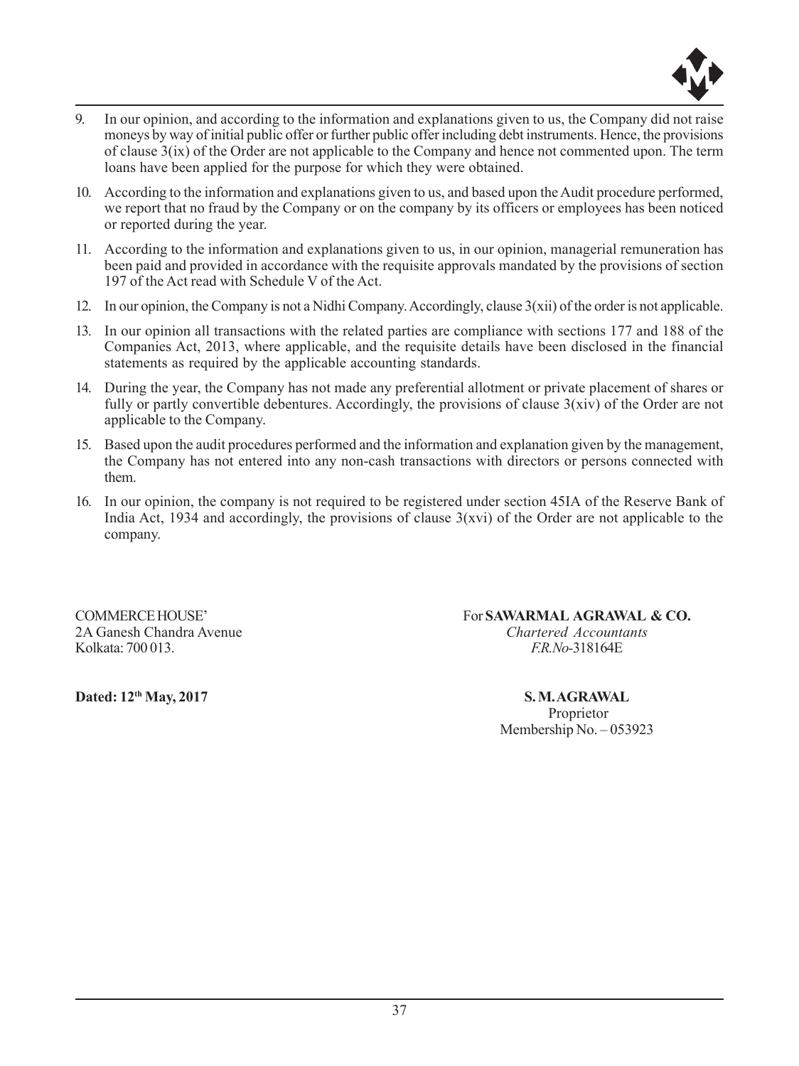9. In our opinion, and according to the information and explanations given to us, the Company did not raise moneys by way of initial public offer or further public offer including debt instruments. Hence, the provisions of clause 3(ix) of the Order are not applicable to the Company and hence not commented upon. The term loans have been applied for the purpose for which they were obtained.

10. According to the information and explanations given to us, and based upon the Audit procedure performed, we report that no fraud by the Company or on the company by its officers or employees has been noticed or reported during the year.

11. According to the information and explanations given to us, in our opinion, managerial remuneration has been paid and provided in accordance with the requisite approvals mandated by the provisions of section 197 of the Act read with Schedule V of the Act.

12. In our opinion, the Company is not a Nidhi Company. Accordingly, clause 3(xii) of the order is not applicable.

13. In our opinion all transactions with the related parties are compliance with sections 177 and 188 of the Companies Act, 2013, where applicable, and the requisite details have been disclosed in the financial statements as required by the applicable accounting standards.

14. During the year, the Company has not made any preferential allotment or private placement of shares or fully or partly convertible debentures. Accordingly, the provisions of clause 3(xiv) of the Order are not applicable to the Company.

15. Based upon the audit procedures performed and the information and explanation given by the management, the Company has not entered into any non-cash transactions with directors or persons connected with them.

16. In our opinion, the company is not required to be registered under section 45IA of the Reserve Bank of India Act, 1934 and accordingly, the provisions of clause 3(xvi) of the Order are not applicable to the company.

COMMERCE HOUSE'
2A Ganesh Chandra Avenue
Kolkata: 700 013.

**Dated: 12th May, 2017**

For **SAWARMAL AGRAWAL & CO.**
*Chartered Accountants*
*F.R.No*-318164E

**S. M. AGRAWAL**
Proprietor
Membership No. – 053923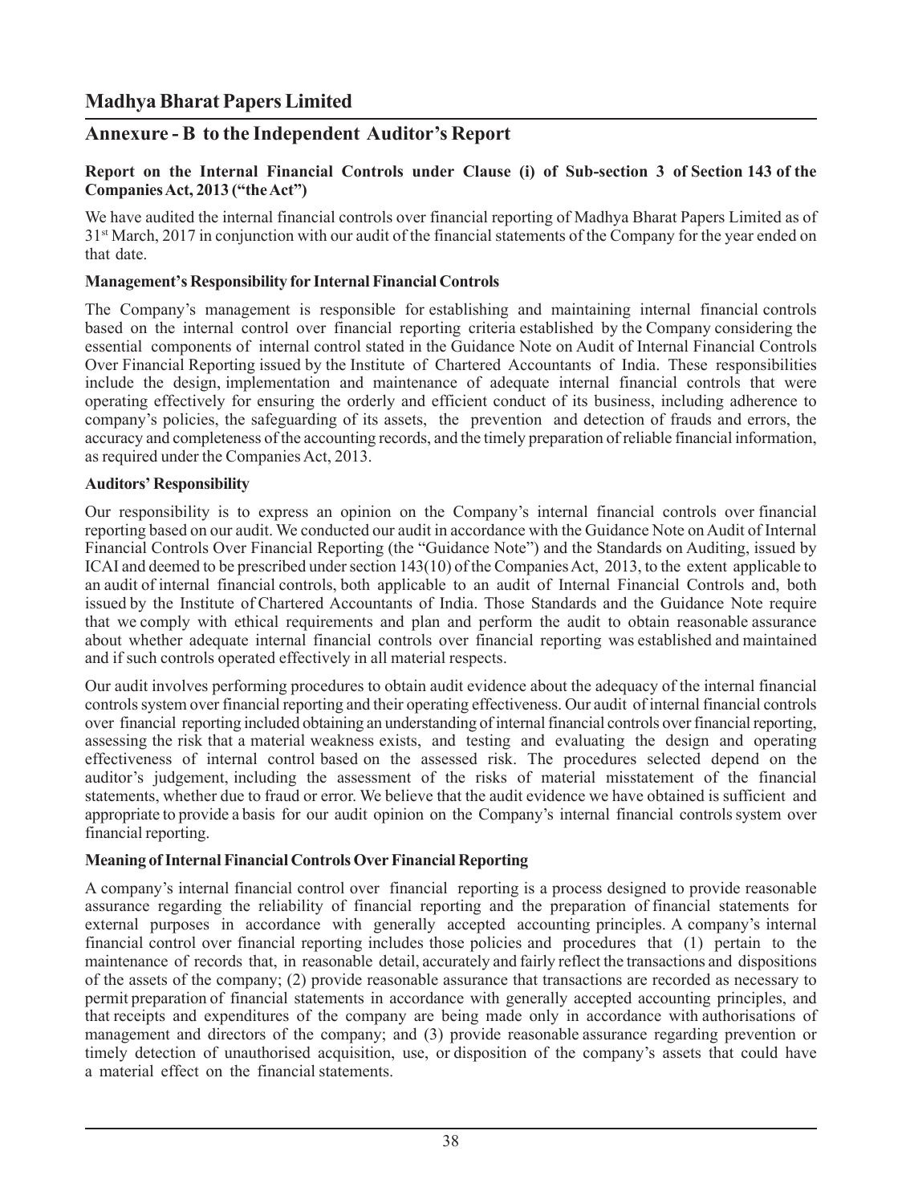# Madhya Bharat Papers Limited

## Annexure - B to the Independent Auditor's Report

**Report on the Internal Financial Controls under Clause (i) of Sub-section 3 of Section 143 of the Companies Act, 2013 ("the Act")**

We have audited the internal financial controls over financial reporting of Madhya Bharat Papers Limited as of 31st March, 2017 in conjunction with our audit of the financial statements of the Company for the year ended on that date.

**Management's Responsibility for Internal Financial Controls**

The Company's management is responsible for establishing and maintaining internal financial controls based on the internal control over financial reporting criteria established by the Company considering the essential components of internal control stated in the Guidance Note on Audit of Internal Financial Controls Over Financial Reporting issued by the Institute of Chartered Accountants of India. These responsibilities include the design, implementation and maintenance of adequate internal financial controls that were operating effectively for ensuring the orderly and efficient conduct of its business, including adherence to company's policies, the safeguarding of its assets, the prevention and detection of frauds and errors, the accuracy and completeness of the accounting records, and the timely preparation of reliable financial information, as required under the Companies Act, 2013.

**Auditors' Responsibility**

Our responsibility is to express an opinion on the Company's internal financial controls over financial reporting based on our audit. We conducted our audit in accordance with the Guidance Note on Audit of Internal Financial Controls Over Financial Reporting (the "Guidance Note") and the Standards on Auditing, issued by ICAI and deemed to be prescribed under section 143(10) of the Companies Act, 2013, to the extent applicable to an audit of internal financial controls, both applicable to an audit of Internal Financial Controls and, both issued by the Institute of Chartered Accountants of India. Those Standards and the Guidance Note require that we comply with ethical requirements and plan and perform the audit to obtain reasonable assurance about whether adequate internal financial controls over financial reporting was established and maintained and if such controls operated effectively in all material respects.

Our audit involves performing procedures to obtain audit evidence about the adequacy of the internal financial controls system over financial reporting and their operating effectiveness. Our audit of internal financial controls over financial reporting included obtaining an understanding of internal financial controls over financial reporting, assessing the risk that a material weakness exists, and testing and evaluating the design and operating effectiveness of internal control based on the assessed risk. The procedures selected depend on the auditor's judgement, including the assessment of the risks of material misstatement of the financial statements, whether due to fraud or error. We believe that the audit evidence we have obtained is sufficient and appropriate to provide a basis for our audit opinion on the Company's internal financial controls system over financial reporting.

**Meaning of Internal Financial Controls Over Financial Reporting**

A company's internal financial control over financial reporting is a process designed to provide reasonable assurance regarding the reliability of financial reporting and the preparation of financial statements for external purposes in accordance with generally accepted accounting principles. A company's internal financial control over financial reporting includes those policies and procedures that (1) pertain to the maintenance of records that, in reasonable detail, accurately and fairly reflect the transactions and dispositions of the assets of the company; (2) provide reasonable assurance that transactions are recorded as necessary to permit preparation of financial statements in accordance with generally accepted accounting principles, and that receipts and expenditures of the company are being made only in accordance with authorisations of management and directors of the company; and (3) provide reasonable assurance regarding prevention or timely detection of unauthorised acquisition, use, or disposition of the company's assets that could have a material effect on the financial statements.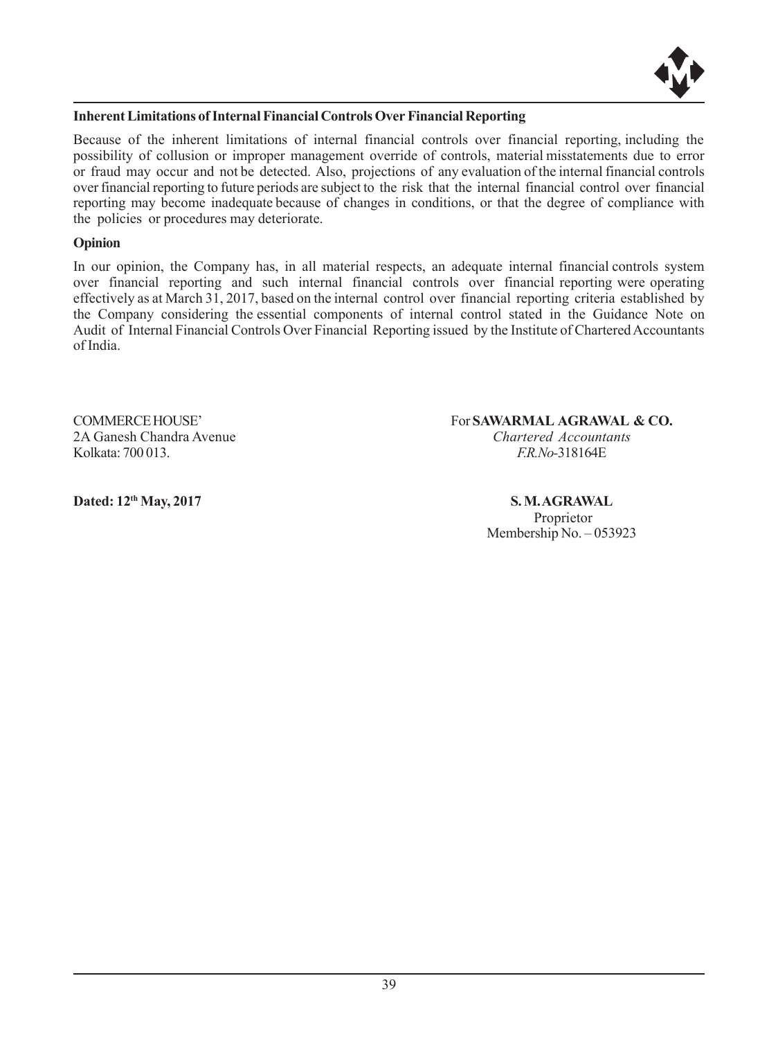**Inherent Limitations of Internal Financial Controls Over Financial Reporting**

Because of the inherent limitations of internal financial controls over financial reporting, including the possibility of collusion or improper management override of controls, material misstatements due to error or fraud may occur and not be detected. Also, projections of any evaluation of the internal financial controls over financial reporting to future periods are subject to the risk that the internal financial control over financial reporting may become inadequate because of changes in conditions, or that the degree of compliance with the policies or procedures may deteriorate.

**Opinion**

In our opinion, the Company has, in all material respects, an adequate internal financial controls system over financial reporting and such internal financial controls over financial reporting were operating effectively as at March 31, 2017, based on the internal control over financial reporting criteria established by the Company considering the essential components of internal control stated in the Guidance Note on Audit of Internal Financial Controls Over Financial Reporting issued by the Institute of Chartered Accountants of India.

COMMERCE HOUSE'
2A Ganesh Chandra Avenue
Kolkata: 700 013.

For **SAWARMAL AGRAWAL & CO.**
*Chartered Accountants*
*F.R.No*-318164E

**Dated: 12th May, 2017**

**S. M. AGRAWAL**
Proprietor
Membership No. – 053923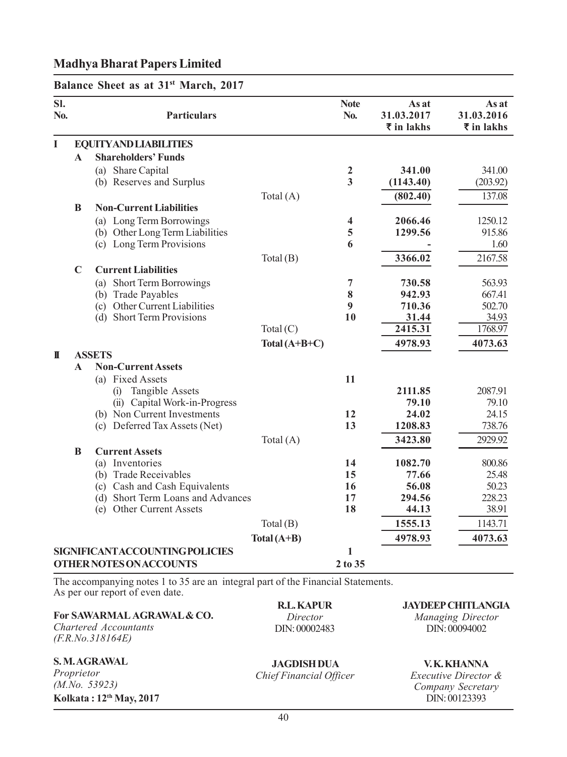# Madhya Bharat Papers Limited

## Balance Sheet as at 31st March, 2017

| Sl. No. | | Particulars | | Note No. | As at 31.03.2017 ₹ in lakhs | As at 31.03.2016 ₹ in lakhs |
|---|---|---|---|---|---|---|
| I | | **EQUITY AND LIABILITIES** | | | | |
| | A | **Shareholders' Funds** | | | | |
| | | (a) Share Capital | | 2 | **341.00** | 341.00 |
| | | (b) Reserves and Surplus | | 3 | **(1143.40)** | (203.92) |
| | | | Total (A) | | **(802.40)** | 137.08 |
| | B | **Non-Current Liabilities** | | | | |
| | | (a) Long Term Borrowings | | 4 | **2066.46** | 1250.12 |
| | | (b) Other Long Term Liabilities | | 5 | **1299.56** | 915.86 |
| | | (c) Long Term Provisions | | 6 | **-** | 1.60 |
| | | | Total (B) | | **3366.02** | 2167.58 |
| | C | **Current Liabilities** | | | | |
| | | (a) Short Term Borrowings | | 7 | **730.58** | 563.93 |
| | | (b) Trade Payables | | 8 | **942.93** | 667.41 |
| | | (c) Other Current Liabilities | | 9 | **710.36** | 502.70 |
| | | (d) Short Term Provisions | | 10 | **31.44** | 34.93 |
| | | | Total (C) | | **2415.31** | 1768.97 |
| | | | **Total (A+B+C)** | | **4978.93** | **4073.63** |
| II | | **ASSETS** | | | | |
| | A | **Non-Current Assets** | | | | |
| | | (a) Fixed Assets | | 11 | | |
| | | (i) Tangible Assets | | | **2111.85** | 2087.91 |
| | | (ii) Capital Work-in-Progress | | | **79.10** | 79.10 |
| | | (b) Non Current Investments | | 12 | **24.02** | 24.15 |
| | | (c) Deferred Tax Assets (Net) | | 13 | **1208.83** | 738.76 |
| | | | Total (A) | | **3423.80** | 2929.92 |
| | B | **Current Assets** | | | | |
| | | (a) Inventories | | 14 | **1082.70** | 800.86 |
| | | (b) Trade Receivables | | 15 | **77.66** | 25.48 |
| | | (c) Cash and Cash Equivalents | | 16 | **56.08** | 50.23 |
| | | (d) Short Term Loans and Advances | | 17 | **294.56** | 228.23 |
| | | (e) Other Current Assets | | 18 | **44.13** | 38.91 |
| | | | Total (B) | | **1555.13** | 1143.71 |
| | | | **Total (A+B)** | | **4978.93** | **4073.63** |
| | | **SIGNIFICANT ACCOUNTING POLICIES** | | **1** | | |
| | | **OTHER NOTES ON ACCOUNTS** | | **2 to 35** | | |

The accompanying notes 1 to 35 are an integral part of the Financial Statements.
As per our report of even date.

**For SAWARMAL AGRAWAL & CO.**
*Chartered Accountants*
*(F.R.No.318164E)*

**R.L. KAPUR**
*Director*
DIN: 00002483

**JAYDEEP CHITLANGIA**
*Managing Director*
DIN: 00094002

**S. M. AGRAWAL**
*Proprietor*
*(M.No. 53923)*
**Kolkata : 12th May, 2017**

**JAGDISH DUA**
*Chief Financial Officer*

**V. K. KHANNA**
*Executive Director & Company Secretary*
DIN: 00123393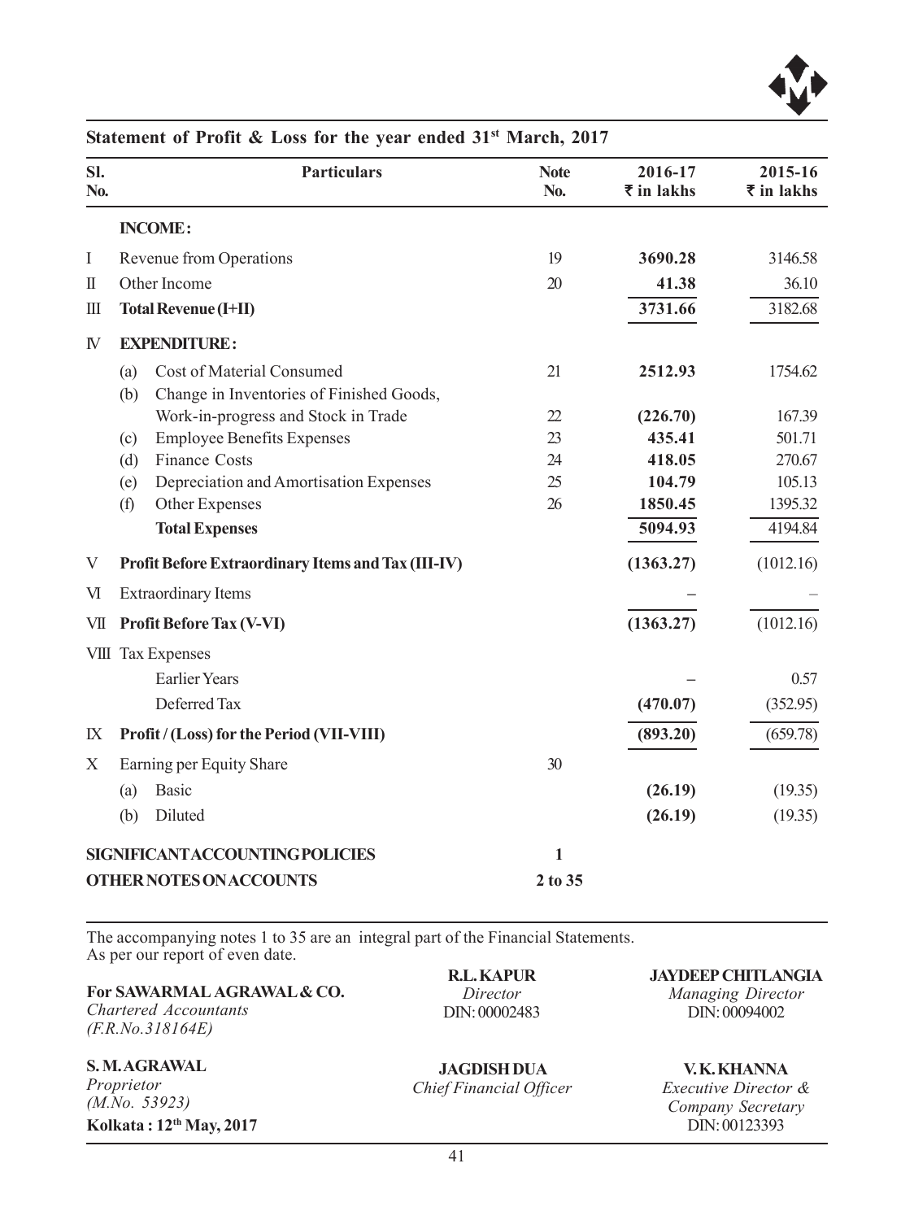## Statement of Profit & Loss for the year ended 31st March, 2017

| Sl. No. | Particulars | Note No. | 2016-17 ₹ in lakhs | 2015-16 ₹ in lakhs |
|---|---|---|---|---|
| | **INCOME:** | | | |
| I | Revenue from Operations | 19 | **3690.28** | 3146.58 |
| II | Other Income | 20 | **41.38** | 36.10 |
| III | **Total Revenue (I+II)** | | **3731.66** | 3182.68 |
| IV | **EXPENDITURE:** | | | |
| | (a) Cost of Material Consumed | 21 | **2512.93** | 1754.62 |
| | (b) Change in Inventories of Finished Goods, Work-in-progress and Stock in Trade | 22 | **(226.70)** | 167.39 |
| | (c) Employee Benefits Expenses | 23 | **435.41** | 501.71 |
| | (d) Finance Costs | 24 | **418.05** | 270.67 |
| | (e) Depreciation and Amortisation Expenses | 25 | **104.79** | 105.13 |
| | (f) Other Expenses | 26 | **1850.45** | 1395.32 |
| | **Total Expenses** | | **5094.93** | 4194.84 |
| V | **Profit Before Extraordinary Items and Tax (III-IV)** | | **(1363.27)** | (1012.16) |
| VI | Extraordinary Items | | – | – |
| VII | **Profit Before Tax (V-VI)** | | **(1363.27)** | (1012.16) |
| VIII | Tax Expenses | | | |
| | Earlier Years | | – | 0.57 |
| | Deferred Tax | | **(470.07)** | (352.95) |
| IX | **Profit / (Loss) for the Period (VII-VIII)** | | **(893.20)** | (659.78) |
| X | Earning per Equity Share | 30 | | |
| | (a) Basic | | **(26.19)** | (19.35) |
| | (b) Diluted | | **(26.19)** | (19.35) |
| | **SIGNIFICANT ACCOUNTING POLICIES** | **1** | | |
| | **OTHER NOTES ON ACCOUNTS** | **2 to 35** | | |

The accompanying notes 1 to 35 are an integral part of the Financial Statements.
As per our report of even date.

**For SAWARMAL AGRAWAL & CO.**
*Chartered Accountants*
*(F.R.No.318164E)*

**S. M. AGRAWAL**
*Proprietor*
*(M.No. 53923)*
**Kolkata : 12th May, 2017**

**R.L. KAPUR**
*Director*
DIN: 00002483

**JAGDISH DUA**
*Chief Financial Officer*

**JAYDEEP CHITLANGIA**
*Managing Director*
DIN: 00094002

**V. K. KHANNA**
*Executive Director & Company Secretary*
DIN: 00123393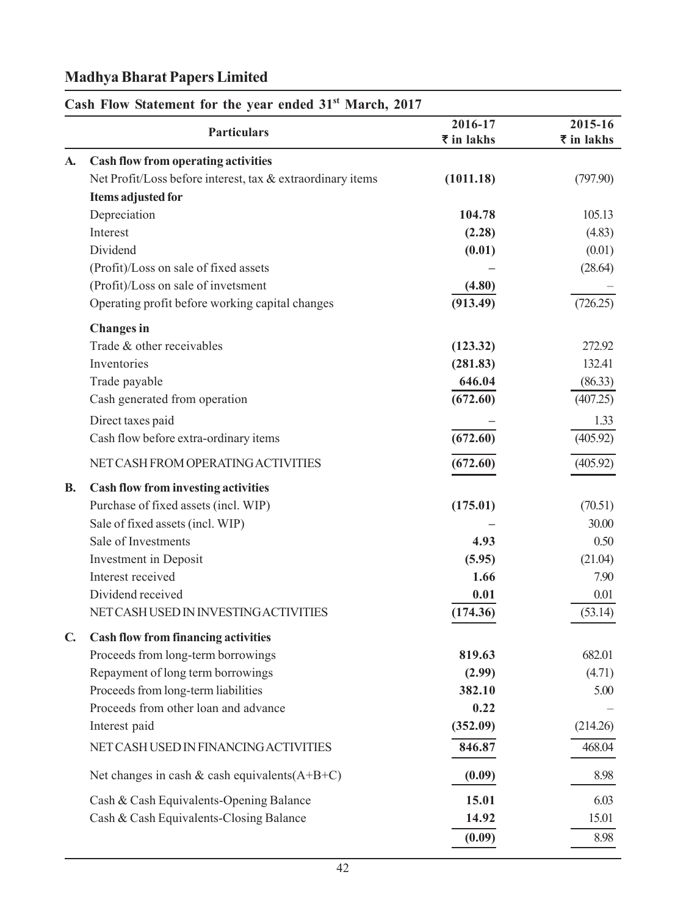# Madhya Bharat Papers Limited

## Cash Flow Statement for the year ended 31st March, 2017

| | Particulars | 2016-17 ₹ in lakhs | 2015-16 ₹ in lakhs |
|---|---|---|---|
| **A.** | **Cash flow from operating activities** | | |
| | Net Profit/Loss before interest, tax & extraordinary items | **(1011.18)** | (797.90) |
| | **Items adjusted for** | | |
| | Depreciation | **104.78** | 105.13 |
| | Interest | **(2.28)** | (4.83) |
| | Dividend | **(0.01)** | (0.01) |
| | (Profit)/Loss on sale of fixed assets | **–** | (28.64) |
| | (Profit)/Loss on sale of invetsment | **(4.80)** | – |
| | Operating profit before working capital changes | **(913.49)** | (726.25) |
| | **Changes in** | | |
| | Trade & other receivables | **(123.32)** | 272.92 |
| | Inventories | **(281.83)** | 132.41 |
| | Trade payable | **646.04** | (86.33) |
| | Cash generated from operation | **(672.60)** | (407.25) |
| | Direct taxes paid | **–** | 1.33 |
| | Cash flow before extra-ordinary items | **(672.60)** | (405.92) |
| | NET CASH FROM OPERATING ACTIVITIES | **(672.60)** | (405.92) |
| **B.** | **Cash flow from investing activities** | | |
| | Purchase of fixed assets (incl. WIP) | **(175.01)** | (70.51) |
| | Sale of fixed assets (incl. WIP) | **–** | 30.00 |
| | Sale of Investments | **4.93** | 0.50 |
| | Investment in Deposit | **(5.95)** | (21.04) |
| | Interest received | **1.66** | 7.90 |
| | Dividend received | **0.01** | 0.01 |
| | NET CASH USED IN INVESTING ACTIVITIES | **(174.36)** | (53.14) |
| **C.** | **Cash flow from financing activities** | | |
| | Proceeds from long-term borrowings | **819.63** | 682.01 |
| | Repayment of long term borrowings | **(2.99)** | (4.71) |
| | Proceeds from long-term liabilities | **382.10** | 5.00 |
| | Proceeds from other loan and advance | **0.22** | – |
| | Interest paid | **(352.09)** | (214.26) |
| | NET CASH USED IN FINANCING ACTIVITIES | **846.87** | 468.04 |
| | Net changes in cash & cash equivalents(A+B+C) | **(0.09)** | 8.98 |
| | Cash & Cash Equivalents-Opening Balance | **15.01** | 6.03 |
| | Cash & Cash Equivalents-Closing Balance | **14.92** | 15.01 |
| | | **(0.09)** | 8.98 |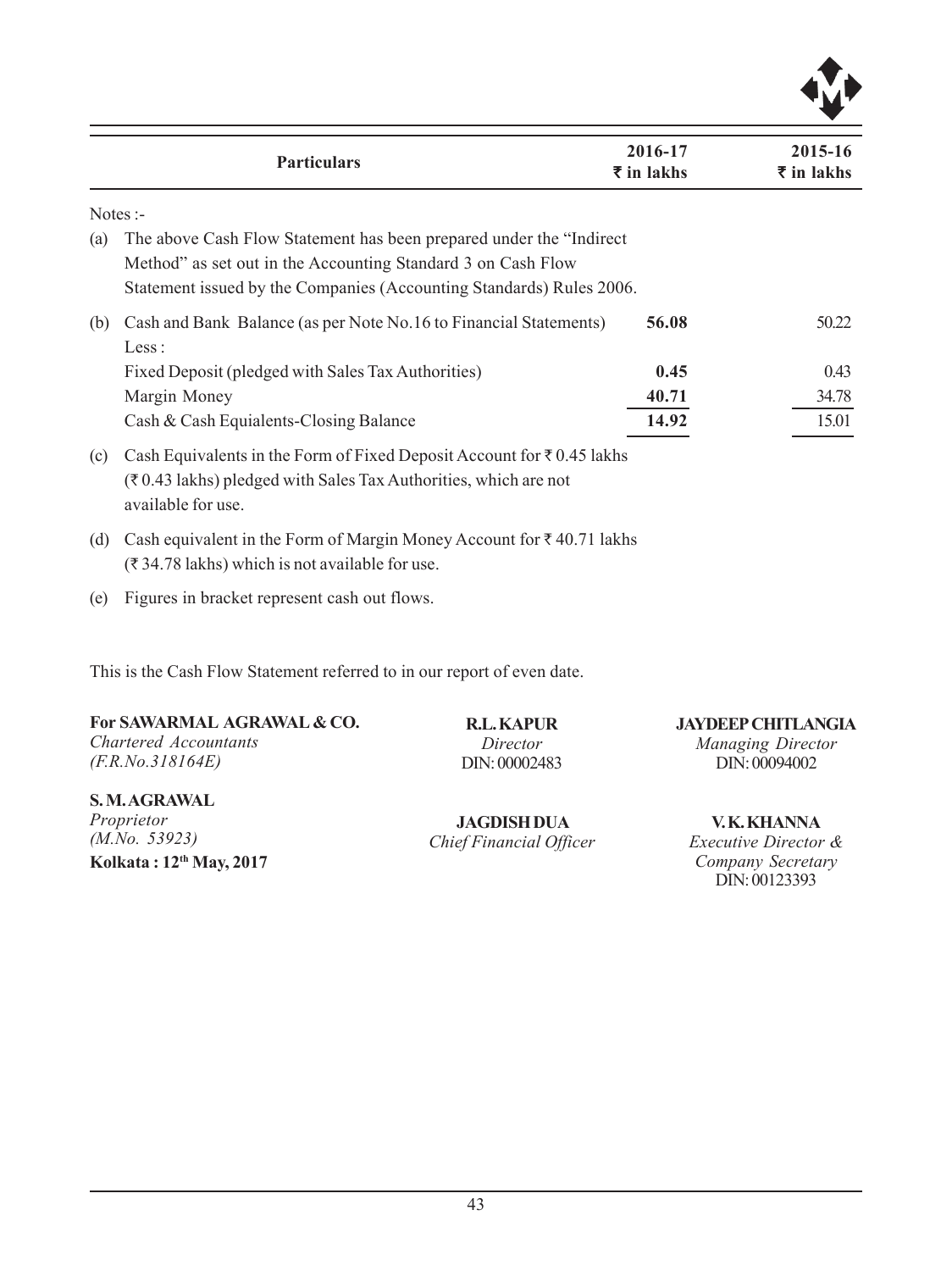| Particulars | 2016-17 ₹ in lakhs | 2015-16 ₹ in lakhs |
|---|---|---|
| Notes :- | | |
| (a) The above Cash Flow Statement has been prepared under the "Indirect Method" as set out in the Accounting Standard 3 on Cash Flow Statement issued by the Companies (Accounting Standards) Rules 2006. | | |
| (b) Cash and Bank Balance (as per Note No.16 to Financial Statements) | **56.08** | 50.22 |
| Less : | | |
| Fixed Deposit (pledged with Sales Tax Authorities) | **0.45** | 0.43 |
| Margin Money | **40.71** | 34.78 |
| Cash & Cash Equialents-Closing Balance | **14.92** | 15.01 |

(c) Cash Equivalents in the Form of Fixed Deposit Account for ₹ 0.45 lakhs (₹ 0.43 lakhs) pledged with Sales Tax Authorities, which are not available for use.

(d) Cash equivalent in the Form of Margin Money Account for ₹ 40.71 lakhs (₹ 34.78 lakhs) which is not available for use.

(e) Figures in bracket represent cash out flows.

This is the Cash Flow Statement referred to in our report of even date.

**For SAWARMAL AGRAWAL & CO.**
*Chartered Accountants*
*(F.R.No.318164E)*

**S. M. AGRAWAL**
*Proprietor*
*(M.No. 53923)*
**Kolkata : 12th May, 2017**

**R.L. KAPUR**
*Director*
DIN: 00002483

**JAGDISH DUA**
*Chief Financial Officer*

**JAYDEEP CHITLANGIA**
*Managing Director*
DIN: 00094002

**V. K. KHANNA**
*Executive Director &*
*Company Secretary*
DIN: 00123393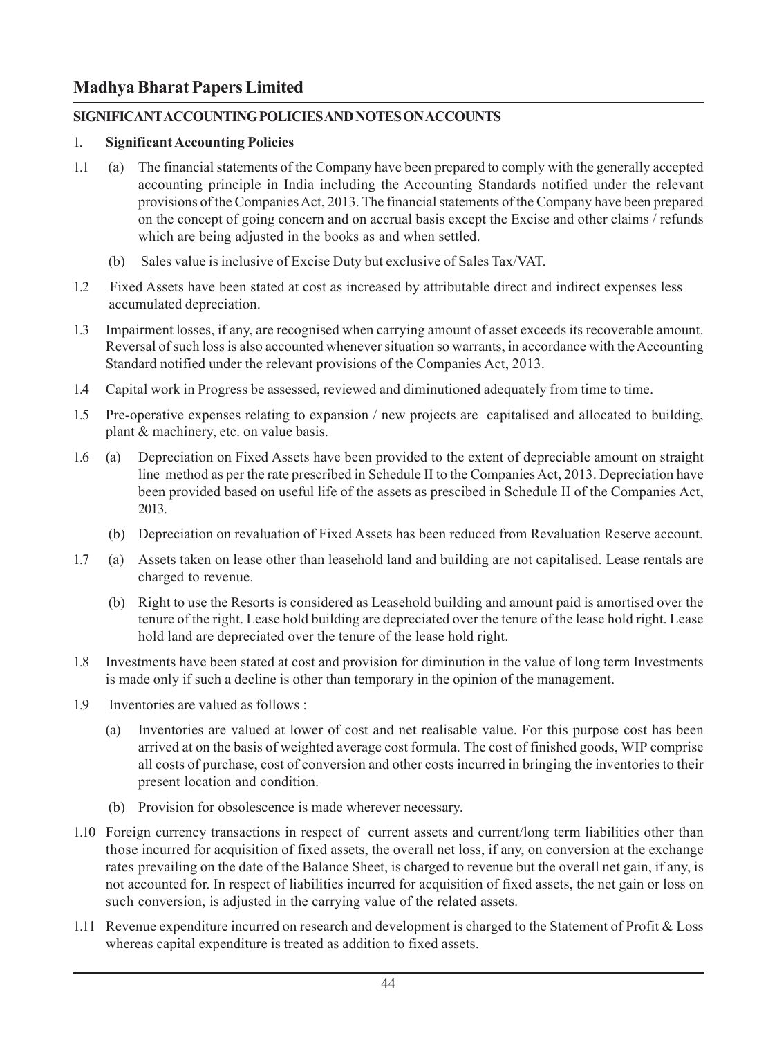# Madhya Bharat Papers Limited

## SIGNIFICANT ACCOUNTING POLICIES AND NOTES ON ACCOUNTS

### 1. Significant Accounting Policies

1.1 (a) The financial statements of the Company have been prepared to comply with the generally accepted accounting principle in India including the Accounting Standards notified under the relevant provisions of the Companies Act, 2013. The financial statements of the Company have been prepared on the concept of going concern and on accrual basis except the Excise and other claims / refunds which are being adjusted in the books as and when settled.

(b) Sales value is inclusive of Excise Duty but exclusive of Sales Tax/VAT.

1.2 Fixed Assets have been stated at cost as increased by attributable direct and indirect expenses less accumulated depreciation.

1.3 Impairment losses, if any, are recognised when carrying amount of asset exceeds its recoverable amount. Reversal of such loss is also accounted whenever situation so warrants, in accordance with the Accounting Standard notified under the relevant provisions of the Companies Act, 2013.

1.4 Capital work in Progress be assessed, reviewed and diminutioned adequately from time to time.

1.5 Pre-operative expenses relating to expansion / new projects are capitalised and allocated to building, plant & machinery, etc. on value basis.

1.6 (a) Depreciation on Fixed Assets have been provided to the extent of depreciable amount on straight line method as per the rate prescribed in Schedule II to the Companies Act, 2013. Depreciation have been provided based on useful life of the assets as prescibed in Schedule II of the Companies Act, 2013.

(b) Depreciation on revaluation of Fixed Assets has been reduced from Revaluation Reserve account.

1.7 (a) Assets taken on lease other than leasehold land and building are not capitalised. Lease rentals are charged to revenue.

(b) Right to use the Resorts is considered as Leasehold building and amount paid is amortised over the tenure of the right. Lease hold building are depreciated over the tenure of the lease hold right. Lease hold land are depreciated over the tenure of the lease hold right.

1.8 Investments have been stated at cost and provision for diminution in the value of long term Investments is made only if such a decline is other than temporary in the opinion of the management.

1.9 Inventories are valued as follows :

(a) Inventories are valued at lower of cost and net realisable value. For this purpose cost has been arrived at on the basis of weighted average cost formula. The cost of finished goods, WIP comprise all costs of purchase, cost of conversion and other costs incurred in bringing the inventories to their present location and condition.

(b) Provision for obsolescence is made wherever necessary.

1.10 Foreign currency transactions in respect of current assets and current/long term liabilities other than those incurred for acquisition of fixed assets, the overall net loss, if any, on conversion at the exchange rates prevailing on the date of the Balance Sheet, is charged to revenue but the overall net gain, if any, is not accounted for. In respect of liabilities incurred for acquisition of fixed assets, the net gain or loss on such conversion, is adjusted in the carrying value of the related assets.

1.11 Revenue expenditure incurred on research and development is charged to the Statement of Profit & Loss whereas capital expenditure is treated as addition to fixed assets.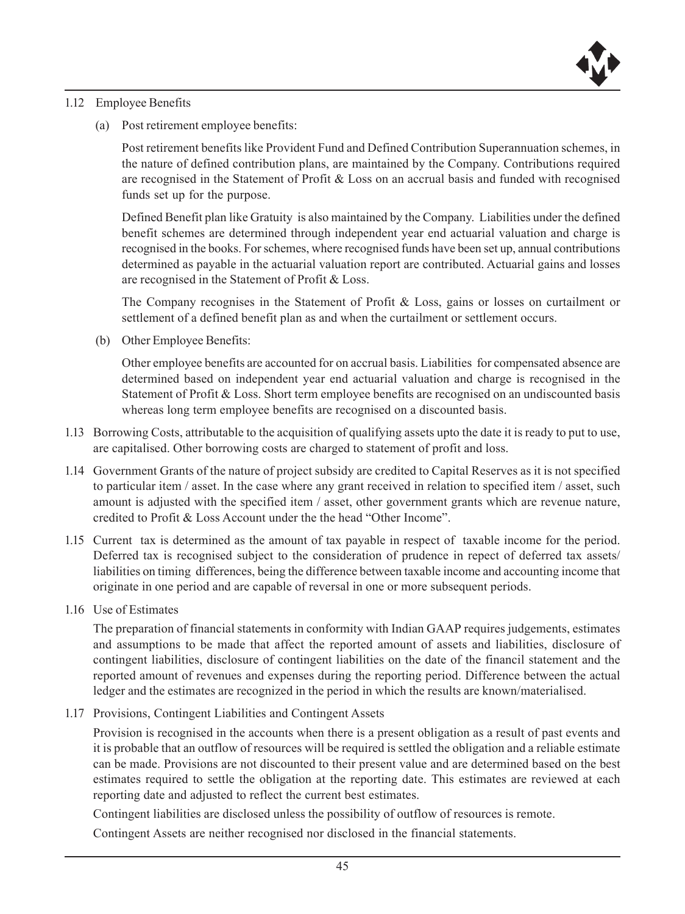1.12 Employee Benefits

(a) Post retirement employee benefits:

Post retirement benefits like Provident Fund and Defined Contribution Superannuation schemes, in the nature of defined contribution plans, are maintained by the Company. Contributions required are recognised in the Statement of Profit & Loss on an accrual basis and funded with recognised funds set up for the purpose.

Defined Benefit plan like Gratuity is also maintained by the Company. Liabilities under the defined benefit schemes are determined through independent year end actuarial valuation and charge is recognised in the books. For schemes, where recognised funds have been set up, annual contributions determined as payable in the actuarial valuation report are contributed. Actuarial gains and losses are recognised in the Statement of Profit & Loss.

The Company recognises in the Statement of Profit & Loss, gains or losses on curtailment or settlement of a defined benefit plan as and when the curtailment or settlement occurs.

(b) Other Employee Benefits:

Other employee benefits are accounted for on accrual basis. Liabilities for compensated absence are determined based on independent year end actuarial valuation and charge is recognised in the Statement of Profit & Loss. Short term employee benefits are recognised on an undiscounted basis whereas long term employee benefits are recognised on a discounted basis.

1.13 Borrowing Costs, attributable to the acquisition of qualifying assets upto the date it is ready to put to use, are capitalised. Other borrowing costs are charged to statement of profit and loss.

1.14 Government Grants of the nature of project subsidy are credited to Capital Reserves as it is not specified to particular item / asset. In the case where any grant received in relation to specified item / asset, such amount is adjusted with the specified item / asset, other government grants which are revenue nature, credited to Profit & Loss Account under the the head "Other Income".

1.15 Current tax is determined as the amount of tax payable in respect of taxable income for the period. Deferred tax is recognised subject to the consideration of prudence in repect of deferred tax assets/ liabilities on timing differences, being the difference between taxable income and accounting income that originate in one period and are capable of reversal in one or more subsequent periods.

1.16 Use of Estimates

The preparation of financial statements in conformity with Indian GAAP requires judgements, estimates and assumptions to be made that affect the reported amount of assets and liabilities, disclosure of contingent liabilities, disclosure of contingent liabilities on the date of the financil statement and the reported amount of revenues and expenses during the reporting period. Difference between the actual ledger and the estimates are recognized in the period in which the results are known/materialised.

1.17 Provisions, Contingent Liabilities and Contingent Assets

Provision is recognised in the accounts when there is a present obligation as a result of past events and it is probable that an outflow of resources will be required is settled the obligation and a reliable estimate can be made. Provisions are not discounted to their present value and are determined based on the best estimates required to settle the obligation at the reporting date. This estimates are reviewed at each reporting date and adjusted to reflect the current best estimates.

Contingent liabilities are disclosed unless the possibility of outflow of resources is remote.

Contingent Assets are neither recognised nor disclosed in the financial statements.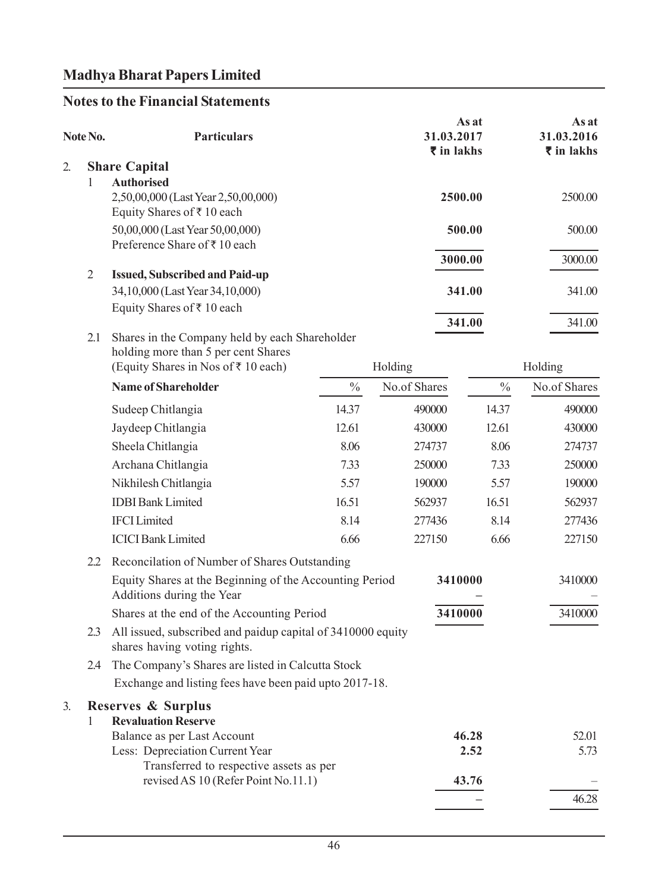## Madhya Bharat Papers Limited

### Notes to the Financial Statements

| Note No. | | Particulars | As at 31.03.2017 ₹ in lakhs | As at 31.03.2016 ₹ in lakhs |
|---|---|---|---|---|
| 2. | | **Share Capital** | | |
| | 1 | **Authorised** | | |
| | | 2,50,00,000 (Last Year 2,50,00,000) Equity Shares of ₹ 10 each | **2500.00** | 2500.00 |
| | | 50,00,000 (Last Year 50,00,000) Preference Share of ₹ 10 each | **500.00** | 500.00 |
| | | | **3000.00** | 3000.00 |
| | 2 | **Issued, Subscribed and Paid-up** | | |
| | | 34,10,000 (Last Year 34,10,000) Equity Shares of ₹ 10 each | **341.00** | 341.00 |
| | | | **341.00** | 341.00 |

2.1 Shares in the Company held by each Shareholder holding more than 5 per cent Shares (Equity Shares in Nos of ₹ 10 each)

| | Holding | | Holding | |
|---|---|---|---|---|
| **Name of Shareholder** | % | No.of Shares | % | No.of Shares |
| Sudeep Chitlangia | 14.37 | 490000 | 14.37 | 490000 |
| Jaydeep Chitlangia | 12.61 | 430000 | 12.61 | 430000 |
| Sheela Chitlangia | 8.06 | 274737 | 8.06 | 274737 |
| Archana Chitlangia | 7.33 | 250000 | 7.33 | 250000 |
| Nikhilesh Chitlangia | 5.57 | 190000 | 5.57 | 190000 |
| IDBI Bank Limited | 16.51 | 562937 | 16.51 | 562937 |
| IFCI Limited | 8.14 | 277436 | 8.14 | 277436 |
| ICICI Bank Limited | 6.66 | 227150 | 6.66 | 227150 |

2.2 Reconcilation of Number of Shares Outstanding

| | 31.03.2017 | 31.03.2016 |
|---|---|---|
| Equity Shares at the Beginning of the Accounting Period | **3410000** | 3410000 |
| Additions during the Year | – | – |
| Shares at the end of the Accounting Period | **3410000** | 3410000 |

2.3 All issued, subscribed and paidup capital of 3410000 equity shares having voting rights.

2.4 The Company's Shares are listed in Calcutta Stock Exchange and listing fees have been paid upto 2017-18.

| Note No. | | Particulars | As at 31.03.2017 ₹ in lakhs | As at 31.03.2016 ₹ in lakhs |
|---|---|---|---|---|
| 3. | | **Reserves & Surplus** | | |
| | 1 | **Revaluation Reserve** | | |
| | | Balance as per Last Account | **46.28** | 52.01 |
| | | Less: Depreciation Current Year | **2.52** | 5.73 |
| | | Transferred to respective assets as per revised AS 10 (Refer Point No.11.1) | **43.76** | – |
| | | | – | 46.28 |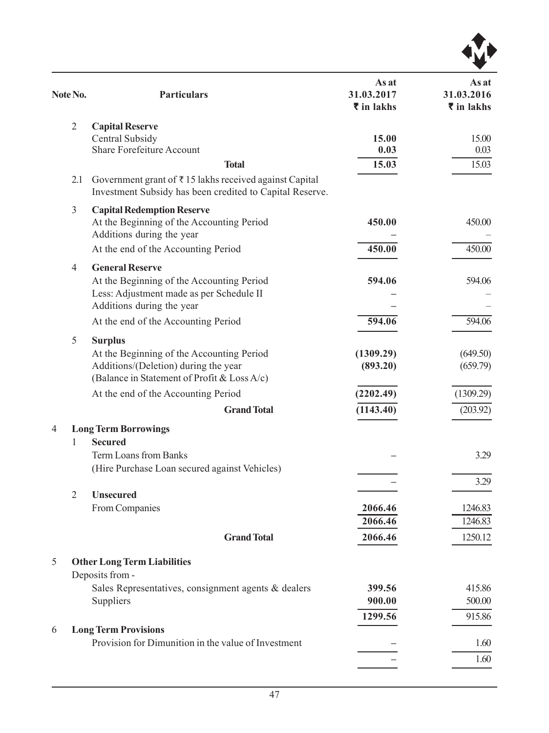| Note No. | | Particulars | As at 31.03.2017 ₹ in lakhs | As at 31.03.2016 ₹ in lakhs |
|---|---|---|---|---|
| | 2 | **Capital Reserve** | | |
| | | Central Subsidy | **15.00** | 15.00 |
| | | Share Forefeiture Account | **0.03** | 0.03 |
| | | **Total** | **15.03** | 15.03 |
| | 2.1 | Government grant of ₹ 15 lakhs received against Capital Investment Subsidy has been credited to Capital Reserve. | | |
| | 3 | **Capital Redemption Reserve** | | |
| | | At the Beginning of the Accounting Period | **450.00** | 450.00 |
| | | Additions during the year | – | – |
| | | At the end of the Accounting Period | **450.00** | 450.00 |
| | 4 | **General Reserve** | | |
| | | At the Beginning of the Accounting Period | **594.06** | 594.06 |
| | | Less: Adjustment made as per Schedule II | – | – |
| | | Additions during the year | – | – |
| | | At the end of the Accounting Period | **594.06** | 594.06 |
| | 5 | **Surplus** | | |
| | | At the Beginning of the Accounting Period | **(1309.29)** | (649.50) |
| | | Additions/(Deletion) during the year (Balance in Statement of Profit & Loss A/c) | **(893.20)** | (659.79) |
| | | At the end of the Accounting Period | **(2202.49)** | (1309.29) |
| | | **Grand Total** | **(1143.40)** | (203.92) |
| 4 | | **Long Term Borrowings** | | |
| | 1 | **Secured** | | |
| | | Term Loans from Banks (Hire Purchase Loan secured against Vehicles) | – | 3.29 |
| | | | – | 3.29 |
| | 2 | **Unsecured** | | |
| | | From Companies | **2066.46** | 1246.83 |
| | | | **2066.46** | 1246.83 |
| | | **Grand Total** | **2066.46** | 1250.12 |
| 5 | | **Other Long Term Liabilities** | | |
| | | Deposits from - | | |
| | | Sales Representatives, consignment agents & dealers | **399.56** | 415.86 |
| | | Suppliers | **900.00** | 500.00 |
| | | | **1299.56** | 915.86 |
| 6 | | **Long Term Provisions** | | |
| | | Provision for Dimunition in the value of Investment | – | 1.60 |
| | | | – | 1.60 |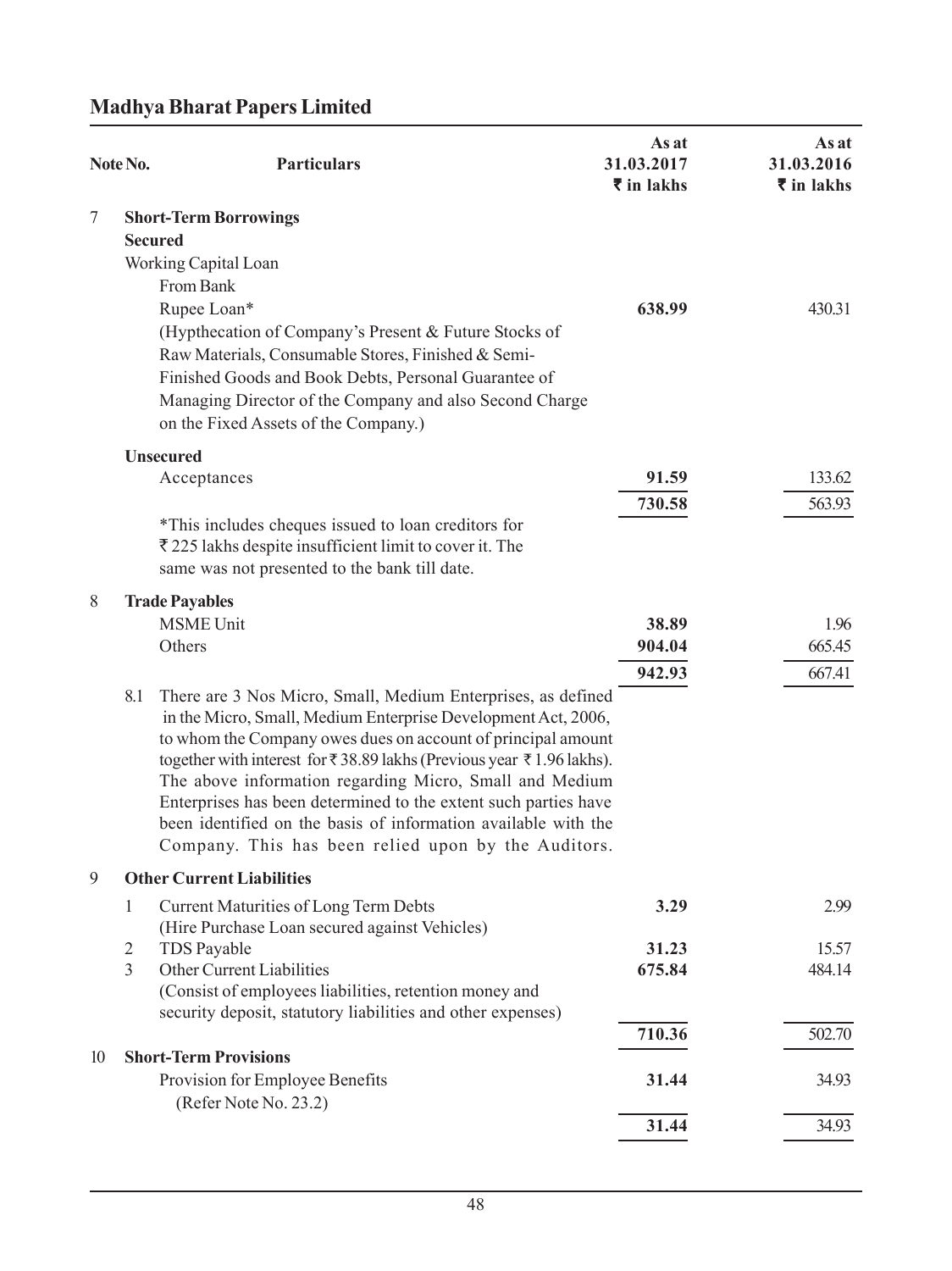## Madhya Bharat Papers Limited

| Note No. | Particulars | As at 31.03.2017 ₹ in lakhs | As at 31.03.2016 ₹ in lakhs |
|---|---|---|---|
| 7 | **Short-Term Borrowings** | | |
| | **Secured** | | |
| | Working Capital Loan | | |
| | From Bank | | |
| | Rupee Loan* | **638.99** | 430.31 |
| | (Hypthecation of Company's Present & Future Stocks of Raw Materials, Consumable Stores, Finished & Semi-Finished Goods and Book Debts, Personal Guarantee of Managing Director of the Company and also Second Charge on the Fixed Assets of the Company.) | | |
| | **Unsecured** | | |
| | Acceptances | **91.59** | 133.62 |
| | | **730.58** | 563.93 |
| | *This includes cheques issued to loan creditors for ₹ 225 lakhs despite insufficient limit to cover it. The same was not presented to the bank till date. | | |
| 8 | **Trade Payables** | | |
| | MSME Unit | **38.89** | 1.96 |
| | Others | **904.04** | 665.45 |
| | | **942.93** | 667.41 |
| | 8.1 There are 3 Nos Micro, Small, Medium Enterprises, as defined in the Micro, Small, Medium Enterprise Development Act, 2006, to whom the Company owes dues on account of principal amount together with interest for ₹ 38.89 lakhs (Previous year ₹ 1.96 lakhs). The above information regarding Micro, Small and Medium Enterprises has been determined to the extent such parties have been identified on the basis of information available with the Company. This has been relied upon by the Auditors. | | |
| 9 | **Other Current Liabilities** | | |
| | 1 Current Maturities of Long Term Debts (Hire Purchase Loan secured against Vehicles) | **3.29** | 2.99 |
| | 2 TDS Payable | **31.23** | 15.57 |
| | 3 Other Current Liabilities (Consist of employees liabilities, retention money and security deposit, statutory liabilities and other expenses) | **675.84** | 484.14 |
| | | **710.36** | 502.70 |
| 10 | **Short-Term Provisions** | | |
| | Provision for Employee Benefits (Refer Note No. 23.2) | **31.44** | 34.93 |
| | | **31.44** | 34.93 |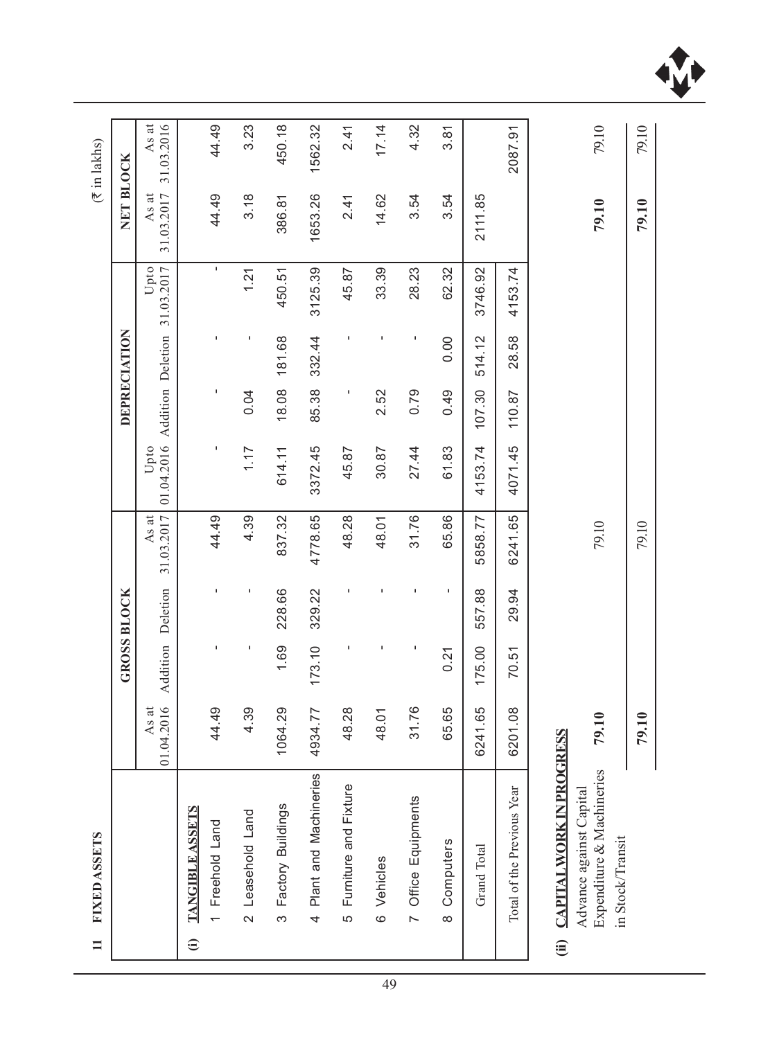## 11 FIXED ASSETS

(₹ in lakhs)

| | GROSS BLOCK | | | | DEPRECIATION | | | | NET BLOCK | |
|---|---|---|---|---|---|---|---|---|---|---|
| | As at 01.04.2016 | Addition | Deletion | As at 31.03.2017 | Upto 01.04.2016 | Addition | Deletion | Upto 31.03.2017 | As at 31.03.2017 | As at 31.03.2016 |
| **(i) TANGIBLE ASSETS** | | | | | | | | | | |
| 1 Freehold Land | 44.49 | - | - | 44.49 | - | - | - | - | 44.49 | 44.49 |
| 2 Leasehold Land | 4.39 | - | - | 4.39 | 1.17 | 0.04 | - | 1.21 | 3.18 | 3.23 |
| 3 Factory Buildings | 1064.29 | 1.69 | 228.66 | 837.32 | 614.11 | 18.08 | 181.68 | 450.51 | 386.81 | 450.18 |
| 4 Plant and Machineries | 4934.77 | 173.10 | 329.22 | 4778.65 | 3372.45 | 85.38 | 332.44 | 3125.39 | 1653.26 | 1562.32 |
| 5 Furniture and Fixture | 48.28 | - | - | 48.28 | 45.87 | - | - | 45.87 | 2.41 | 2.41 |
| 6 Vehicles | 48.01 | - | - | 48.01 | 30.87 | 2.52 | - | 33.39 | 14.62 | 17.14 |
| 7 Office Equipments | 31.76 | - | - | 31.76 | 27.44 | 0.79 | - | 28.23 | 3.54 | 4.32 |
| 8 Computers | 65.65 | 0.21 | - | 65.86 | 61.83 | 0.49 | 0.00 | 62.32 | 3.54 | 3.81 |
| Grand Total | 6241.65 | 175.00 | 557.88 | 5858.77 | 4153.74 | 107.30 | 514.12 | 3746.92 | 2111.85 | |
| Total of the Previous Year | 6201.08 | 70.51 | 29.94 | 6241.65 | 4071.45 | 110.87 | 28.58 | 4153.74 | | 2087.91 |
| **(ii) CAPITAL WORK IN PROGRESS** | | | | | | | | | | |
| Advance against Capital Expenditure & Machineries in Stock/Transit | **79.10** | | | 79.10 | | | | | **79.10** | 79.10 |
| | **79.10** | | | 79.10 | | | | | **79.10** | 79.10 |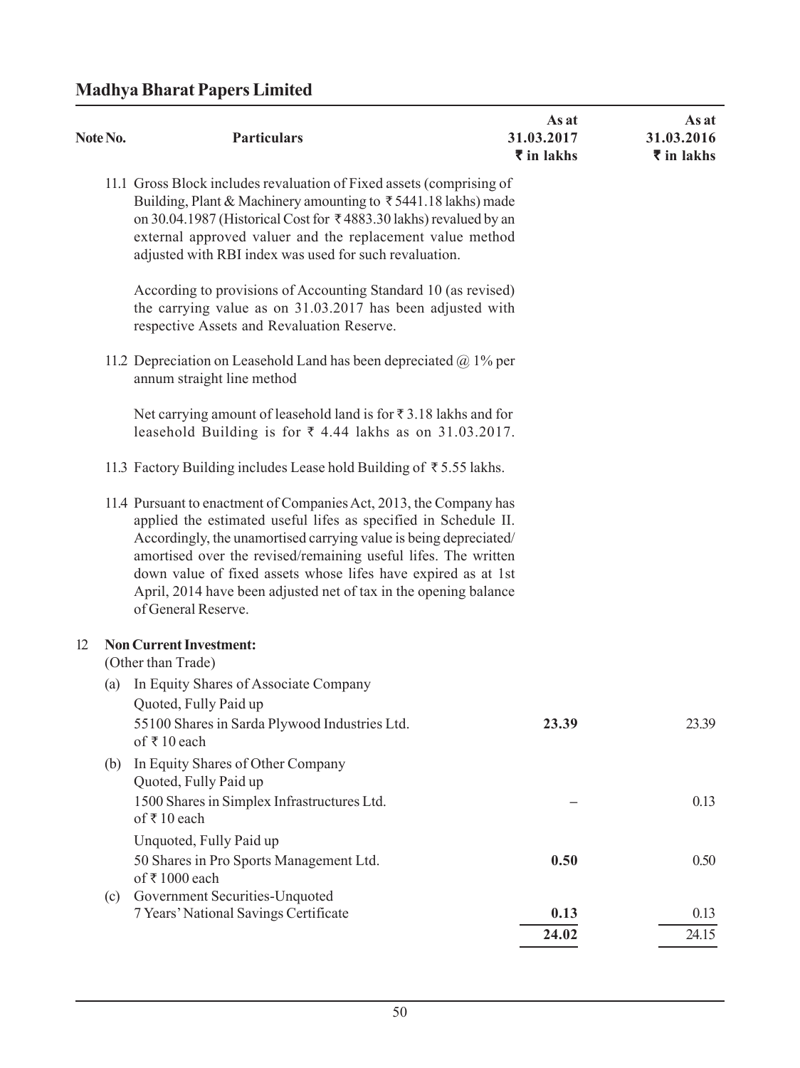| Note No. | Particulars | As at 31.03.2017 ₹ in lakhs | As at 31.03.2016 ₹ in lakhs |
|---|---|---|---|
| | 11.1 Gross Block includes revaluation of Fixed assets (comprising of Building, Plant & Machinery amounting to ₹ 5441.18 lakhs) made on 30.04.1987 (Historical Cost for ₹ 4883.30 lakhs) revalued by an external approved valuer and the replacement value method adjusted with RBI index was used for such revaluation. | | |
| | According to provisions of Accounting Standard 10 (as revised) the carrying value as on 31.03.2017 has been adjusted with respective Assets and Revaluation Reserve. | | |
| | 11.2 Depreciation on Leasehold Land has been depreciated @ 1% per annum straight line method | | |
| | Net carrying amount of leasehold land is for ₹ 3.18 lakhs and for leasehold Building is for ₹ 4.44 lakhs as on 31.03.2017. | | |
| | 11.3 Factory Building includes Lease hold Building of ₹ 5.55 lakhs. | | |
| | 11.4 Pursuant to enactment of Companies Act, 2013, the Company has applied the estimated useful lifes as specified in Schedule II. Accordingly, the unamortised carrying value is being depreciated/ amortised over the revised/remaining useful lifes. The written down value of fixed assets whose lifes have expired as at 1st April, 2014 have been adjusted net of tax in the opening balance of General Reserve. | | |
| 12 | **Non Current Investment:** (Other than Trade) | | |
| (a) | In Equity Shares of Associate Company | | |
| | Quoted, Fully Paid up | | |
| | 55100 Shares in Sarda Plywood Industries Ltd. of ₹ 10 each | **23.39** | 23.39 |
| (b) | In Equity Shares of Other Company | | |
| | Quoted, Fully Paid up | | |
| | 1500 Shares in Simplex Infrastructures Ltd. of ₹ 10 each | – | 0.13 |
| | Unquoted, Fully Paid up | | |
| | 50 Shares in Pro Sports Management Ltd. of ₹ 1000 each | **0.50** | 0.50 |
| (c) | Government Securities-Unquoted | | |
| | 7 Years' National Savings Certificate | **0.13** | 0.13 |
| | | **24.02** | 24.15 |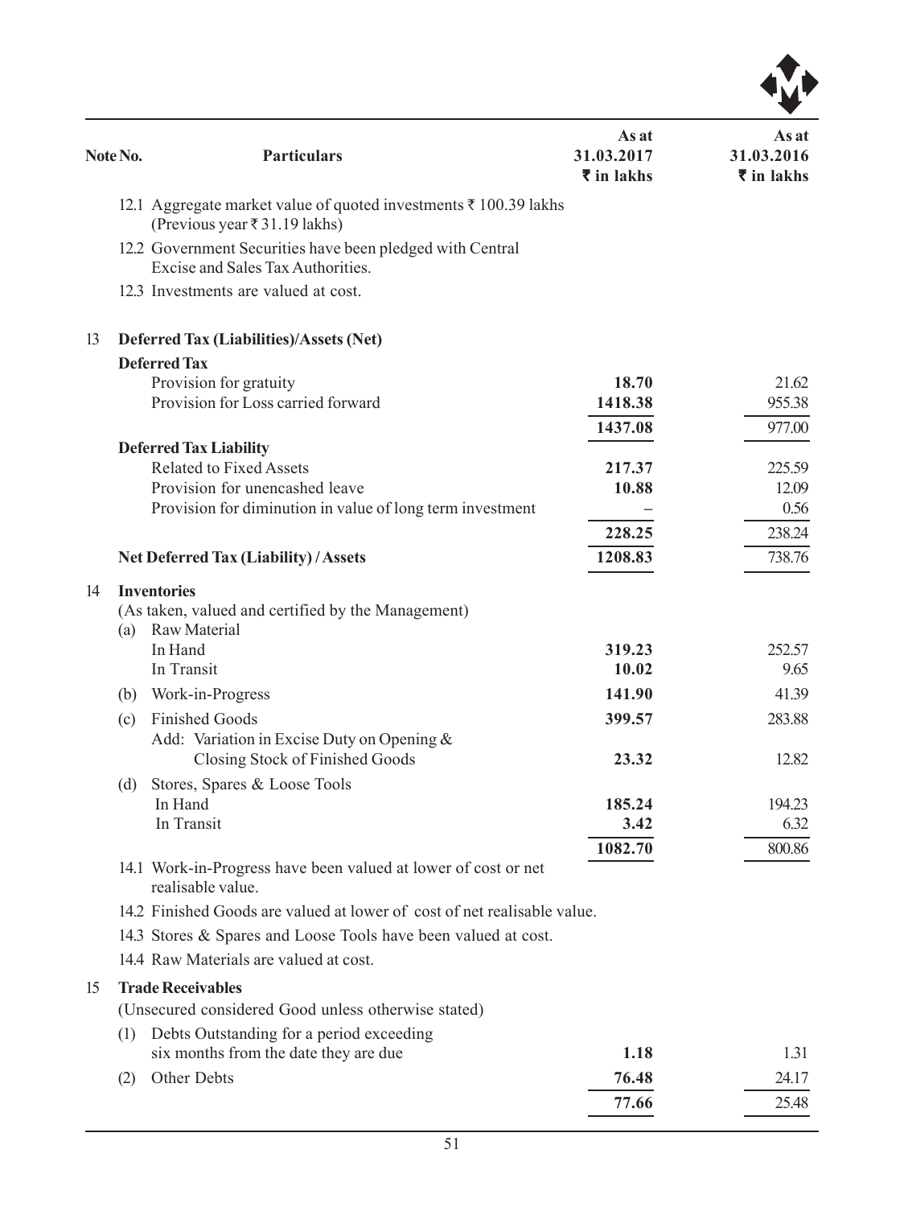| Note No. | Particulars | As at 31.03.2017 ₹ in lakhs | As at 31.03.2016 ₹ in lakhs |
|---|---|---|---|
| | 12.1 Aggregate market value of quoted investments ₹ 100.39 lakhs (Previous year ₹ 31.19 lakhs) | | |
| | 12.2 Government Securities have been pledged with Central Excise and Sales Tax Authorities. | | |
| | 12.3 Investments are valued at cost. | | |
| 13 | **Deferred Tax (Liabilities)/Assets (Net)** | | |
| | **Deferred Tax** | | |
| | Provision for gratuity | **18.70** | 21.62 |
| | Provision for Loss carried forward | **1418.38** | 955.38 |
| | | **1437.08** | 977.00 |
| | **Deferred Tax Liability** | | |
| | Related to Fixed Assets | **217.37** | 225.59 |
| | Provision for unencashed leave | **10.88** | 12.09 |
| | Provision for diminution in value of long term investment | – | 0.56 |
| | | **228.25** | 238.24 |
| | **Net Deferred Tax (Liability) / Assets** | **1208.83** | 738.76 |
| 14 | **Inventories** | | |
| | (As taken, valued and certified by the Management) | | |
| | (a) Raw Material | | |
| | In Hand | **319.23** | 252.57 |
| | In Transit | **10.02** | 9.65 |
| | (b) Work-in-Progress | **141.90** | 41.39 |
| | (c) Finished Goods | **399.57** | 283.88 |
| | Add: Variation in Excise Duty on Opening & Closing Stock of Finished Goods | **23.32** | 12.82 |
| | (d) Stores, Spares & Loose Tools | | |
| | In Hand | **185.24** | 194.23 |
| | In Transit | **3.42** | 6.32 |
| | | **1082.70** | 800.86 |
| | 14.1 Work-in-Progress have been valued at lower of cost or net realisable value. | | |
| | 14.2 Finished Goods are valued at lower of cost of net realisable value. | | |
| | 14.3 Stores & Spares and Loose Tools have been valued at cost. | | |
| | 14.4 Raw Materials are valued at cost. | | |
| 15 | **Trade Receivables** | | |
| | (Unsecured considered Good unless otherwise stated) | | |
| | (1) Debts Outstanding for a period exceeding six months from the date they are due | **1.18** | 1.31 |
| | (2) Other Debts | **76.48** | 24.17 |
| | | **77.66** | 25.48 |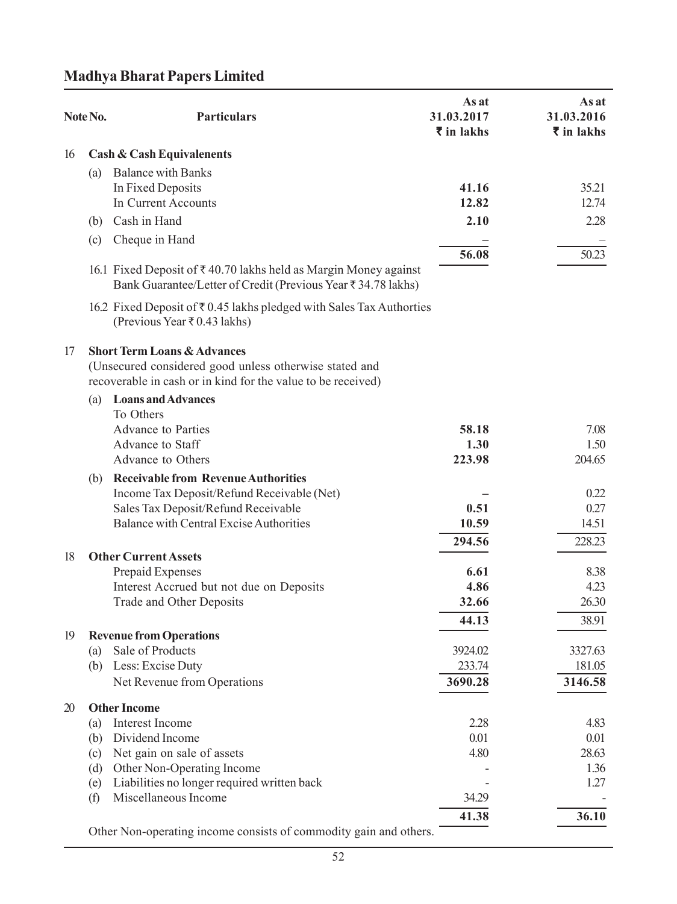## Madhya Bharat Papers Limited

| Note No. | Particulars | As at 31.03.2017 ₹ in lakhs | As at 31.03.2016 ₹ in lakhs |
|---|---|---|---|
| 16 | **Cash & Cash Equivalenents** | | |
| | (a) Balance with Banks | | |
| | In Fixed Deposits | **41.16** | 35.21 |
| | In Current Accounts | **12.82** | 12.74 |
| | (b) Cash in Hand | **2.10** | 2.28 |
| | (c) Cheque in Hand | **–** | – |
| | | **56.08** | 50.23 |
| | 16.1 Fixed Deposit of ₹ 40.70 lakhs held as Margin Money against Bank Guarantee/Letter of Credit (Previous Year ₹ 34.78 lakhs) | | |
| | 16.2 Fixed Deposit of ₹ 0.45 lakhs pledged with Sales Tax Authorties (Previous Year ₹ 0.43 lakhs) | | |
| 17 | **Short Term Loans & Advances** | | |
| | (Unsecured considered good unless otherwise stated and recoverable in cash or in kind for the value to be received) | | |
| | (a) **Loans and Advances** | | |
| | To Others | | |
| | Advance to Parties | **58.18** | 7.08 |
| | Advance to Staff | **1.30** | 1.50 |
| | Advance to Others | **223.98** | 204.65 |
| | (b) **Receivable from Revenue Authorities** | | |
| | Income Tax Deposit/Refund Receivable (Net) | **–** | 0.22 |
| | Sales Tax Deposit/Refund Receivable | **0.51** | 0.27 |
| | Balance with Central Excise Authorities | **10.59** | 14.51 |
| | | **294.56** | 228.23 |
| 18 | **Other Current Assets** | | |
| | Prepaid Expenses | **6.61** | 8.38 |
| | Interest Accrued but not due on Deposits | **4.86** | 4.23 |
| | Trade and Other Deposits | **32.66** | 26.30 |
| | | **44.13** | 38.91 |
| 19 | **Revenue from Operations** | | |
| | (a) Sale of Products | 3924.02 | 3327.63 |
| | (b) Less: Excise Duty | 233.74 | 181.05 |
| | Net Revenue from Operations | **3690.28** | **3146.58** |
| 20 | **Other Income** | | |
| | (a) Interest Income | 2.28 | 4.83 |
| | (b) Dividend Income | 0.01 | 0.01 |
| | (c) Net gain on sale of assets | 4.80 | 28.63 |
| | (d) Other Non-Operating Income | - | 1.36 |
| | (e) Liabilities no longer required written back | - | 1.27 |
| | (f) Miscellaneous Income | 34.29 | - |
| | | **41.38** | **36.10** |

Other Non-operating income consists of commodity gain and others.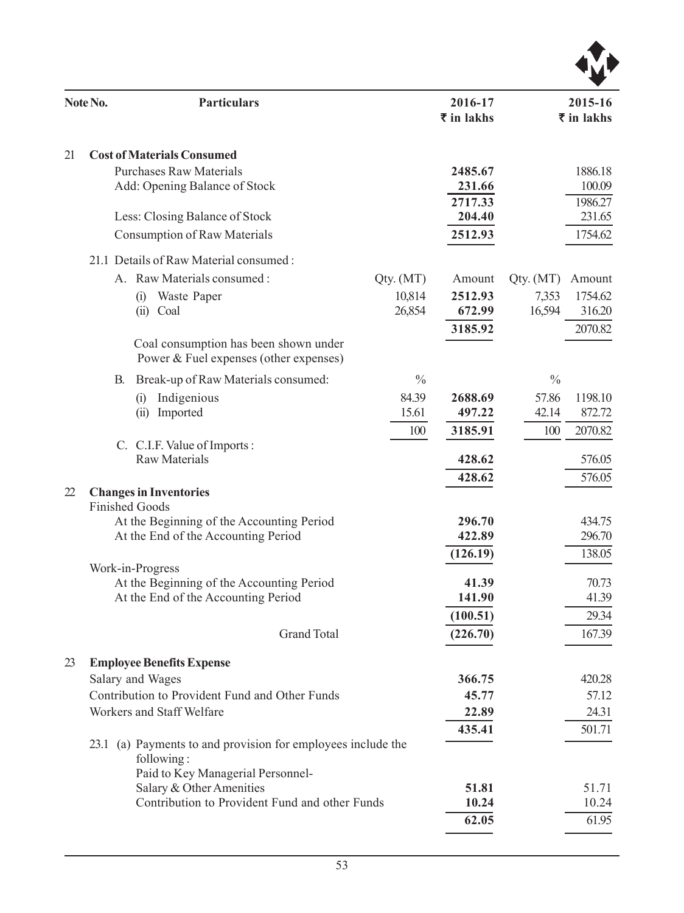| Note No. | Particulars | | 2016-17 ₹ in lakhs | | 2015-16 ₹ in lakhs |
|---|---|---|---|---|---|
| 21 | **Cost of Materials Consumed** | | | | |
| | Purchases Raw Materials | | **2485.67** | | 1886.18 |
| | Add: Opening Balance of Stock | | **231.66** | | 100.09 |
| | | | **2717.33** | | 1986.27 |
| | Less: Closing Balance of Stock | | **204.40** | | 231.65 |
| | Consumption of Raw Materials | | **2512.93** | | 1754.62 |
| | 21.1 Details of Raw Material consumed : | | | | |
| | A. Raw Materials consumed : | Qty. (MT) | Amount | Qty. (MT) | Amount |
| | (i) Waste Paper | 10,814 | **2512.93** | 7,353 | 1754.62 |
| | (ii) Coal | 26,854 | **672.99** | 16,594 | 316.20 |
| | | | **3185.92** | | 2070.82 |
| | Coal consumption has been shown under Power & Fuel expenses (other expenses) | | | | |
| | B. Break-up of Raw Materials consumed: | % | | % | |
| | (i) Indigenious | 84.39 | **2688.69** | 57.86 | 1198.10 |
| | (ii) Imported | 15.61 | **497.22** | 42.14 | 872.72 |
| | | 100 | **3185.91** | 100 | 2070.82 |
| | C. C.I.F. Value of Imports : | | | | |
| | Raw Materials | | **428.62** | | 576.05 |
| | | | **428.62** | | 576.05 |
| 22 | **Changes in Inventories** | | | | |
| | Finished Goods | | | | |
| | At the Beginning of the Accounting Period | | **296.70** | | 434.75 |
| | At the End of the Accounting Period | | **422.89** | | 296.70 |
| | | | **(126.19)** | | 138.05 |
| | Work-in-Progress | | | | |
| | At the Beginning of the Accounting Period | | **41.39** | | 70.73 |
| | At the End of the Accounting Period | | **141.90** | | 41.39 |
| | | | **(100.51)** | | 29.34 |
| | Grand Total | | **(226.70)** | | 167.39 |
| 23 | **Employee Benefits Expense** | | | | |
| | Salary and Wages | | **366.75** | | 420.28 |
| | Contribution to Provident Fund and Other Funds | | **45.77** | | 57.12 |
| | Workers and Staff Welfare | | **22.89** | | 24.31 |
| | | | **435.41** | | 501.71 |
| | 23.1 (a) Payments to and provision for employees include the following : | | | | |
| | Paid to Key Managerial Personnel- | | | | |
| | Salary & Other Amenities | | **51.81** | | 51.71 |
| | Contribution to Provident Fund and other Funds | | **10.24** | | 10.24 |
| | | | **62.05** | | 61.95 |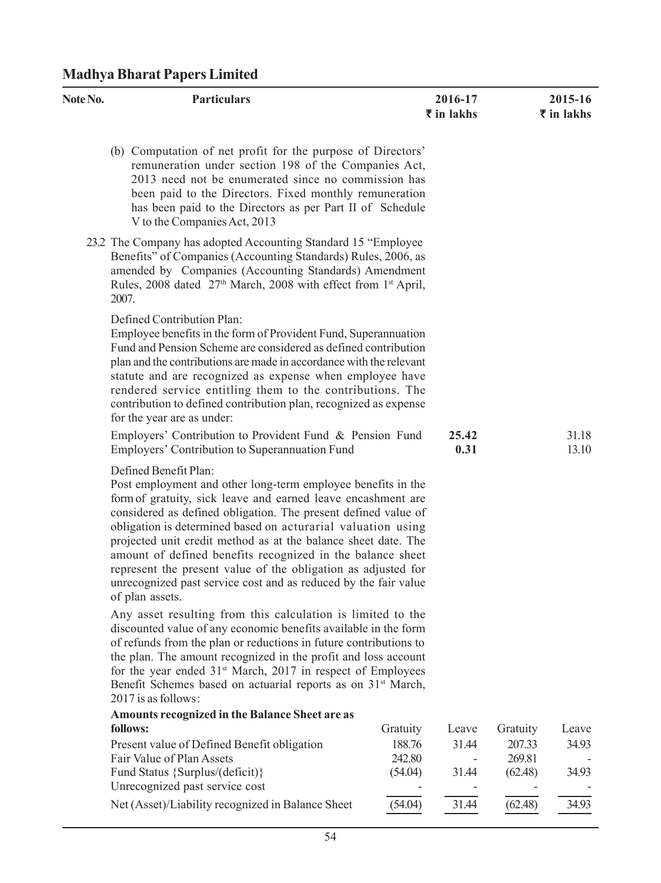## Madhya Bharat Papers Limited

| Note No. | Particulars | 2016-17 ₹ in lakhs | 2015-16 ₹ in lakhs |
|---|---|---|---|

(b) Computation of net profit for the purpose of Directors' remuneration under section 198 of the Companies Act, 2013 need not be enumerated since no commission has been paid to the Directors. Fixed monthly remuneration has been paid to the Directors as per Part II of Schedule V to the Companies Act, 2013

23.2 The Company has adopted Accounting Standard 15 "Employee Benefits" of Companies (Accounting Standards) Rules, 2006, as amended by Companies (Accounting Standards) Amendment Rules, 2008 dated 27th March, 2008 with effect from 1st April, 2007.

Defined Contribution Plan:

Employee benefits in the form of Provident Fund, Superannuation Fund and Pension Scheme are considered as defined contribution plan and the contributions are made in accordance with the relevant statute and are recognized as expense when employee have rendered service entitling them to the contributions. The contribution to defined contribution plan, recognized as expense for the year are as under:

| Particulars | 2016-17 | 2015-16 |
|---|---|---|
| Employers' Contribution to Provident Fund & Pension Fund | **25.42** | 31.18 |
| Employers' Contribution to Superannuation Fund | **0.31** | 13.10 |

Defined Benefit Plan:

Post employment and other long-term employee benefits in the form of gratuity, sick leave and earned leave encashment are considered as defined obligation. The present defined value of obligation is determined based on acturarial valuation using projected unit credit method as at the balance sheet date. The amount of defined benefits recognized in the balance sheet represent the present value of the obligation as adjusted for unrecognized past service cost and as reduced by the fair value of plan assets.

Any asset resulting from this calculation is limited to the discounted value of any economic benefits available in the form of refunds from the plan or reductions in future contributions to the plan. The amount recognized in the profit and loss account for the year ended 31st March, 2017 in respect of Employees Benefit Schemes based on actuarial reports as on 31st March, 2017 is as follows:

| **Amounts recognized in the Balance Sheet are as follows:** | Gratuity | Leave | Gratuity | Leave |
|---|---|---|---|---|
| Present value of Defined Benefit obligation | 188.76 | 31.44 | 207.33 | 34.93 |
| Fair Value of Plan Assets | 242.80 | - | 269.81 | - |
| Fund Status {Surplus/(deficit)} | (54.04) | 31.44 | (62.48) | 34.93 |
| Unrecognized past service cost | - | - | - | - |
| Net (Asset)/Liability recognized in Balance Sheet | (54.04) | 31.44 | (62.48) | 34.93 |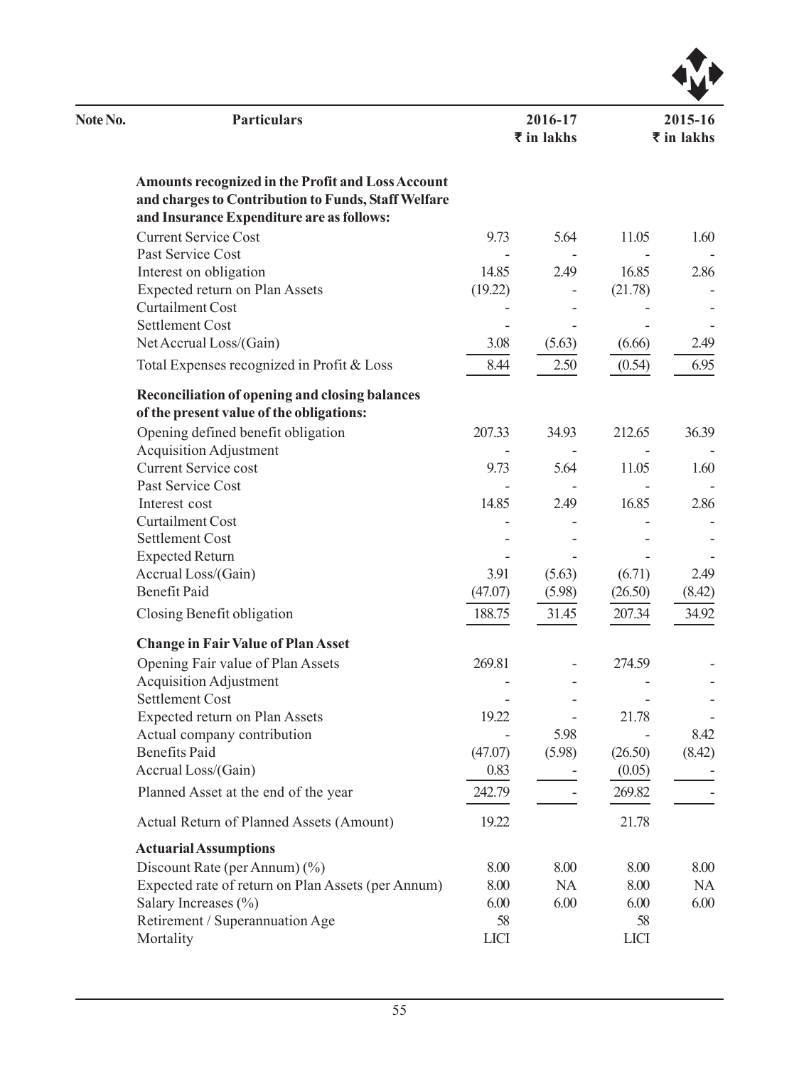| Note No. | Particulars | 2016-17 ₹ in lakhs | | 2015-16 ₹ in lakhs | |
|---|---|---|---|---|---|
| | **Amounts recognized in the Profit and Loss Account and charges to Contribution to Funds, Staff Welfare and Insurance Expenditure are as follows:** | | | | |
| | Current Service Cost | 9.73 | 5.64 | 11.05 | 1.60 |
| | Past Service Cost | - | - | - | - |
| | Interest on obligation | 14.85 | 2.49 | 16.85 | 2.86 |
| | Expected return on Plan Assets | (19.22) | - | (21.78) | - |
| | Curtailment Cost | - | - | - | - |
| | Settlement Cost | - | - | - | - |
| | Net Accrual Loss/(Gain) | 3.08 | (5.63) | (6.66) | 2.49 |
| | Total Expenses recognized in Profit & Loss | 8.44 | 2.50 | (0.54) | 6.95 |
| | **Reconciliation of opening and closing balances of the present value of the obligations:** | | | | |
| | Opening defined benefit obligation | 207.33 | 34.93 | 212.65 | 36.39 |
| | Acquisition Adjustment | - | - | - | - |
| | Current Service cost | 9.73 | 5.64 | 11.05 | 1.60 |
| | Past Service Cost | - | - | - | - |
| | Interest cost | 14.85 | 2.49 | 16.85 | 2.86 |
| | Curtailment Cost | - | - | - | - |
| | Settlement Cost | - | - | - | - |
| | Expected Return | - | - | - | - |
| | Accrual Loss/(Gain) | 3.91 | (5.63) | (6.71) | 2.49 |
| | Benefit Paid | (47.07) | (5.98) | (26.50) | (8.42) |
| | Closing Benefit obligation | 188.75 | 31.45 | 207.34 | 34.92 |
| | **Change in Fair Value of Plan Asset** | | | | |
| | Opening Fair value of Plan Assets | 269.81 | - | 274.59 | - |
| | Acquisition Adjustment | - | - | - | - |
| | Settlement Cost | - | - | - | - |
| | Expected return on Plan Assets | 19.22 | - | 21.78 | - |
| | Actual company contribution | - | 5.98 | - | 8.42 |
| | Benefits Paid | (47.07) | (5.98) | (26.50) | (8.42) |
| | Accrual Loss/(Gain) | 0.83 | - | (0.05) | - |
| | Planned Asset at the end of the year | 242.79 | - | 269.82 | - |
| | Actual Return of Planned Assets (Amount) | 19.22 | | 21.78 | |
| | **Actuarial Assumptions** | | | | |
| | Discount Rate (per Annum) (%) | 8.00 | 8.00 | 8.00 | 8.00 |
| | Expected rate of return on Plan Assets (per Annum) | 8.00 | NA | 8.00 | NA |
| | Salary Increases (%) | 6.00 | 6.00 | 6.00 | 6.00 |
| | Retirement / Superannuation Age | 58 | | 58 | |
| | Mortality | LICI | | LICI | |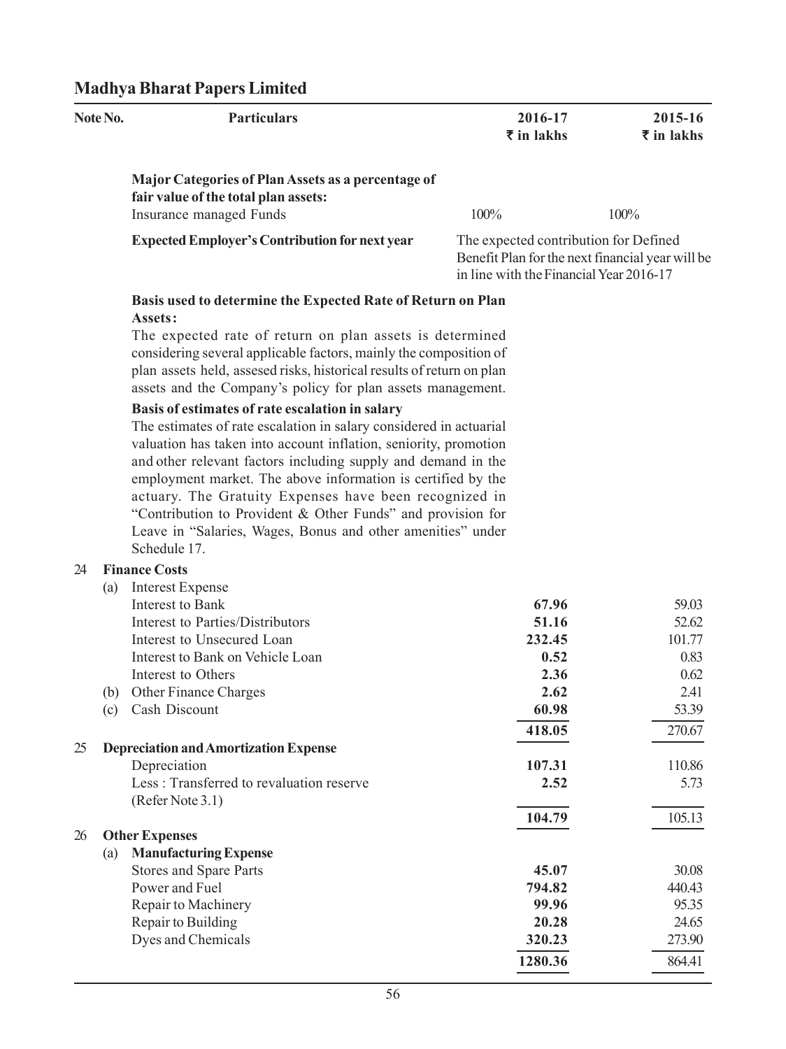| Note No. | Particulars | 2016-17 ₹ in lakhs | 2015-16 ₹ in lakhs |
|---|---|---|---|
| | **Major Categories of Plan Assets as a percentage of fair value of the total plan assets:** | | |
| | Insurance managed Funds | 100% | 100% |
| | **Expected Employer's Contribution for next year** | The expected contribution for Defined Benefit Plan for the next financial year will be in line with the Financial Year 2016-17 | |

**Basis used to determine the Expected Rate of Return on Plan Assets:**

The expected rate of return on plan assets is determined considering several applicable factors, mainly the composition of plan assets held, assesed risks, historical results of return on plan assets and the Company's policy for plan assets management.

**Basis of estimates of rate escalation in salary**

The estimates of rate escalation in salary considered in actuarial valuation has taken into account inflation, seniority, promotion and other relevant factors including supply and demand in the employment market. The above information is certified by the actuary. The Gratuity Expenses have been recognized in "Contribution to Provident & Other Funds" and provision for Leave in "Salaries, Wages, Bonus and other amenities" under Schedule 17.

| Note No. | Particulars | 2016-17 ₹ in lakhs | 2015-16 ₹ in lakhs |
|---|---|---|---|
| 24 | **Finance Costs** | | |
| (a) | Interest Expense | | |
| | Interest to Bank | **67.96** | 59.03 |
| | Interest to Parties/Distributors | **51.16** | 52.62 |
| | Interest to Unsecured Loan | **232.45** | 101.77 |
| | Interest to Bank on Vehicle Loan | **0.52** | 0.83 |
| | Interest to Others | **2.36** | 0.62 |
| (b) | Other Finance Charges | **2.62** | 2.41 |
| (c) | Cash Discount | **60.98** | 53.39 |
| | | **418.05** | 270.67 |
| 25 | **Depreciation and Amortization Expense** | | |
| | Depreciation | **107.31** | 110.86 |
| | Less : Transferred to revaluation reserve (Refer Note 3.1) | **2.52** | 5.73 |
| | | **104.79** | 105.13 |
| 26 | **Other Expenses** | | |
| (a) | **Manufacturing Expense** | | |
| | Stores and Spare Parts | **45.07** | 30.08 |
| | Power and Fuel | **794.82** | 440.43 |
| | Repair to Machinery | **99.96** | 95.35 |
| | Repair to Building | **20.28** | 24.65 |
| | Dyes and Chemicals | **320.23** | 273.90 |
| | | **1280.36** | 864.41 |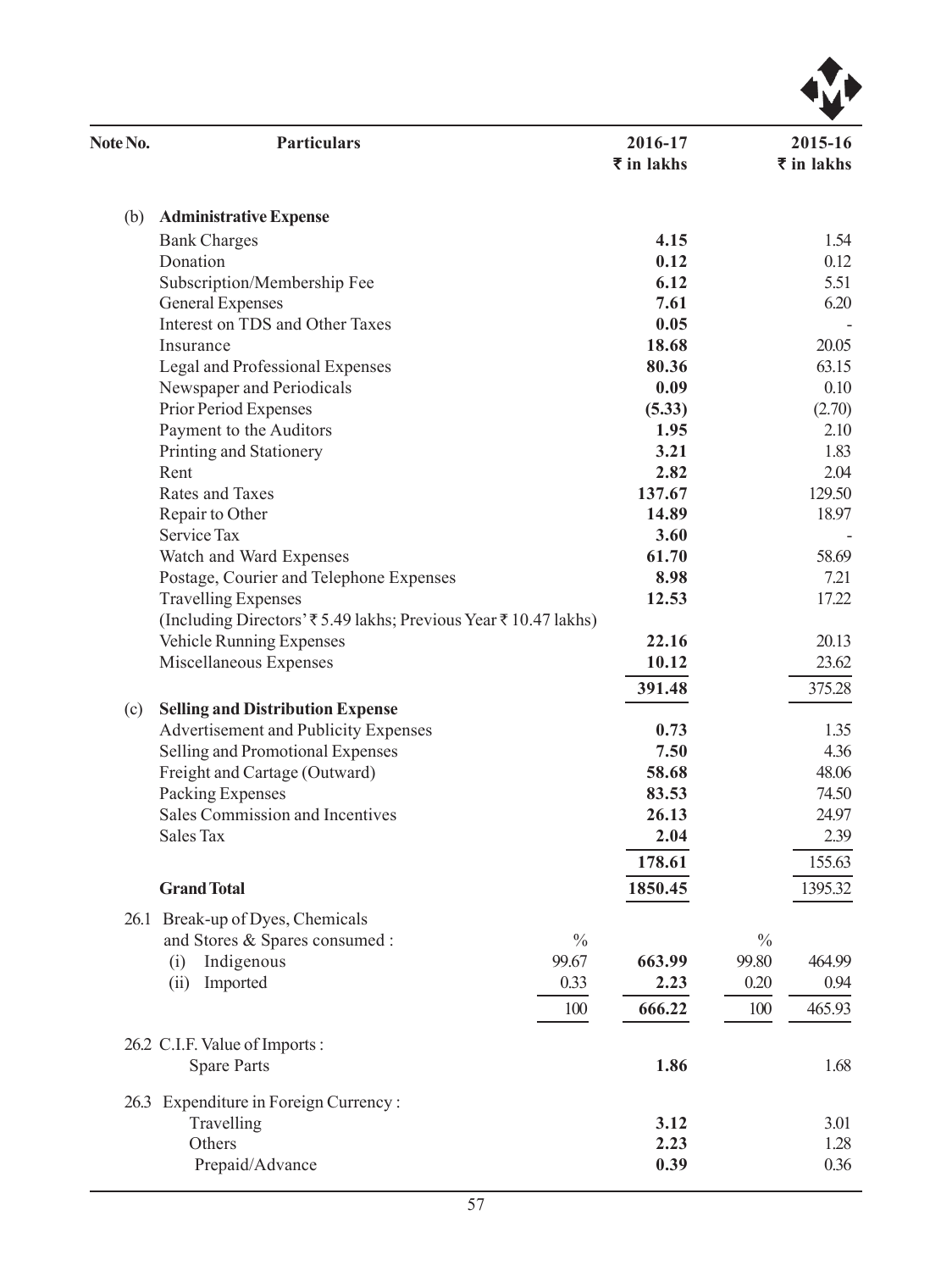| Note No. | Particulars | | 2016-17 ₹ in lakhs | | 2015-16 ₹ in lakhs |
|---|---|---|---|---|---|
| (b) | **Administrative Expense** | | | | |
| | Bank Charges | | **4.15** | | 1.54 |
| | Donation | | **0.12** | | 0.12 |
| | Subscription/Membership Fee | | **6.12** | | 5.51 |
| | General Expenses | | **7.61** | | 6.20 |
| | Interest on TDS and Other Taxes | | **0.05** | | - |
| | Insurance | | **18.68** | | 20.05 |
| | Legal and Professional Expenses | | **80.36** | | 63.15 |
| | Newspaper and Periodicals | | **0.09** | | 0.10 |
| | Prior Period Expenses | | **(5.33)** | | (2.70) |
| | Payment to the Auditors | | **1.95** | | 2.10 |
| | Printing and Stationery | | **3.21** | | 1.83 |
| | Rent | | **2.82** | | 2.04 |
| | Rates and Taxes | | **137.67** | | 129.50 |
| | Repair to Other | | **14.89** | | 18.97 |
| | Service Tax | | **3.60** | | - |
| | Watch and Ward Expenses | | **61.70** | | 58.69 |
| | Postage, Courier and Telephone Expenses | | **8.98** | | 7.21 |
| | Travelling Expenses (Including Directors' ₹ 5.49 lakhs; Previous Year ₹ 10.47 lakhs) | | **12.53** | | 17.22 |
| | Vehicle Running Expenses | | **22.16** | | 20.13 |
| | Miscellaneous Expenses | | **10.12** | | 23.62 |
| | | | **391.48** | | 375.28 |
| (c) | **Selling and Distribution Expense** | | | | |
| | Advertisement and Publicity Expenses | | **0.73** | | 1.35 |
| | Selling and Promotional Expenses | | **7.50** | | 4.36 |
| | Freight and Cartage (Outward) | | **58.68** | | 48.06 |
| | Packing Expenses | | **83.53** | | 74.50 |
| | Sales Commission and Incentives | | **26.13** | | 24.97 |
| | Sales Tax | | **2.04** | | 2.39 |
| | | | **178.61** | | 155.63 |
| | **Grand Total** | | **1850.45** | | 1395.32 |
| 26.1 | Break-up of Dyes, Chemicals and Stores & Spares consumed : | % | | % | |
| | (i) Indigenous | 99.67 | **663.99** | 99.80 | 464.99 |
| | (ii) Imported | 0.33 | **2.23** | 0.20 | 0.94 |
| | | 100 | **666.22** | 100 | 465.93 |
| 26.2 | C.I.F. Value of Imports : | | | | |
| | Spare Parts | | **1.86** | | 1.68 |
| 26.3 | Expenditure in Foreign Currency : | | | | |
| | Travelling | | **3.12** | | 3.01 |
| | Others | | **2.23** | | 1.28 |
| | Prepaid/Advance | | **0.39** | | 0.36 |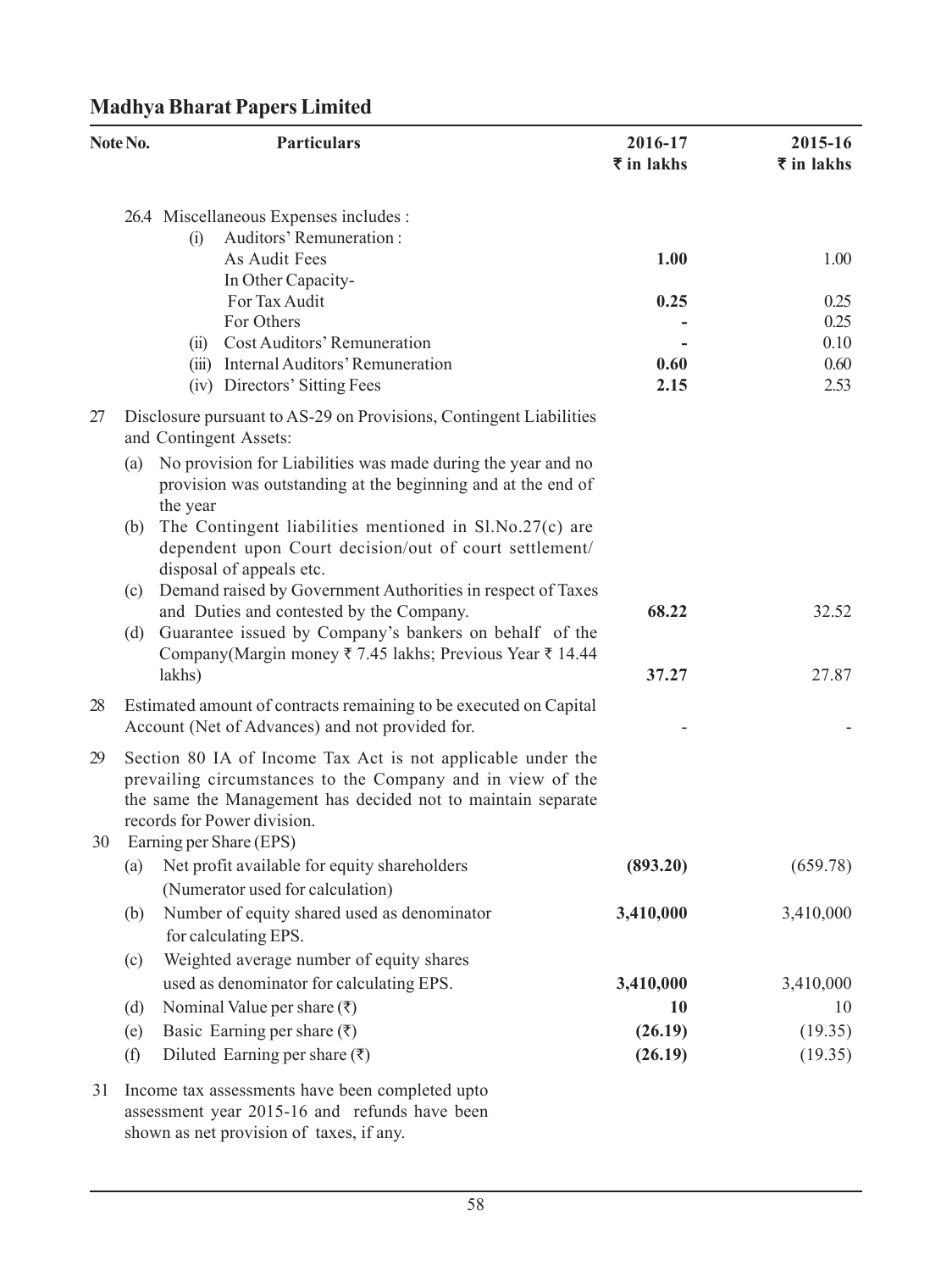## Madhya Bharat Papers Limited

| Note No. | Particulars | 2016-17 ₹ in lakhs | 2015-16 ₹ in lakhs |
|---|---|---|---|
| | 26.4 Miscellaneous Expenses includes : | | |
| | (i) Auditors' Remuneration : | | |
| | As Audit Fees | **1.00** | 1.00 |
| | In Other Capacity- | | |
| | For Tax Audit | **0.25** | 0.25 |
| | For Others | **-** | 0.25 |
| | (ii) Cost Auditors' Remuneration | **-** | 0.10 |
| | (iii) Internal Auditors' Remuneration | **0.60** | 0.60 |
| | (iv) Directors' Sitting Fees | **2.15** | 2.53 |
| 27 | Disclosure pursuant to AS-29 on Provisions, Contingent Liabilities and Contingent Assets: | | |
| | (a) No provision for Liabilities was made during the year and no provision was outstanding at the beginning and at the end of the year | | |
| | (b) The Contingent liabilities mentioned in Sl.No.27(c) are dependent upon Court decision/out of court settlement/ disposal of appeals etc. | | |
| | (c) Demand raised by Government Authorities in respect of Taxes and Duties and contested by the Company. | **68.22** | 32.52 |
| | (d) Guarantee issued by Company's bankers on behalf of the Company(Margin money ₹ 7.45 lakhs; Previous Year ₹ 14.44 lakhs) | **37.27** | 27.87 |
| 28 | Estimated amount of contracts remaining to be executed on Capital Account (Net of Advances) and not provided for. | - | - |
| 29 | Section 80 IA of Income Tax Act is not applicable under the prevailing circumstances to the Company and in view of the same the Management has decided not to maintain separate records for Power division. | | |
| 30 | Earning per Share (EPS) | | |
| | (a) Net profit available for equity shareholders (Numerator used for calculation) | **(893.20)** | (659.78) |
| | (b) Number of equity shared used as denominator for calculating EPS. | **3,410,000** | 3,410,000 |
| | (c) Weighted average number of equity shares used as denominator for calculating EPS. | **3,410,000** | 3,410,000 |
| | (d) Nominal Value per share (₹) | **10** | 10 |
| | (e) Basic Earning per share (₹) | **(26.19)** | (19.35) |
| | (f) Diluted Earning per share (₹) | **(26.19)** | (19.35) |
| 31 | Income tax assessments have been completed upto assessment year 2015-16 and refunds have been shown as net provision of taxes, if any. | | |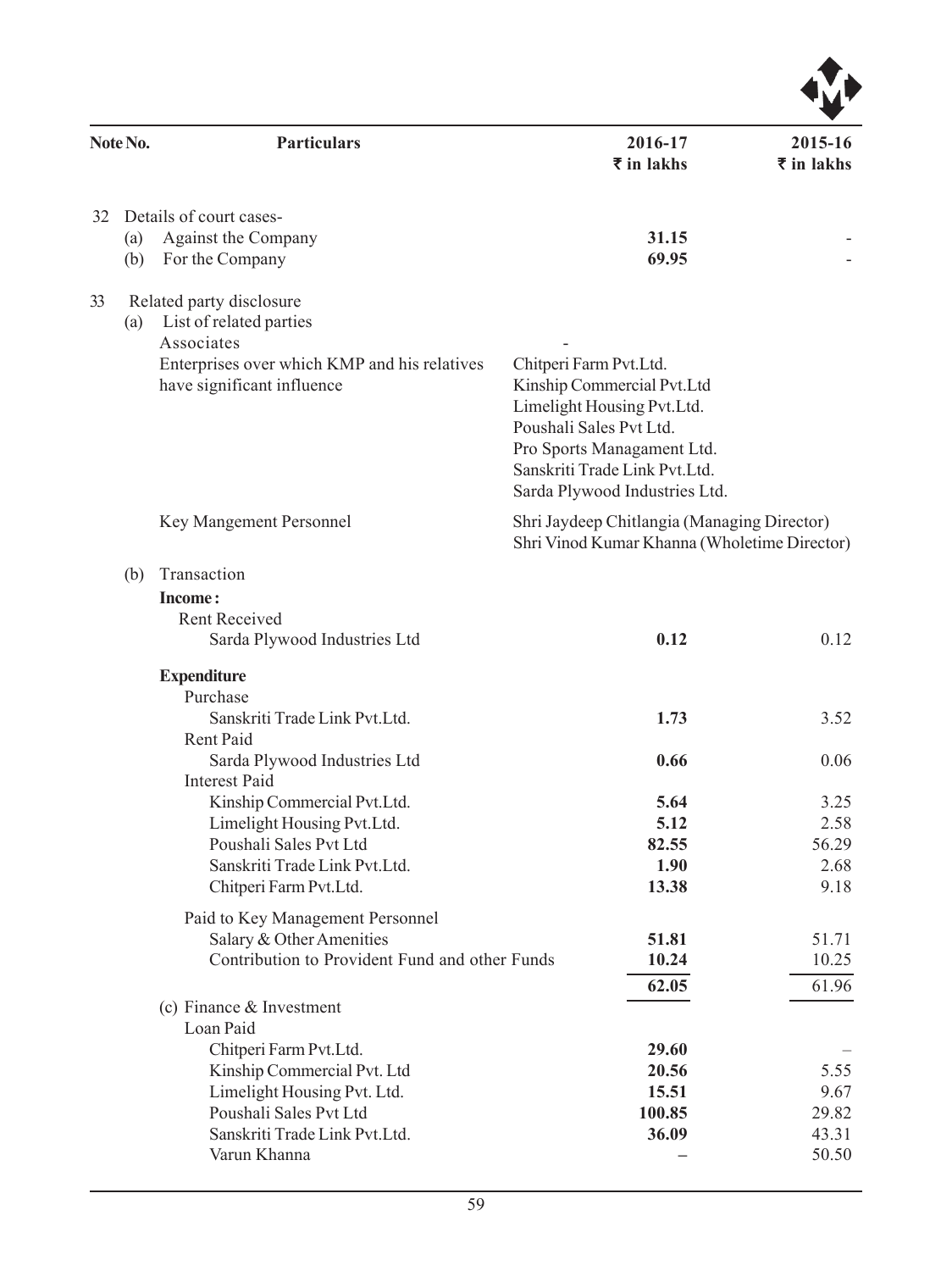| Note No. | Particulars | 2016-17 ₹ in lakhs | 2015-16 ₹ in lakhs |
|---|---|---|---|
| 32 | Details of court cases- | | |
| | (a) Against the Company | **31.15** | - |
| | (b) For the Company | **69.95** | - |
| 33 | Related party disclosure | | |
| | (a) List of related parties | | |
| | Associates | - | |
| | Enterprises over which KMP and his relatives have significant influence | Chitperi Farm Pvt.Ltd.<br>Kinship Commercial Pvt.Ltd<br>Limelight Housing Pvt.Ltd.<br>Poushali Sales Pvt Ltd.<br>Pro Sports Managament Ltd.<br>Sanskriti Trade Link Pvt.Ltd.<br>Sarda Plywood Industries Ltd. | |
| | Key Mangement Personnel | Shri Jaydeep Chitlangia (Managing Director)<br>Shri Vinod Kumar Khanna (Wholetime Director) | |
| | (b) Transaction | | |
| | **Income :** | | |
| | Rent Received | | |
| | Sarda Plywood Industries Ltd | **0.12** | 0.12 |
| | **Expenditure** | | |
| | Purchase | | |
| | Sanskriti Trade Link Pvt.Ltd. | **1.73** | 3.52 |
| | Rent Paid | | |
| | Sarda Plywood Industries Ltd | **0.66** | 0.06 |
| | Interest Paid | | |
| | Kinship Commercial Pvt.Ltd. | **5.64** | 3.25 |
| | Limelight Housing Pvt.Ltd. | **5.12** | 2.58 |
| | Poushali Sales Pvt Ltd | **82.55** | 56.29 |
| | Sanskriti Trade Link Pvt.Ltd. | **1.90** | 2.68 |
| | Chitperi Farm Pvt.Ltd. | **13.38** | 9.18 |
| | Paid to Key Management Personnel | | |
| | Salary & Other Amenities | **51.81** | 51.71 |
| | Contribution to Provident Fund and other Funds | **10.24** | 10.25 |
| | | **62.05** | 61.96 |
| | (c) Finance & Investment | | |
| | Loan Paid | | |
| | Chitperi Farm Pvt.Ltd. | **29.60** | – |
| | Kinship Commercial Pvt. Ltd | **20.56** | 5.55 |
| | Limelight Housing Pvt. Ltd. | **15.51** | 9.67 |
| | Poushali Sales Pvt Ltd | **100.85** | 29.82 |
| | Sanskriti Trade Link Pvt.Ltd. | **36.09** | 43.31 |
| | Varun Khanna | **–** | 50.50 |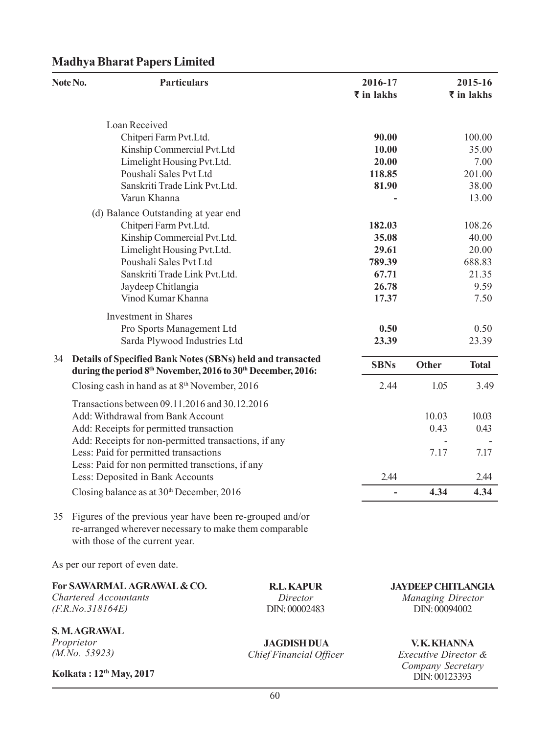## Madhya Bharat Papers Limited

| Note No. | Particulars | 2016-17 ₹ in lakhs | 2015-16 ₹ in lakhs |
|---|---|---|---|
| | Loan Received | | |
| | Chitperi Farm Pvt.Ltd. | **90.00** | 100.00 |
| | Kinship Commercial Pvt.Ltd | **10.00** | 35.00 |
| | Limelight Housing Pvt.Ltd. | **20.00** | 7.00 |
| | Poushali Sales Pvt Ltd | **118.85** | 201.00 |
| | Sanskriti Trade Link Pvt.Ltd. | **81.90** | 38.00 |
| | Varun Khanna | **-** | 13.00 |
| | (d) Balance Outstanding at year end | | |
| | Chitperi Farm Pvt.Ltd. | **182.03** | 108.26 |
| | Kinship Commercial Pvt.Ltd. | **35.08** | 40.00 |
| | Limelight Housing Pvt.Ltd. | **29.61** | 20.00 |
| | Poushali Sales Pvt Ltd | **789.39** | 688.83 |
| | Sanskriti Trade Link Pvt.Ltd. | **67.71** | 21.35 |
| | Jaydeep Chitlangia | **26.78** | 9.59 |
| | Vinod Kumar Khanna | **17.37** | 7.50 |
| | Investment in Shares | | |
| | Pro Sports Management Ltd | **0.50** | 0.50 |
| | Sarda Plywood Industries Ltd | **23.39** | 23.39 |

| Note No. | Particulars | SBNs | Other | Total |
|---|---|---|---|---|
| 34 | **Details of Specified Bank Notes (SBNs) held and transacted during the period 8th November, 2016 to 30th December, 2016:** | **SBNs** | **Other** | **Total** |
| | Closing cash in hand as at 8th November, 2016 | 2.44 | 1.05 | 3.49 |
| | Transactions between 09.11.2016 and 30.12.2016 | | | |
| | Add: Withdrawal from Bank Account | | 10.03 | 10.03 |
| | Add: Receipts for permitted transaction | | 0.43 | 0.43 |
| | Add: Receipts for non-permitted transactions, if any | | - | - |
| | Less: Paid for permitted transactions | | 7.17 | 7.17 |
| | Less: Paid for non permitted transctions, if any | | | |
| | Less: Deposited in Bank Accounts | 2.44 | | 2.44 |
| | Closing balance as at 30th December, 2016 | - | **4.34** | **4.34** |

35 Figures of the previous year have been re-grouped and/or re-arranged wherever necessary to make them comparable with those of the current year.

As per our report of even date.

**For SAWARMAL AGRAWAL & CO.**
*Chartered Accountants*
*(F.R.No.318164E)*

**S. M. AGRAWAL**
*Proprietor*
*(M.No. 53923)*

**Kolkata : 12th May, 2017**

**R.L. KAPUR**
*Director*
DIN: 00002483

**JAGDISH DUA**
*Chief Financial Officer*

**JAYDEEP CHITLANGIA**
*Managing Director*
DIN: 00094002

**V. K. KHANNA**
*Executive Director & Company Secretary*
DIN: 00123393